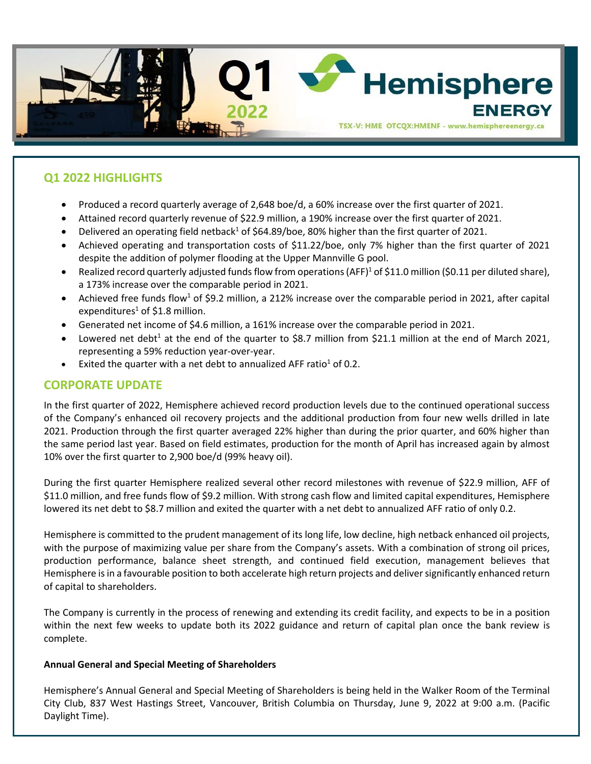# Q1 2022

# Hemisphere ENERGY

TSX-V: HME OTCQX:HMENF - www.hemisphereenergy.ca

## Q1 2022 HIGHLIGHTS

- Produced a record quarterly average of 2,648 boe/d, a 60% increase over the first quarter of 2021.
- Attained record quarterly revenue of $22.9 million, a 190% increase over the first quarter of 2021.
- Delivered an operating field netback[1] of $64.89/boe, 80% higher than the first quarter of 2021.
- Achieved operating and transportation costs of $11.22/boe, only 7% higher than the first quarter of 2021 despite the addition of polymer flooding at the Upper Mannville G pool.
- Realized record quarterly adjusted funds flow from operations (AFF)[1] of $11.0 million ($0.11 per diluted share), a 173% increase over the comparable period in 2021.
- Achieved free funds flow[1] of $9.2 million, a 212% increase over the comparable period in 2021, after capital expenditures[1] of $1.8 million.
- Generated net income of $4.6 million, a 161% increase over the comparable period in 2021.
- Lowered net debt[1] at the end of the quarter to $8.7 million from $21.1 million at the end of March 2021, representing a 59% reduction year-over-year.
- Exited the quarter with a net debt to annualized AFF ratio[1] of 0.2.

## CORPORATE UPDATE

In the first quarter of 2022, Hemisphere achieved record production levels due to the continued operational success of the Company's enhanced oil recovery projects and the additional production from four new wells drilled in late 2021. Production through the first quarter averaged 22% higher than during the prior quarter, and 60% higher than the same period last year. Based on field estimates, production for the month of April has increased again by almost 10% over the first quarter to 2,900 boe/d (99% heavy oil).

During the first quarter Hemisphere realized several other record milestones with revenue of $22.9 million, AFF of $11.0 million, and free funds flow of $9.2 million. With strong cash flow and limited capital expenditures, Hemisphere lowered its net debt to $8.7 million and exited the quarter with a net debt to annualized AFF ratio of only 0.2.

Hemisphere is committed to the prudent management of its long life, low decline, high netback enhanced oil projects, with the purpose of maximizing value per share from the Company's assets. With a combination of strong oil prices, production performance, balance sheet strength, and continued field execution, management believes that Hemisphere is in a favourable position to both accelerate high return projects and deliver significantly enhanced return of capital to shareholders.

The Company is currently in the process of renewing and extending its credit facility, and expects to be in a position within the next few weeks to update both its 2022 guidance and return of capital plan once the bank review is complete.

**Annual General and Special Meeting of Shareholders**

Hemisphere's Annual General and Special Meeting of Shareholders is being held in the Walker Room of the Terminal City Club, 837 West Hastings Street, Vancouver, British Columbia on Thursday, June 9, 2022 at 9:00 a.m. (Pacific Daylight Time).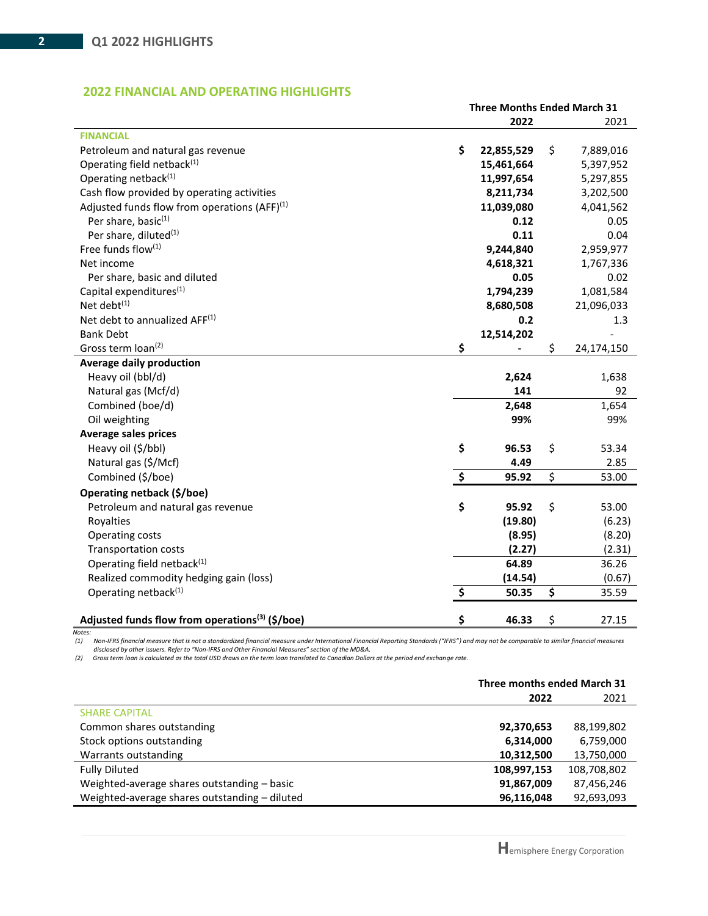## 2022 FINANCIAL AND OPERATING HIGHLIGHTS

| | Three Months Ended March 31 | |
|---|---|---|
| | **2022** | 2021 |
| **FINANCIAL** | | |
| Petroleum and natural gas revenue | **$ 22,855,529** | $ 7,889,016 |
| Operating field netback[(1)] | **15,461,664** | 5,397,952 |
| Operating netback[(1)] | **11,997,654** | 5,297,855 |
| Cash flow provided by operating activities | **8,211,734** | 3,202,500 |
| Adjusted funds flow from operations (AFF)[(1)] | **11,039,080** | 4,041,562 |
| Per share, basic[(1)] | **0.12** | 0.05 |
| Per share, diluted[(1)] | **0.11** | 0.04 |
| Free funds flow[(1)] | **9,244,840** | 2,959,977 |
| Net income | **4,618,321** | 1,767,336 |
| Per share, basic and diluted | **0.05** | 0.02 |
| Capital expenditures[(1)] | **1,794,239** | 1,081,584 |
| Net debt[(1)] | **8,680,508** | 21,096,033 |
| Net debt to annualized AFF[(1)] | **0.2** | 1.3 |
| Bank Debt | **12,514,202** | - |
| Gross term loan[(2)] | **$ -** | $ 24,174,150 |
| **Average daily production** | | |
| Heavy oil (bbl/d) | **2,624** | 1,638 |
| Natural gas (Mcf/d) | **141** | 92 |
| Combined (boe/d) | **2,648** | 1,654 |
| Oil weighting | **99%** | 99% |
| **Average sales prices** | | |
| Heavy oil ($/bbl) | **$ 96.53** | $ 53.34 |
| Natural gas ($/Mcf) | **4.49** | 2.85 |
| Combined ($/boe) | **$ 95.92** | $ 53.00 |
| **Operating netback ($/boe)** | | |
| Petroleum and natural gas revenue | **$ 95.92** | $ 53.00 |
| Royalties | **(19.80)** | (6.23) |
| Operating costs | **(8.95)** | (8.20) |
| Transportation costs | **(2.27)** | (2.31) |
| Operating field netback[(1)] | **64.89** | 36.26 |
| Realized commodity hedging gain (loss) | **(14.54)** | (0.67) |
| Operating netback[(1)] | **$ 50.35** | **$ 35.59** |
| **Adjusted funds flow from operations[(3)] ($/boe)** | **$ 46.33** | $ 27.15 |

*Notes:*
*(1) Non-IFRS financial measure that is not a standardized financial measure under International Financial Reporting Standards ("IFRS") and may not be comparable to similar financial measures disclosed by other issuers. Refer to "Non-IFRS and Other Financial Measures" section of the MD&A.*
*(2) Gross term loan is calculated as the total USD draws on the term loan translated to Canadian Dollars at the period end exchange rate.*

| | Three months ended March 31 | |
|---|---|---|
| | **2022** | 2021 |
| SHARE CAPITAL | | |
| Common shares outstanding | **92,370,653** | 88,199,802 |
| Stock options outstanding | **6,314,000** | 6,759,000 |
| Warrants outstanding | **10,312,500** | 13,750,000 |
| Fully Diluted | **108,997,153** | 108,708,802 |
| Weighted-average shares outstanding – basic | **91,867,009** | 87,456,246 |
| Weighted-average shares outstanding – diluted | **96,116,048** | 92,693,093 |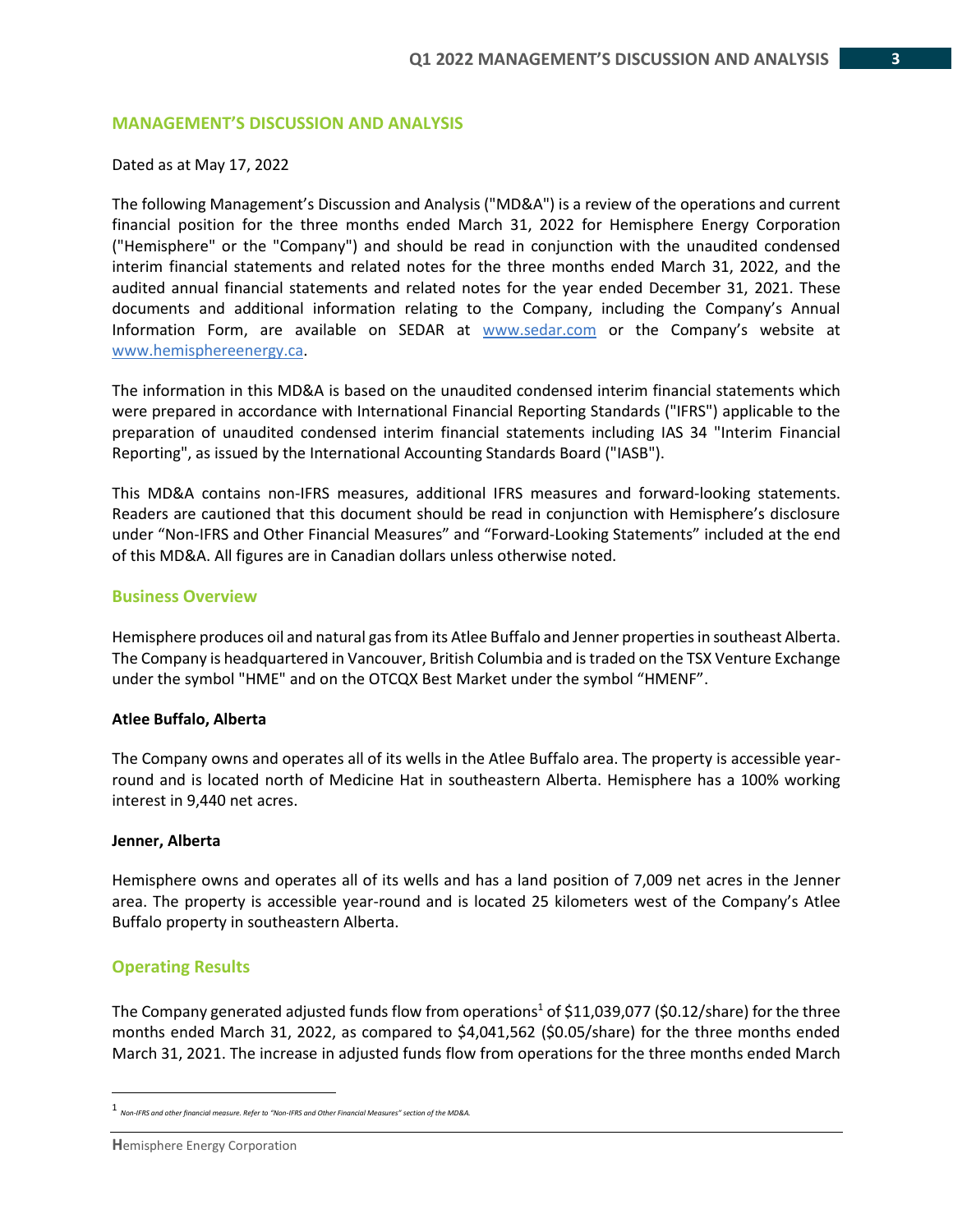## MANAGEMENT'S DISCUSSION AND ANALYSIS

Dated as at May 17, 2022

The following Management's Discussion and Analysis ("MD&A") is a review of the operations and current financial position for the three months ended March 31, 2022 for Hemisphere Energy Corporation ("Hemisphere" or the "Company") and should be read in conjunction with the unaudited condensed interim financial statements and related notes for the three months ended March 31, 2022, and the audited annual financial statements and related notes for the year ended December 31, 2021. These documents and additional information relating to the Company, including the Company's Annual Information Form, are available on SEDAR at www.sedar.com or the Company's website at www.hemisphereenergy.ca.

The information in this MD&A is based on the unaudited condensed interim financial statements which were prepared in accordance with International Financial Reporting Standards ("IFRS") applicable to the preparation of unaudited condensed interim financial statements including IAS 34 "Interim Financial Reporting", as issued by the International Accounting Standards Board ("IASB").

This MD&A contains non-IFRS measures, additional IFRS measures and forward-looking statements. Readers are cautioned that this document should be read in conjunction with Hemisphere's disclosure under "Non-IFRS and Other Financial Measures" and "Forward-Looking Statements" included at the end of this MD&A. All figures are in Canadian dollars unless otherwise noted.

### Business Overview

Hemisphere produces oil and natural gas from its Atlee Buffalo and Jenner properties in southeast Alberta. The Company is headquartered in Vancouver, British Columbia and is traded on the TSX Venture Exchange under the symbol "HME" and on the OTCQX Best Market under the symbol "HMENF".

**Atlee Buffalo, Alberta**

The Company owns and operates all of its wells in the Atlee Buffalo area. The property is accessible year-round and is located north of Medicine Hat in southeastern Alberta. Hemisphere has a 100% working interest in 9,440 net acres.

**Jenner, Alberta**

Hemisphere owns and operates all of its wells and has a land position of 7,009 net acres in the Jenner area. The property is accessible year-round and is located 25 kilometers west of the Company's Atlee Buffalo property in southeastern Alberta.

### Operating Results

The Company generated adjusted funds flow from operations[1] of $11,039,077 ($0.12/share) for the three months ended March 31, 2022, as compared to $4,041,562 ($0.05/share) for the three months ended March 31, 2021. The increase in adjusted funds flow from operations for the three months ended March

[1] *Non-IFRS and other financial measure. Refer to "Non-IFRS and Other Financial Measures" section of the MD&A.*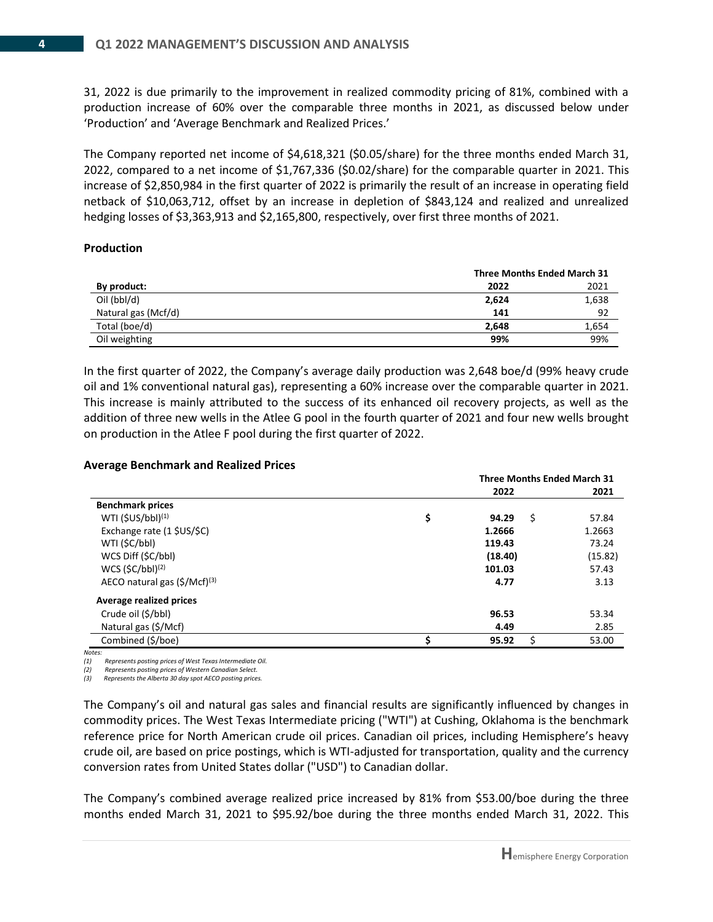31, 2022 is due primarily to the improvement in realized commodity pricing of 81%, combined with a production increase of 60% over the comparable three months in 2021, as discussed below under 'Production' and 'Average Benchmark and Realized Prices.'

The Company reported net income of $4,618,321 ($0.05/share) for the three months ended March 31, 2022, compared to a net income of $1,767,336 ($0.02/share) for the comparable quarter in 2021. This increase of $2,850,984 in the first quarter of 2022 is primarily the result of an increase in operating field netback of $10,063,712, offset by an increase in depletion of $843,124 and realized and unrealized hedging losses of $3,363,913 and $2,165,800, respectively, over first three months of 2021.

### Production

| | Three Months Ended March 31 | |
|---|---|---|
| **By product:** | **2022** | 2021 |
| Oil (bbl/d) | **2,624** | 1,638 |
| Natural gas (Mcf/d) | **141** | 92 |
| Total (boe/d) | **2,648** | 1,654 |
| Oil weighting | **99%** | 99% |

In the first quarter of 2022, the Company's average daily production was 2,648 boe/d (99% heavy crude oil and 1% conventional natural gas), representing a 60% increase over the comparable quarter in 2021. This increase is mainly attributed to the success of its enhanced oil recovery projects, as well as the addition of three new wells in the Atlee G pool in the fourth quarter of 2021 and four new wells brought on production in the Atlee F pool during the first quarter of 2022.

### Average Benchmark and Realized Prices

| | Three Months Ended March 31 | |
|---|---|---|
| | **2022** | 2021 |
| **Benchmark prices** | | |
| WTI ($US/bbl)(1) | **$ 94.29** | $ 57.84 |
| Exchange rate (1 $US/$C) | **1.2666** | 1.2663 |
| WTI ($C/bbl) | **119.43** | 73.24 |
| WCS Diff ($C/bbl) | **(18.40)** | (15.82) |
| WCS ($C/bbl)(2) | **101.03** | 57.43 |
| AECO natural gas ($/Mcf)(3) | **4.77** | 3.13 |
| **Average realized prices** | | |
| Crude oil ($/bbl) | **96.53** | 53.34 |
| Natural gas ($/Mcf) | **4.49** | 2.85 |
| Combined ($/boe) | **$ 95.92** | $ 53.00 |

*Notes:*
*(1) Represents posting prices of West Texas Intermediate Oil.*
*(2) Represents posting prices of Western Canadian Select.*
*(3) Represents the Alberta 30 day spot AECO posting prices.*

The Company's oil and natural gas sales and financial results are significantly influenced by changes in commodity prices. The West Texas Intermediate pricing ("WTI") at Cushing, Oklahoma is the benchmark reference price for North American crude oil prices. Canadian oil prices, including Hemisphere's heavy crude oil, are based on price postings, which is WTI-adjusted for transportation, quality and the currency conversion rates from United States dollar ("USD") to Canadian dollar.

The Company's combined average realized price increased by 81% from $53.00/boe during the three months ended March 31, 2021 to $95.92/boe during the three months ended March 31, 2022. This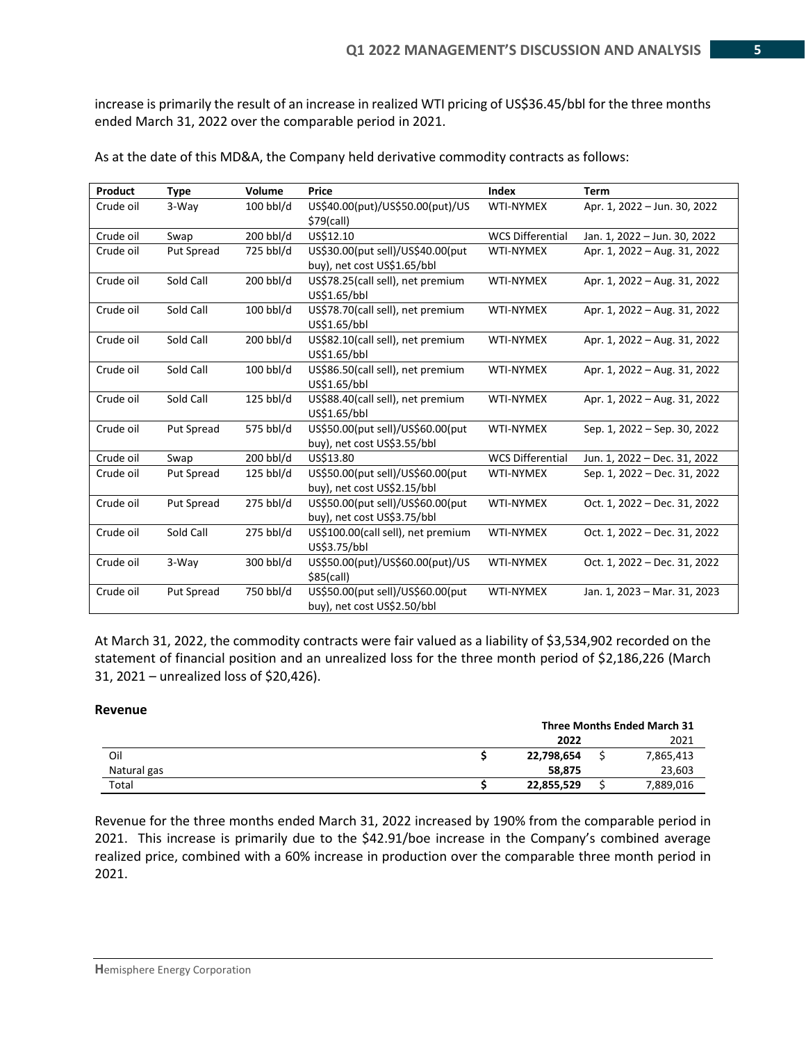increase is primarily the result of an increase in realized WTI pricing of US$36.45/bbl for the three months ended March 31, 2022 over the comparable period in 2021.

As at the date of this MD&A, the Company held derivative commodity contracts as follows:

| Product | Type | Volume | Price | Index | Term |
|---|---|---|---|---|---|
| Crude oil | 3-Way | 100 bbl/d | US$40.00(put)/US$50.00(put)/US $79(call) | WTI-NYMEX | Apr. 1, 2022 – Jun. 30, 2022 |
| Crude oil | Swap | 200 bbl/d | US$12.10 | WCS Differential | Jan. 1, 2022 – Jun. 30, 2022 |
| Crude oil | Put Spread | 725 bbl/d | US$30.00(put sell)/US$40.00(put buy), net cost US$1.65/bbl | WTI-NYMEX | Apr. 1, 2022 – Aug. 31, 2022 |
| Crude oil | Sold Call | 200 bbl/d | US$78.25(call sell), net premium US$1.65/bbl | WTI-NYMEX | Apr. 1, 2022 – Aug. 31, 2022 |
| Crude oil | Sold Call | 100 bbl/d | US$78.70(call sell), net premium US$1.65/bbl | WTI-NYMEX | Apr. 1, 2022 – Aug. 31, 2022 |
| Crude oil | Sold Call | 200 bbl/d | US$82.10(call sell), net premium US$1.65/bbl | WTI-NYMEX | Apr. 1, 2022 – Aug. 31, 2022 |
| Crude oil | Sold Call | 100 bbl/d | US$86.50(call sell), net premium US$1.65/bbl | WTI-NYMEX | Apr. 1, 2022 – Aug. 31, 2022 |
| Crude oil | Sold Call | 125 bbl/d | US$88.40(call sell), net premium US$1.65/bbl | WTI-NYMEX | Apr. 1, 2022 – Aug. 31, 2022 |
| Crude oil | Put Spread | 575 bbl/d | US$50.00(put sell)/US$60.00(put buy), net cost US$3.55/bbl | WTI-NYMEX | Sep. 1, 2022 – Sep. 30, 2022 |
| Crude oil | Swap | 200 bbl/d | US$13.80 | WCS Differential | Jun. 1, 2022 – Dec. 31, 2022 |
| Crude oil | Put Spread | 125 bbl/d | US$50.00(put sell)/US$60.00(put buy), net cost US$2.15/bbl | WTI-NYMEX | Sep. 1, 2022 – Dec. 31, 2022 |
| Crude oil | Put Spread | 275 bbl/d | US$50.00(put sell)/US$60.00(put buy), net cost US$3.75/bbl | WTI-NYMEX | Oct. 1, 2022 – Dec. 31, 2022 |
| Crude oil | Sold Call | 275 bbl/d | US$100.00(call sell), net premium US$3.75/bbl | WTI-NYMEX | Oct. 1, 2022 – Dec. 31, 2022 |
| Crude oil | 3-Way | 300 bbl/d | US$50.00(put)/US$60.00(put)/US $85(call) | WTI-NYMEX | Oct. 1, 2022 – Dec. 31, 2022 |
| Crude oil | Put Spread | 750 bbl/d | US$50.00(put sell)/US$60.00(put buy), net cost US$2.50/bbl | WTI-NYMEX | Jan. 1, 2023 – Mar. 31, 2023 |

At March 31, 2022, the commodity contracts were fair valued as a liability of $3,534,902 recorded on the statement of financial position and an unrealized loss for the three month period of $2,186,226 (March 31, 2021 – unrealized loss of $20,426).

### Revenue

| | Three Months Ended March 31 | |
|---|---|---|
| | **2022** | 2021 |
| Oil | **$ 22,798,654** | $ 7,865,413 |
| Natural gas | **58,875** | 23,603 |
| Total | **$ 22,855,529** | $ 7,889,016 |

Revenue for the three months ended March 31, 2022 increased by 190% from the comparable period in 2021. This increase is primarily due to the $42.91/boe increase in the Company's combined average realized price, combined with a 60% increase in production over the comparable three month period in 2021.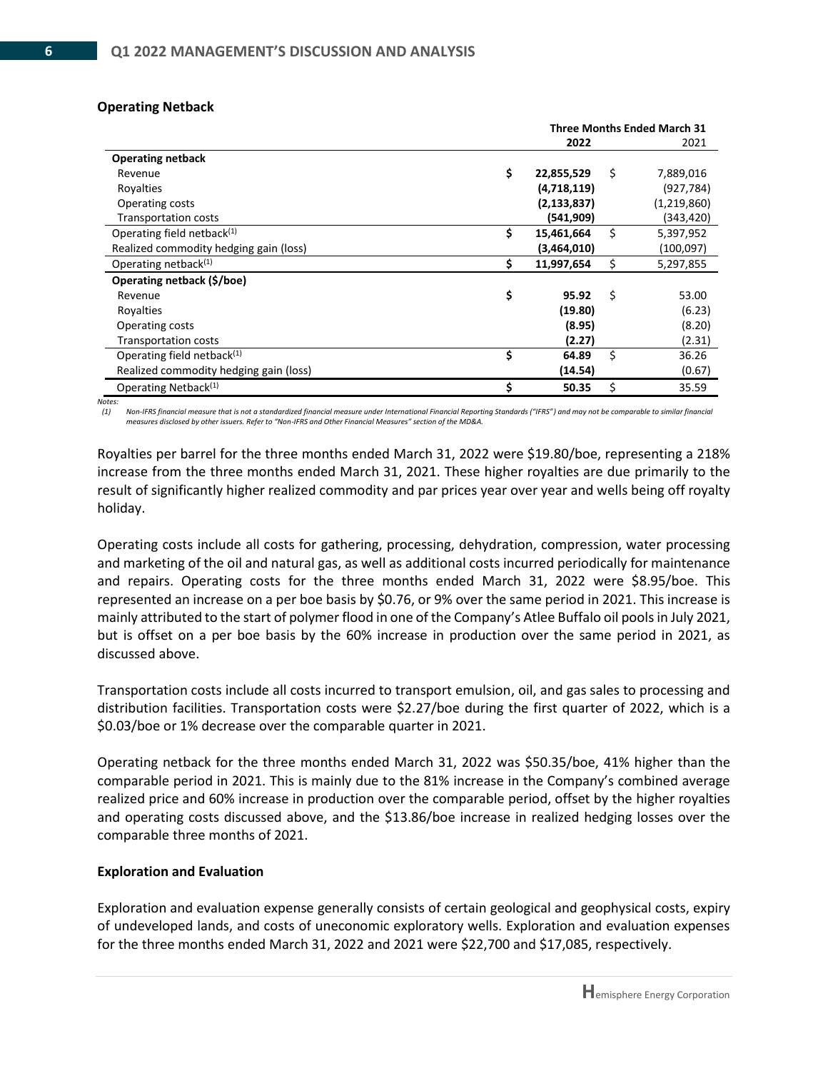### Operating Netback

| | Three Months Ended March 31 | |
|---|---|---|
| | **2022** | 2021 |
| **Operating netback** | | |
| Revenue | **$ 22,855,529** | $ 7,889,016 |
| Royalties | **(4,718,119)** | (927,784) |
| Operating costs | **(2,133,837)** | (1,219,860) |
| Transportation costs | **(541,909)** | (343,420) |
| Operating field netback[(1)] | **$ 15,461,664** | $ 5,397,952 |
| Realized commodity hedging gain (loss) | **(3,464,010)** | (100,097) |
| Operating netback[(1)] | **$ 11,997,654** | $ 5,297,855 |
| **Operating netback ($/boe)** | | |
| Revenue | **$ 95.92** | $ 53.00 |
| Royalties | **(19.80)** | (6.23) |
| Operating costs | **(8.95)** | (8.20) |
| Transportation costs | **(2.27)** | (2.31) |
| Operating field netback[(1)] | **$ 64.89** | $ 36.26 |
| Realized commodity hedging gain (loss) | **(14.54)** | (0.67) |
| Operating Netback[(1)] | **$ 50.35** | $ 35.59 |

*Notes:*
*(1) Non-IFRS financial measure that is not a standardized financial measure under International Financial Reporting Standards ("IFRS") and may not be comparable to similar financial measures disclosed by other issuers. Refer to "Non-IFRS and Other Financial Measures" section of the MD&A.*

Royalties per barrel for the three months ended March 31, 2022 were $19.80/boe, representing a 218% increase from the three months ended March 31, 2021. These higher royalties are due primarily to the result of significantly higher realized commodity and par prices year over year and wells being off royalty holiday.

Operating costs include all costs for gathering, processing, dehydration, compression, water processing and marketing of the oil and natural gas, as well as additional costs incurred periodically for maintenance and repairs. Operating costs for the three months ended March 31, 2022 were $8.95/boe. This represented an increase on a per boe basis by $0.76, or 9% over the same period in 2021. This increase is mainly attributed to the start of polymer flood in one of the Company's Atlee Buffalo oil pools in July 2021, but is offset on a per boe basis by the 60% increase in production over the same period in 2021, as discussed above.

Transportation costs include all costs incurred to transport emulsion, oil, and gas sales to processing and distribution facilities. Transportation costs were $2.27/boe during the first quarter of 2022, which is a $0.03/boe or 1% decrease over the comparable quarter in 2021.

Operating netback for the three months ended March 31, 2022 was $50.35/boe, 41% higher than the comparable period in 2021. This is mainly due to the 81% increase in the Company's combined average realized price and 60% increase in production over the comparable period, offset by the higher royalties and operating costs discussed above, and the $13.86/boe increase in realized hedging losses over the comparable three months of 2021.

### Exploration and Evaluation

Exploration and evaluation expense generally consists of certain geological and geophysical costs, expiry of undeveloped lands, and costs of uneconomic exploratory wells. Exploration and evaluation expenses for the three months ended March 31, 2022 and 2021 were $22,700 and $17,085, respectively.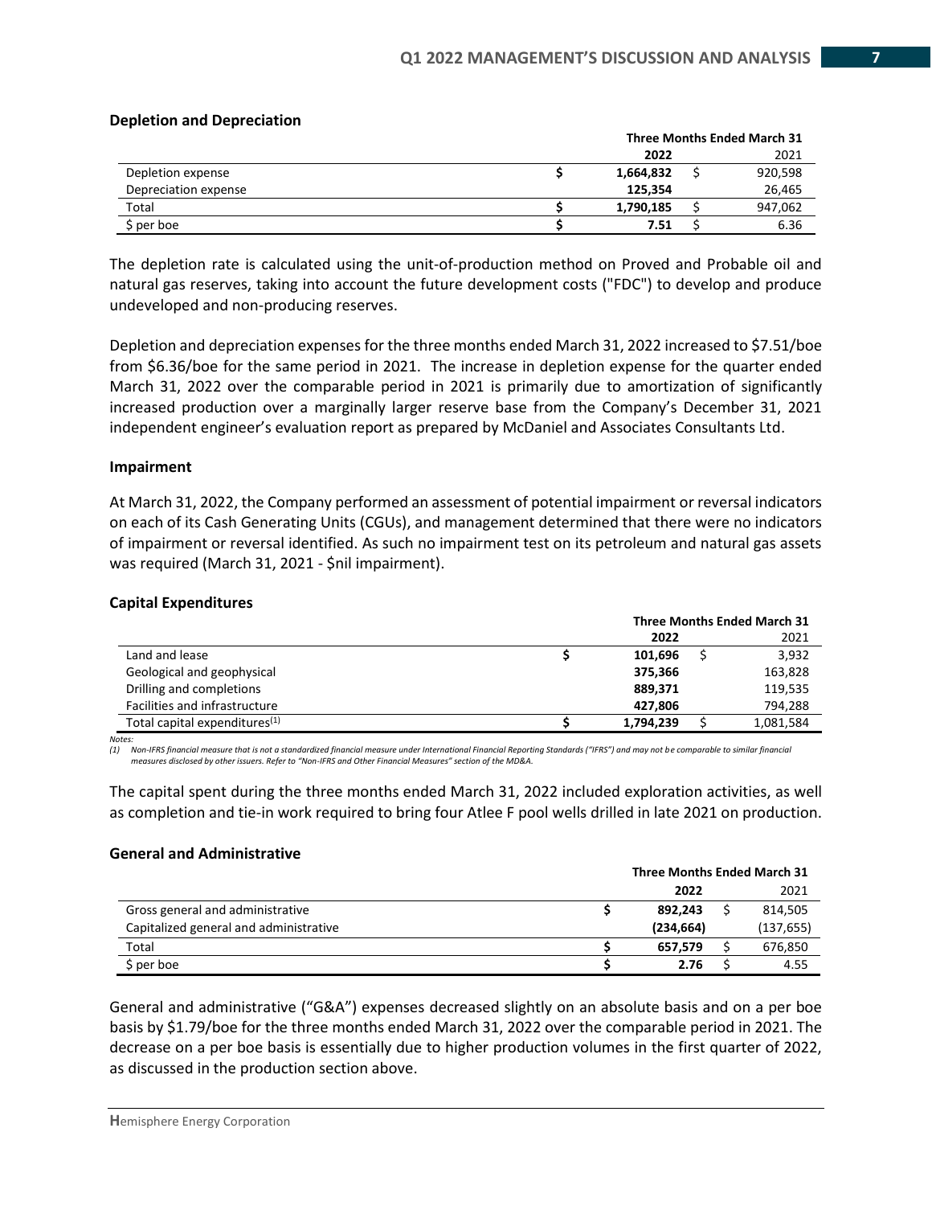### Depletion and Depreciation

| | Three Months Ended March 31 | |
|---|---|---|
| | **2022** | 2021 |
| Depletion expense | **$ 1,664,832** | $ 920,598 |
| Depreciation expense | **125,354** | 26,465 |
| Total | **$ 1,790,185** | $ 947,062 |
| $ per boe | **$ 7.51** | $ 6.36 |

The depletion rate is calculated using the unit-of-production method on Proved and Probable oil and natural gas reserves, taking into account the future development costs ("FDC") to develop and produce undeveloped and non-producing reserves.

Depletion and depreciation expenses for the three months ended March 31, 2022 increased to $7.51/boe from $6.36/boe for the same period in 2021. The increase in depletion expense for the quarter ended March 31, 2022 over the comparable period in 2021 is primarily due to amortization of significantly increased production over a marginally larger reserve base from the Company's December 31, 2021 independent engineer's evaluation report as prepared by McDaniel and Associates Consultants Ltd.

### Impairment

At March 31, 2022, the Company performed an assessment of potential impairment or reversal indicators on each of its Cash Generating Units (CGUs), and management determined that there were no indicators of impairment or reversal identified. As such no impairment test on its petroleum and natural gas assets was required (March 31, 2021 - $nil impairment).

### Capital Expenditures

| | Three Months Ended March 31 | |
|---|---|---|
| | **2022** | 2021 |
| Land and lease | **$ 101,696** | $ 3,932 |
| Geological and geophysical | **375,366** | 163,828 |
| Drilling and completions | **889,371** | 119,535 |
| Facilities and infrastructure | **427,806** | 794,288 |
| Total capital expenditures(1) | **$ 1,794,239** | $ 1,081,584 |

*Notes:*

*(1) Non-IFRS financial measure that is not a standardized financial measure under International Financial Reporting Standards ("IFRS") and may not be comparable to similar financial measures disclosed by other issuers. Refer to "Non-IFRS and Other Financial Measures" section of the MD&A.*

The capital spent during the three months ended March 31, 2022 included exploration activities, as well as completion and tie-in work required to bring four Atlee F pool wells drilled in late 2021 on production.

### General and Administrative

| | Three Months Ended March 31 | |
|---|---|---|
| | **2022** | 2021 |
| Gross general and administrative | **$ 892,243** | $ 814,505 |
| Capitalized general and administrative | **(234,664)** | (137,655) |
| Total | **$ 657,579** | $ 676,850 |
| $ per boe | **$ 2.76** | $ 4.55 |

General and administrative ("G&A") expenses decreased slightly on an absolute basis and on a per boe basis by $1.79/boe for the three months ended March 31, 2022 over the comparable period in 2021. The decrease on a per boe basis is essentially due to higher production volumes in the first quarter of 2022, as discussed in the production section above.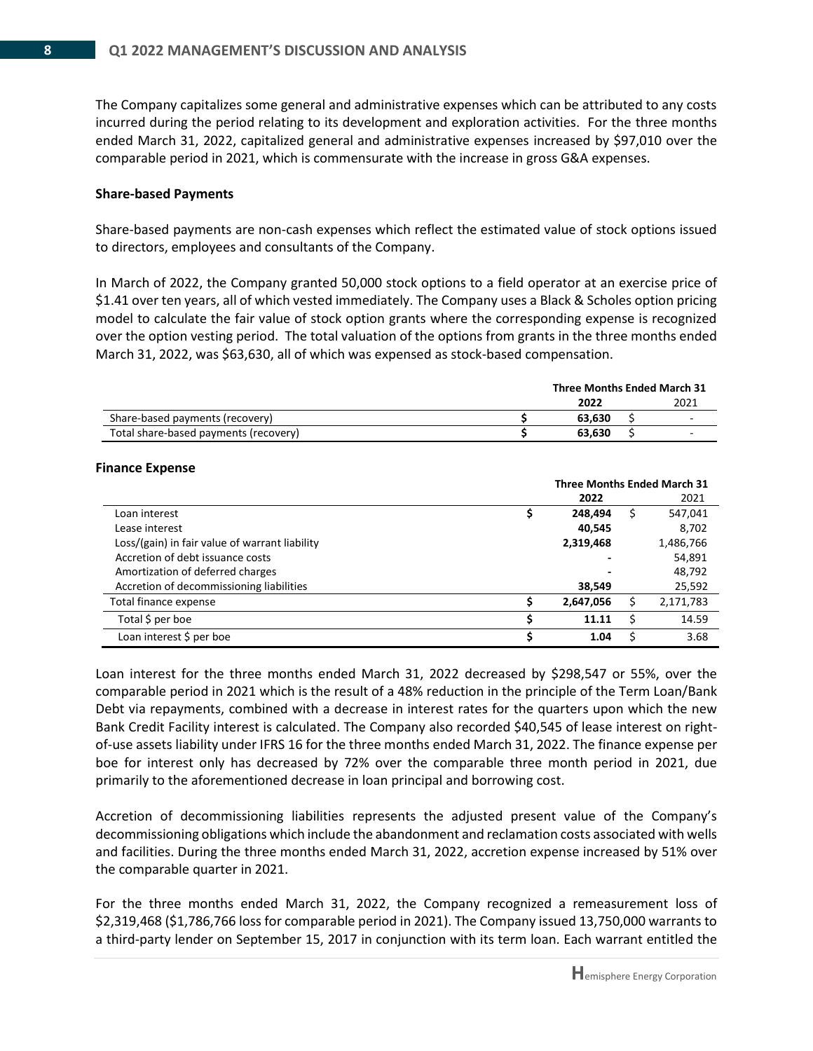The Company capitalizes some general and administrative expenses which can be attributed to any costs incurred during the period relating to its development and exploration activities. For the three months ended March 31, 2022, capitalized general and administrative expenses increased by $97,010 over the comparable period in 2021, which is commensurate with the increase in gross G&A expenses.

**Share-based Payments**

Share-based payments are non-cash expenses which reflect the estimated value of stock options issued to directors, employees and consultants of the Company.

In March of 2022, the Company granted 50,000 stock options to a field operator at an exercise price of $1.41 over ten years, all of which vested immediately. The Company uses a Black & Scholes option pricing model to calculate the fair value of stock option grants where the corresponding expense is recognized over the option vesting period. The total valuation of the options from grants in the three months ended March 31, 2022, was $63,630, all of which was expensed as stock-based compensation.

| | Three Months Ended March 31 | |
|---|---|---|
| | **2022** | 2021 |
| Share-based payments (recovery) | $ **63,630** | $ - |
| Total share-based payments (recovery) | $ **63,630** | $ - |

**Finance Expense**

| | Three Months Ended March 31 | |
|---|---|---|
| | **2022** | 2021 |
| Loan interest | $ **248,494** | $ 547,041 |
| Lease interest | **40,545** | 8,702 |
| Loss/(gain) in fair value of warrant liability | **2,319,468** | 1,486,766 |
| Accretion of debt issuance costs | **-** | 54,891 |
| Amortization of deferred charges | **-** | 48,792 |
| Accretion of decommissioning liabilities | **38,549** | 25,592 |
| Total finance expense | $ **2,647,056** | $ 2,171,783 |
| Total $ per boe | $ **11.11** | $ 14.59 |
| Loan interest $ per boe | $ **1.04** | $ 3.68 |

Loan interest for the three months ended March 31, 2022 decreased by $298,547 or 55%, over the comparable period in 2021 which is the result of a 48% reduction in the principle of the Term Loan/Bank Debt via repayments, combined with a decrease in interest rates for the quarters upon which the new Bank Credit Facility interest is calculated. The Company also recorded $40,545 of lease interest on right-of-use assets liability under IFRS 16 for the three months ended March 31, 2022. The finance expense per boe for interest only has decreased by 72% over the comparable three month period in 2021, due primarily to the aforementioned decrease in loan principal and borrowing cost.

Accretion of decommissioning liabilities represents the adjusted present value of the Company's decommissioning obligations which include the abandonment and reclamation costs associated with wells and facilities. During the three months ended March 31, 2022, accretion expense increased by 51% over the comparable quarter in 2021.

For the three months ended March 31, 2022, the Company recognized a remeasurement loss of $2,319,468 ($1,786,766 loss for comparable period in 2021). The Company issued 13,750,000 warrants to a third-party lender on September 15, 2017 in conjunction with its term loan. Each warrant entitled the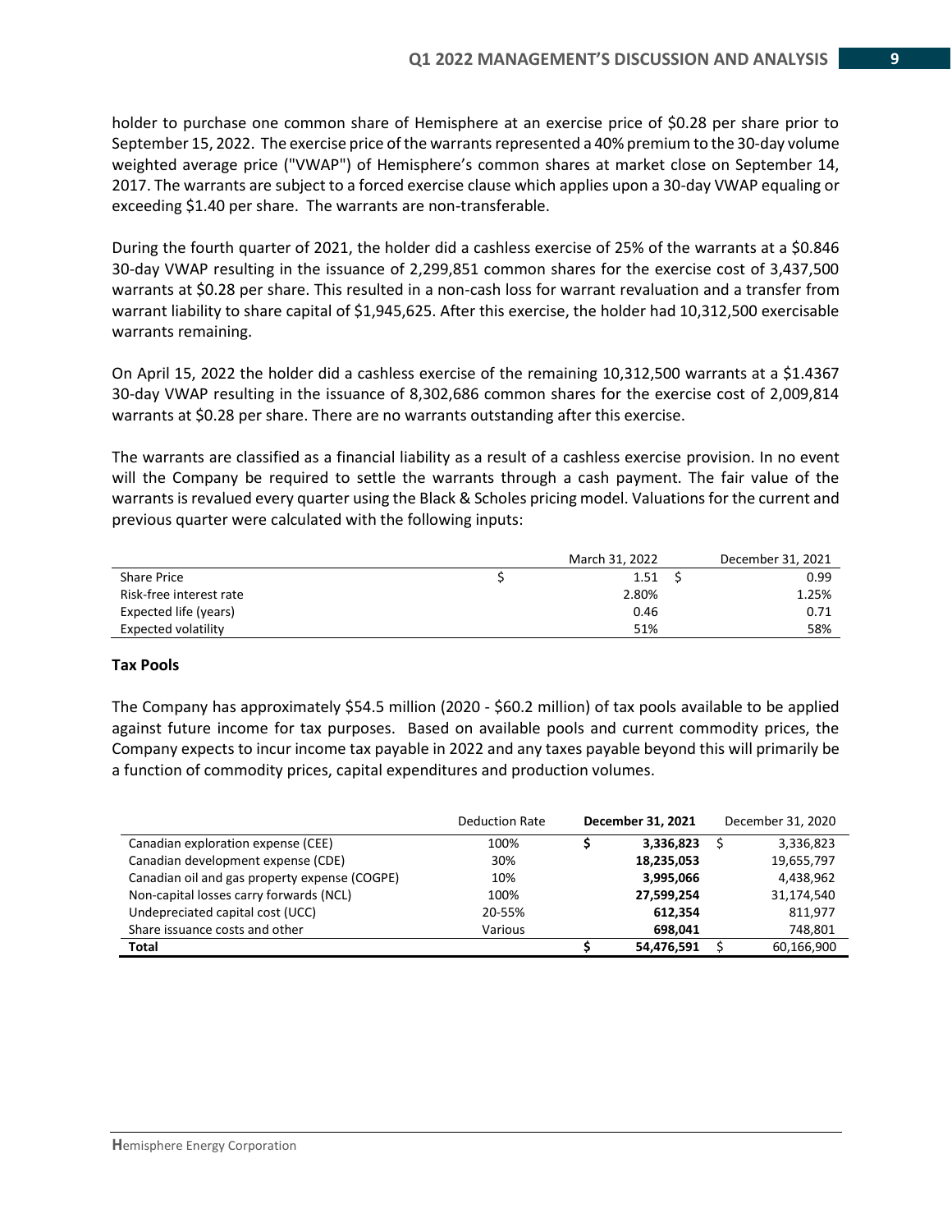holder to purchase one common share of Hemisphere at an exercise price of $0.28 per share prior to September 15, 2022. The exercise price of the warrants represented a 40% premium to the 30-day volume weighted average price ("VWAP") of Hemisphere's common shares at market close on September 14, 2017. The warrants are subject to a forced exercise clause which applies upon a 30-day VWAP equaling or exceeding $1.40 per share. The warrants are non-transferable.

During the fourth quarter of 2021, the holder did a cashless exercise of 25% of the warrants at a $0.846 30-day VWAP resulting in the issuance of 2,299,851 common shares for the exercise cost of 3,437,500 warrants at $0.28 per share. This resulted in a non-cash loss for warrant revaluation and a transfer from warrant liability to share capital of $1,945,625. After this exercise, the holder had 10,312,500 exercisable warrants remaining.

On April 15, 2022 the holder did a cashless exercise of the remaining 10,312,500 warrants at a $1.4367 30-day VWAP resulting in the issuance of 8,302,686 common shares for the exercise cost of 2,009,814 warrants at $0.28 per share. There are no warrants outstanding after this exercise.

The warrants are classified as a financial liability as a result of a cashless exercise provision. In no event will the Company be required to settle the warrants through a cash payment. The fair value of the warrants is revalued every quarter using the Black & Scholes pricing model. Valuations for the current and previous quarter were calculated with the following inputs:

| | March 31, 2022 | December 31, 2021 |
|---|---|---|
| Share Price | $ 1.51 | $ 0.99 |
| Risk-free interest rate | 2.80% | 1.25% |
| Expected life (years) | 0.46 | 0.71 |
| Expected volatility | 51% | 58% |

**Tax Pools**

The Company has approximately $54.5 million (2020 - $60.2 million) of tax pools available to be applied against future income for tax purposes. Based on available pools and current commodity prices, the Company expects to incur income tax payable in 2022 and any taxes payable beyond this will primarily be a function of commodity prices, capital expenditures and production volumes.

| | Deduction Rate | **December 31, 2021** | December 31, 2020 |
|---|---|---|---|
| Canadian exploration expense (CEE) | 100% | **$ 3,336,823** | $ 3,336,823 |
| Canadian development expense (CDE) | 30% | **18,235,053** | 19,655,797 |
| Canadian oil and gas property expense (COGPE) | 10% | **3,995,066** | 4,438,962 |
| Non-capital losses carry forwards (NCL) | 100% | **27,599,254** | 31,174,540 |
| Undepreciated capital cost (UCC) | 20-55% | **612,354** | 811,977 |
| Share issuance costs and other | Various | **698,041** | 748,801 |
| **Total** | | **$ 54,476,591** | $ 60,166,900 |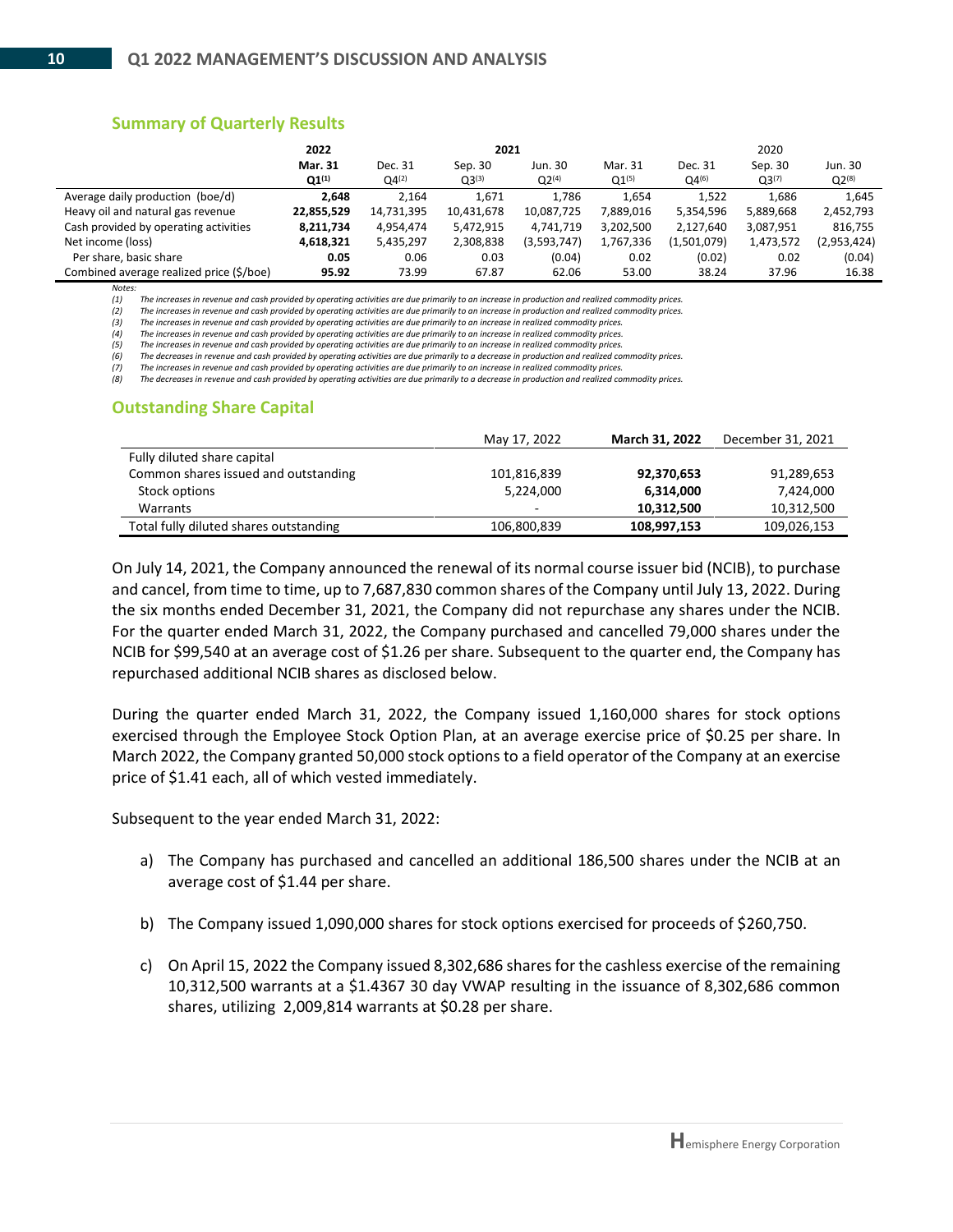## Summary of Quarterly Results

| | 2022 | 2021 | | | | | 2020 | |
|---|---|---|---|---|---|---|---|---|
| | **Mar. 31** | Dec. 31 | Sep. 30 | Jun. 30 | Mar. 31 | Dec. 31 | Sep. 30 | Jun. 30 |
| | **Q1[(1)]** | Q4[(2)] | Q3[(3)] | Q2[(4)] | Q1[(5)] | Q4[(6)] | Q3[(7)] | Q2[(8)] |
| Average daily production (boe/d) | **2,648** | 2,164 | 1,671 | 1,786 | 1,654 | 1,522 | 1,686 | 1,645 |
| Heavy oil and natural gas revenue | **22,855,529** | 14,731,395 | 10,431,678 | 10,087,725 | 7,889,016 | 5,354,596 | 5,889,668 | 2,452,793 |
| Cash provided by operating activities | **8,211,734** | 4,954,474 | 5,472,915 | 4,741,719 | 3,202,500 | 2,127,640 | 3,087,951 | 816,755 |
| Net income (loss) | **4,618,321** | 5,435,297 | 2,308,838 | (3,593,747) | 1,767,336 | (1,501,079) | 1,473,572 | (2,953,424) |
| Per share, basic share | **0.05** | 0.06 | 0.03 | (0.04) | 0.02 | (0.02) | 0.02 | (0.04) |
| Combined average realized price ($/boe) | **95.92** | 73.99 | 67.87 | 62.06 | 53.00 | 38.24 | 37.96 | 16.38 |

*Notes:*

*(1) The increases in revenue and cash provided by operating activities are due primarily to an increase in production and realized commodity prices.*
*(2) The increases in revenue and cash provided by operating activities are due primarily to an increase in production and realized commodity prices.*
*(3) The increases in revenue and cash provided by operating activities are due primarily to an increase in realized commodity prices.*
*(4) The increases in revenue and cash provided by operating activities are due primarily to an increase in realized commodity prices.*
*(5) The increases in revenue and cash provided by operating activities are due primarily to an increase in realized commodity prices.*
*(6) The decreases in revenue and cash provided by operating activities are due primarily to a decrease in production and realized commodity prices.*
*(7) The increases in revenue and cash provided by operating activities are due primarily to an increase in realized commodity prices.*
*(8) The decreases in revenue and cash provided by operating activities are due primarily to a decrease in production and realized commodity prices.*

## Outstanding Share Capital

| | May 17, 2022 | **March 31, 2022** | December 31, 2021 |
|---|---|---|---|
| Fully diluted share capital | | | |
| Common shares issued and outstanding | 101,816,839 | **92,370,653** | 91,289,653 |
| Stock options | 5,224,000 | **6,314,000** | 7,424,000 |
| Warrants | - | **10,312,500** | 10,312,500 |
| Total fully diluted shares outstanding | 106,800,839 | **108,997,153** | 109,026,153 |

On July 14, 2021, the Company announced the renewal of its normal course issuer bid (NCIB), to purchase and cancel, from time to time, up to 7,687,830 common shares of the Company until July 13, 2022. During the six months ended December 31, 2021, the Company did not repurchase any shares under the NCIB. For the quarter ended March 31, 2022, the Company purchased and cancelled 79,000 shares under the NCIB for $99,540 at an average cost of $1.26 per share. Subsequent to the quarter end, the Company has repurchased additional NCIB shares as disclosed below.

During the quarter ended March 31, 2022, the Company issued 1,160,000 shares for stock options exercised through the Employee Stock Option Plan, at an average exercise price of $0.25 per share. In March 2022, the Company granted 50,000 stock options to a field operator of the Company at an exercise price of $1.41 each, all of which vested immediately.

Subsequent to the year ended March 31, 2022:

a) The Company has purchased and cancelled an additional 186,500 shares under the NCIB at an average cost of $1.44 per share.

b) The Company issued 1,090,000 shares for stock options exercised for proceeds of $260,750.

c) On April 15, 2022 the Company issued 8,302,686 shares for the cashless exercise of the remaining 10,312,500 warrants at a $1.4367 30 day VWAP resulting in the issuance of 8,302,686 common shares, utilizing 2,009,814 warrants at $0.28 per share.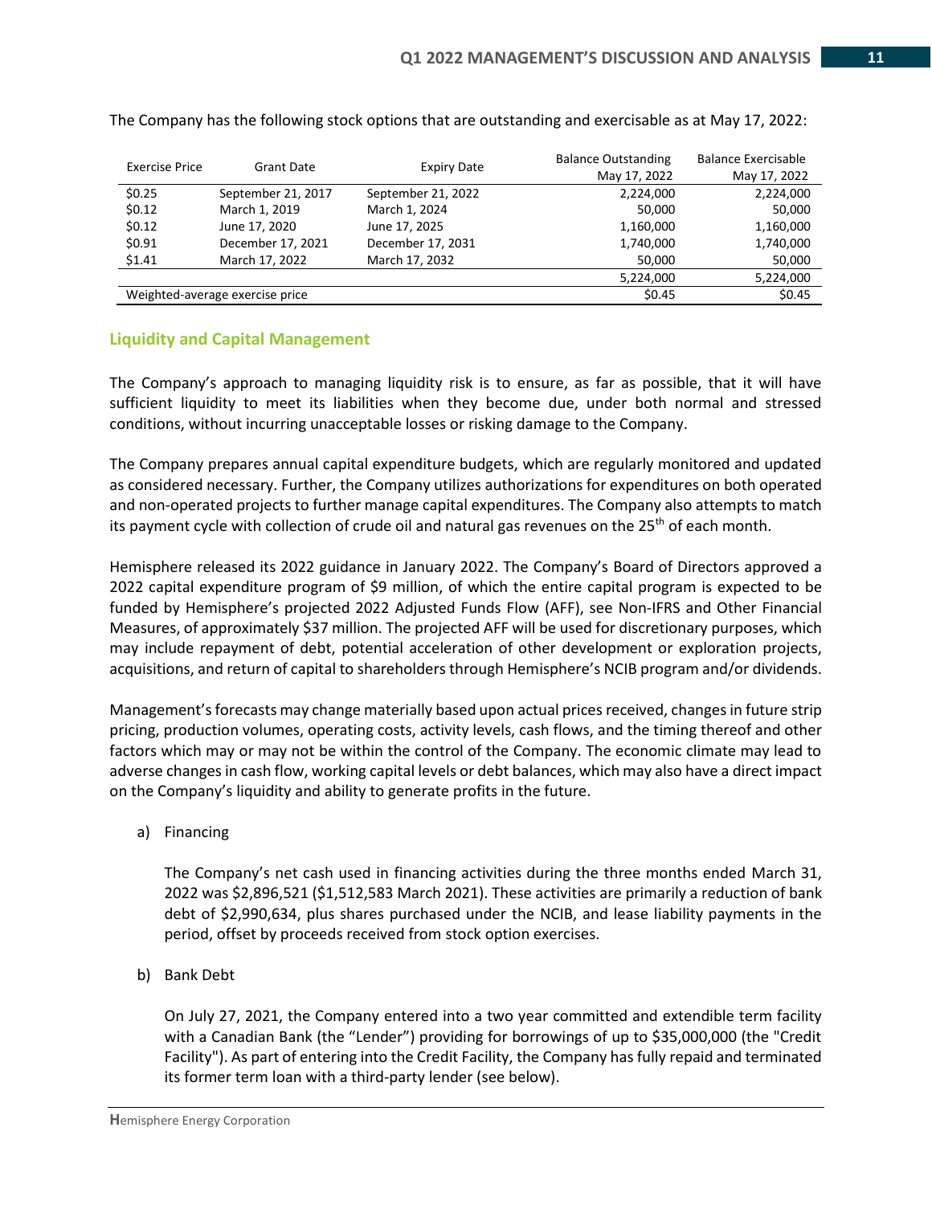The Company has the following stock options that are outstanding and exercisable as at May 17, 2022:

| Exercise Price | Grant Date | Expiry Date | Balance Outstanding May 17, 2022 | Balance Exercisable May 17, 2022 |
|---|---|---|---|---|
| $0.25 | September 21, 2017 | September 21, 2022 | 2,224,000 | 2,224,000 |
| $0.12 | March 1, 2019 | March 1, 2024 | 50,000 | 50,000 |
| $0.12 | June 17, 2020 | June 17, 2025 | 1,160,000 | 1,160,000 |
| $0.91 | December 17, 2021 | December 17, 2031 | 1,740,000 | 1,740,000 |
| $1.41 | March 17, 2022 | March 17, 2032 | 50,000 | 50,000 |
| | | | 5,224,000 | 5,224,000 |
| Weighted-average exercise price | | | $0.45 | $0.45 |

## Liquidity and Capital Management

The Company's approach to managing liquidity risk is to ensure, as far as possible, that it will have sufficient liquidity to meet its liabilities when they become due, under both normal and stressed conditions, without incurring unacceptable losses or risking damage to the Company.

The Company prepares annual capital expenditure budgets, which are regularly monitored and updated as considered necessary. Further, the Company utilizes authorizations for expenditures on both operated and non-operated projects to further manage capital expenditures. The Company also attempts to match its payment cycle with collection of crude oil and natural gas revenues on the 25th of each month.

Hemisphere released its 2022 guidance in January 2022. The Company's Board of Directors approved a 2022 capital expenditure program of $9 million, of which the entire capital program is expected to be funded by Hemisphere's projected 2022 Adjusted Funds Flow (AFF), see Non-IFRS and Other Financial Measures, of approximately $37 million. The projected AFF will be used for discretionary purposes, which may include repayment of debt, potential acceleration of other development or exploration projects, acquisitions, and return of capital to shareholders through Hemisphere's NCIB program and/or dividends.

Management's forecasts may change materially based upon actual prices received, changes in future strip pricing, production volumes, operating costs, activity levels, cash flows, and the timing thereof and other factors which may or may not be within the control of the Company. The economic climate may lead to adverse changes in cash flow, working capital levels or debt balances, which may also have a direct impact on the Company's liquidity and ability to generate profits in the future.

a) Financing

The Company's net cash used in financing activities during the three months ended March 31, 2022 was $2,896,521 ($1,512,583 March 2021). These activities are primarily a reduction of bank debt of $2,990,634, plus shares purchased under the NCIB, and lease liability payments in the period, offset by proceeds received from stock option exercises.

b) Bank Debt

On July 27, 2021, the Company entered into a two year committed and extendible term facility with a Canadian Bank (the "Lender") providing for borrowings of up to $35,000,000 (the "Credit Facility"). As part of entering into the Credit Facility, the Company has fully repaid and terminated its former term loan with a third-party lender (see below).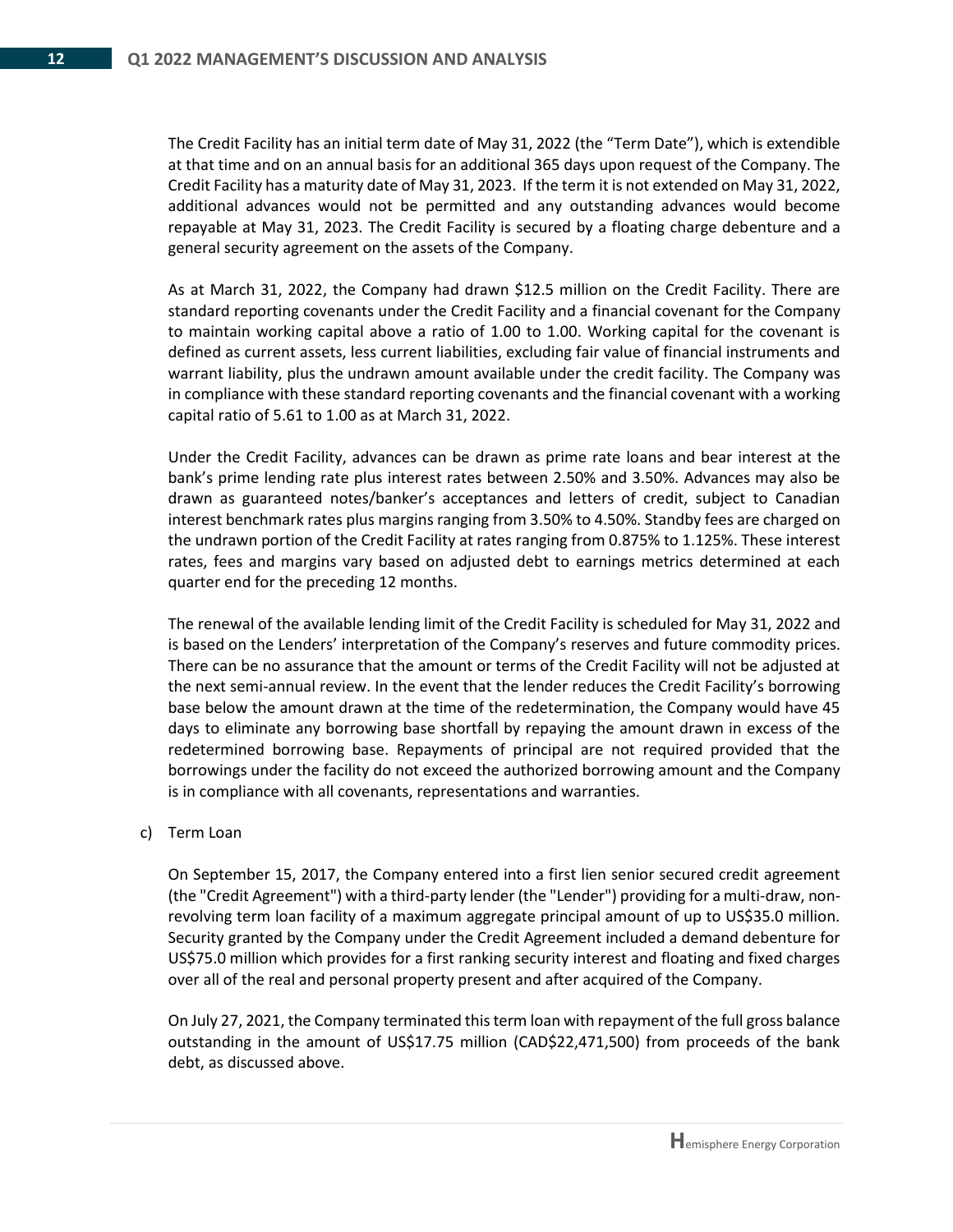The Credit Facility has an initial term date of May 31, 2022 (the "Term Date"), which is extendible at that time and on an annual basis for an additional 365 days upon request of the Company. The Credit Facility has a maturity date of May 31, 2023. If the term it is not extended on May 31, 2022, additional advances would not be permitted and any outstanding advances would become repayable at May 31, 2023. The Credit Facility is secured by a floating charge debenture and a general security agreement on the assets of the Company.

As at March 31, 2022, the Company had drawn $12.5 million on the Credit Facility. There are standard reporting covenants under the Credit Facility and a financial covenant for the Company to maintain working capital above a ratio of 1.00 to 1.00. Working capital for the covenant is defined as current assets, less current liabilities, excluding fair value of financial instruments and warrant liability, plus the undrawn amount available under the credit facility. The Company was in compliance with these standard reporting covenants and the financial covenant with a working capital ratio of 5.61 to 1.00 as at March 31, 2022.

Under the Credit Facility, advances can be drawn as prime rate loans and bear interest at the bank's prime lending rate plus interest rates between 2.50% and 3.50%. Advances may also be drawn as guaranteed notes/banker's acceptances and letters of credit, subject to Canadian interest benchmark rates plus margins ranging from 3.50% to 4.50%. Standby fees are charged on the undrawn portion of the Credit Facility at rates ranging from 0.875% to 1.125%. These interest rates, fees and margins vary based on adjusted debt to earnings metrics determined at each quarter end for the preceding 12 months.

The renewal of the available lending limit of the Credit Facility is scheduled for May 31, 2022 and is based on the Lenders' interpretation of the Company's reserves and future commodity prices. There can be no assurance that the amount or terms of the Credit Facility will not be adjusted at the next semi-annual review. In the event that the lender reduces the Credit Facility's borrowing base below the amount drawn at the time of the redetermination, the Company would have 45 days to eliminate any borrowing base shortfall by repaying the amount drawn in excess of the redetermined borrowing base. Repayments of principal are not required provided that the borrowings under the facility do not exceed the authorized borrowing amount and the Company is in compliance with all covenants, representations and warranties.

c) Term Loan

On September 15, 2017, the Company entered into a first lien senior secured credit agreement (the "Credit Agreement") with a third-party lender (the "Lender") providing for a multi-draw, non-revolving term loan facility of a maximum aggregate principal amount of up to US$35.0 million. Security granted by the Company under the Credit Agreement included a demand debenture for US$75.0 million which provides for a first ranking security interest and floating and fixed charges over all of the real and personal property present and after acquired of the Company.

On July 27, 2021, the Company terminated this term loan with repayment of the full gross balance outstanding in the amount of US$17.75 million (CAD$22,471,500) from proceeds of the bank debt, as discussed above.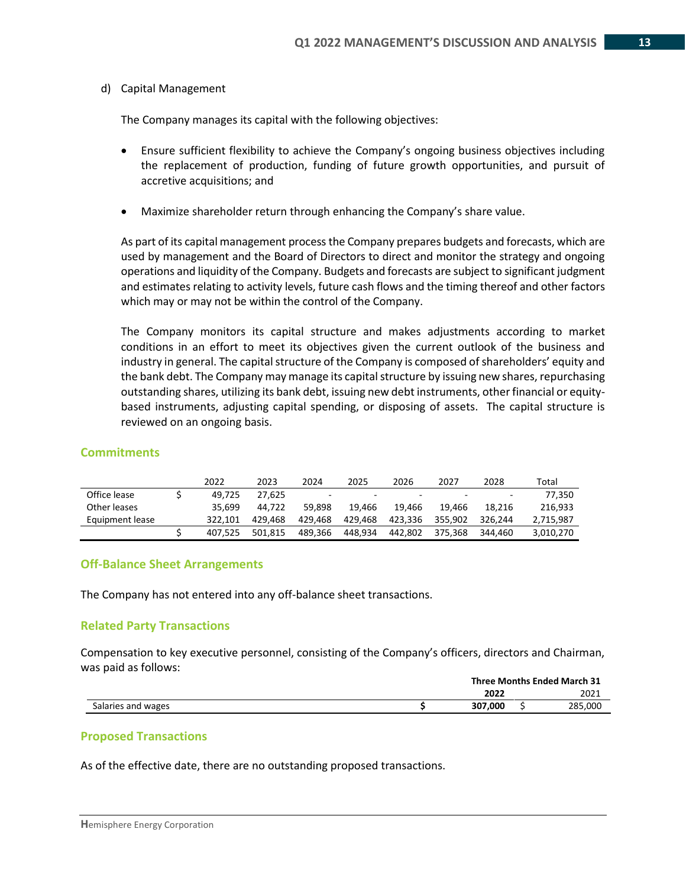d) Capital Management

The Company manages its capital with the following objectives:

- Ensure sufficient flexibility to achieve the Company's ongoing business objectives including the replacement of production, funding of future growth opportunities, and pursuit of accretive acquisitions; and
- Maximize shareholder return through enhancing the Company's share value.

As part of its capital management process the Company prepares budgets and forecasts, which are used by management and the Board of Directors to direct and monitor the strategy and ongoing operations and liquidity of the Company. Budgets and forecasts are subject to significant judgment and estimates relating to activity levels, future cash flows and the timing thereof and other factors which may or may not be within the control of the Company.

The Company monitors its capital structure and makes adjustments according to market conditions in an effort to meet its objectives given the current outlook of the business and industry in general. The capital structure of the Company is composed of shareholders' equity and the bank debt. The Company may manage its capital structure by issuing new shares, repurchasing outstanding shares, utilizing its bank debt, issuing new debt instruments, other financial or equity-based instruments, adjusting capital spending, or disposing of assets. The capital structure is reviewed on an ongoing basis.

## Commitments

| | | 2022 | 2023 | 2024 | 2025 | 2026 | 2027 | 2028 | Total |
|---|---|---|---|---|---|---|---|---|---|
| Office lease | $ | 49,725 | 27,625 | - | - | - | - | - | 77,350 |
| Other leases | | 35,699 | 44,722 | 59,898 | 19,466 | 19,466 | 19,466 | 18,216 | 216,933 |
| Equipment lease | | 322,101 | 429,468 | 429,468 | 429,468 | 423,336 | 355,902 | 326,244 | 2,715,987 |
| | $ | 407,525 | 501,815 | 489,366 | 448,934 | 442,802 | 375,368 | 344,460 | 3,010,270 |

## Off-Balance Sheet Arrangements

The Company has not entered into any off-balance sheet transactions.

## Related Party Transactions

Compensation to key executive personnel, consisting of the Company's officers, directors and Chairman, was paid as follows:

| | Three Months Ended March 31 | |
|---|---|---|
| | **2022** | 2021 |
| Salaries and wages | **$ 307,000** | $ 285,000 |

## Proposed Transactions

As of the effective date, there are no outstanding proposed transactions.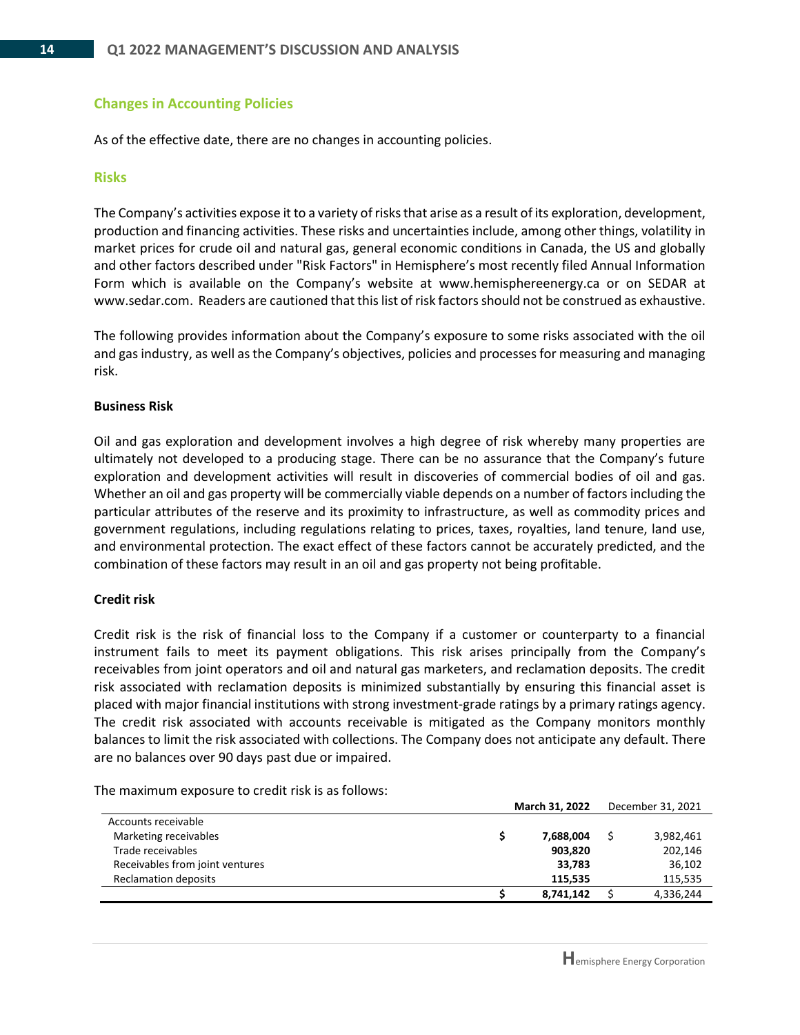## Changes in Accounting Policies

As of the effective date, there are no changes in accounting policies.

## Risks

The Company's activities expose it to a variety of risks that arise as a result of its exploration, development, production and financing activities. These risks and uncertainties include, among other things, volatility in market prices for crude oil and natural gas, general economic conditions in Canada, the US and globally and other factors described under "Risk Factors" in Hemisphere's most recently filed Annual Information Form which is available on the Company's website at www.hemisphereenergy.ca or on SEDAR at www.sedar.com. Readers are cautioned that this list of risk factors should not be construed as exhaustive.

The following provides information about the Company's exposure to some risks associated with the oil and gas industry, as well as the Company's objectives, policies and processes for measuring and managing risk.

### Business Risk

Oil and gas exploration and development involves a high degree of risk whereby many properties are ultimately not developed to a producing stage. There can be no assurance that the Company's future exploration and development activities will result in discoveries of commercial bodies of oil and gas. Whether an oil and gas property will be commercially viable depends on a number of factors including the particular attributes of the reserve and its proximity to infrastructure, as well as commodity prices and government regulations, including regulations relating to prices, taxes, royalties, land tenure, land use, and environmental protection. The exact effect of these factors cannot be accurately predicted, and the combination of these factors may result in an oil and gas property not being profitable.

### Credit risk

Credit risk is the risk of financial loss to the Company if a customer or counterparty to a financial instrument fails to meet its payment obligations. This risk arises principally from the Company's receivables from joint operators and oil and natural gas marketers, and reclamation deposits. The credit risk associated with reclamation deposits is minimized substantially by ensuring this financial asset is placed with major financial institutions with strong investment-grade ratings by a primary ratings agency. The credit risk associated with accounts receivable is mitigated as the Company monitors monthly balances to limit the risk associated with collections. The Company does not anticipate any default. There are no balances over 90 days past due or impaired.

The maximum exposure to credit risk is as follows:

| | **March 31, 2022** | December 31, 2021 |
|---|---|---|
| Accounts receivable | | |
| Marketing receivables | **$ 7,688,004** | $ 3,982,461 |
| Trade receivables | **903,820** | 202,146 |
| Receivables from joint ventures | **33,783** | 36,102 |
| Reclamation deposits | **115,535** | 115,535 |
| | **$ 8,741,142** | $ 4,336,244 |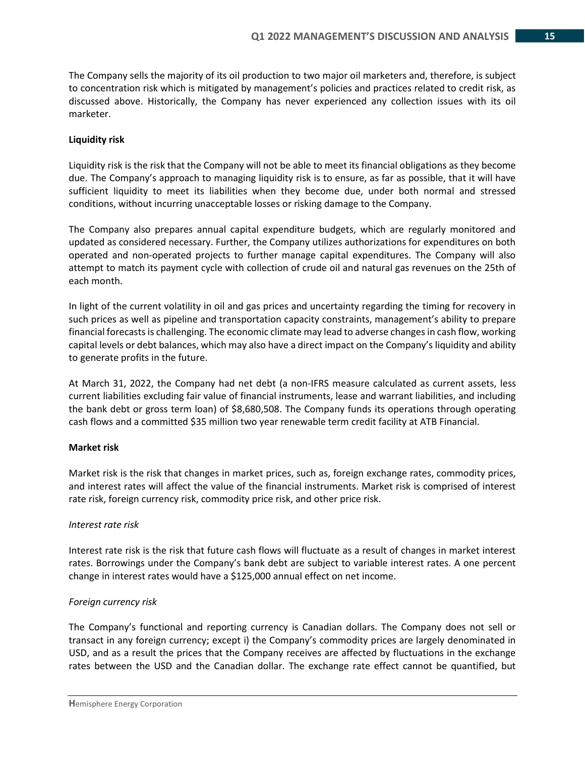The Company sells the majority of its oil production to two major oil marketers and, therefore, is subject to concentration risk which is mitigated by management's policies and practices related to credit risk, as discussed above. Historically, the Company has never experienced any collection issues with its oil marketer.

**Liquidity risk**

Liquidity risk is the risk that the Company will not be able to meet its financial obligations as they become due. The Company's approach to managing liquidity risk is to ensure, as far as possible, that it will have sufficient liquidity to meet its liabilities when they become due, under both normal and stressed conditions, without incurring unacceptable losses or risking damage to the Company.

The Company also prepares annual capital expenditure budgets, which are regularly monitored and updated as considered necessary. Further, the Company utilizes authorizations for expenditures on both operated and non-operated projects to further manage capital expenditures. The Company will also attempt to match its payment cycle with collection of crude oil and natural gas revenues on the 25th of each month.

In light of the current volatility in oil and gas prices and uncertainty regarding the timing for recovery in such prices as well as pipeline and transportation capacity constraints, management's ability to prepare financial forecasts is challenging. The economic climate may lead to adverse changes in cash flow, working capital levels or debt balances, which may also have a direct impact on the Company's liquidity and ability to generate profits in the future.

At March 31, 2022, the Company had net debt (a non-IFRS measure calculated as current assets, less current liabilities excluding fair value of financial instruments, lease and warrant liabilities, and including the bank debt or gross term loan) of $8,680,508. The Company funds its operations through operating cash flows and a committed $35 million two year renewable term credit facility at ATB Financial.

**Market risk**

Market risk is the risk that changes in market prices, such as, foreign exchange rates, commodity prices, and interest rates will affect the value of the financial instruments. Market risk is comprised of interest rate risk, foreign currency risk, commodity price risk, and other price risk.

*Interest rate risk*

Interest rate risk is the risk that future cash flows will fluctuate as a result of changes in market interest rates. Borrowings under the Company's bank debt are subject to variable interest rates. A one percent change in interest rates would have a $125,000 annual effect on net income.

*Foreign currency risk*

The Company's functional and reporting currency is Canadian dollars. The Company does not sell or transact in any foreign currency; except i) the Company's commodity prices are largely denominated in USD, and as a result the prices that the Company receives are affected by fluctuations in the exchange rates between the USD and the Canadian dollar. The exchange rate effect cannot be quantified, but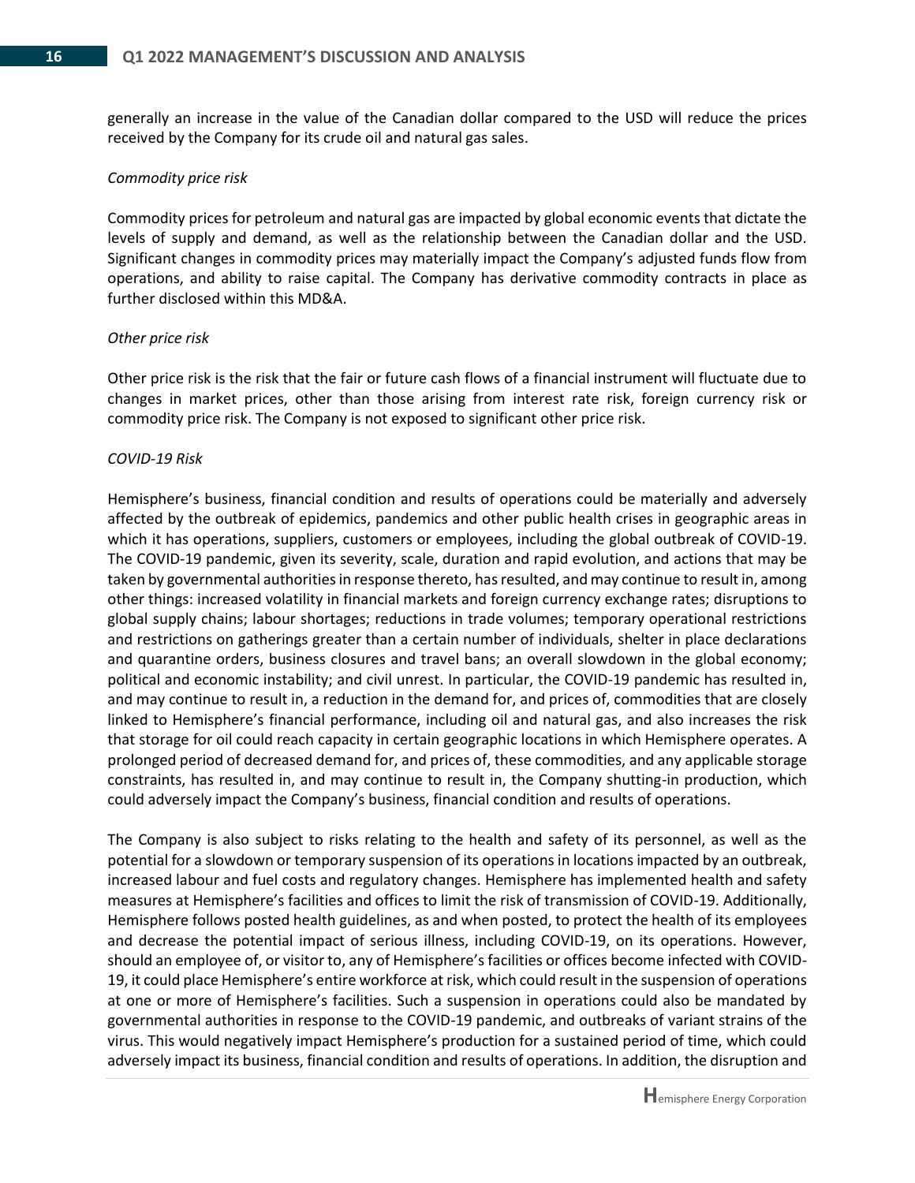generally an increase in the value of the Canadian dollar compared to the USD will reduce the prices received by the Company for its crude oil and natural gas sales.

*Commodity price risk*

Commodity prices for petroleum and natural gas are impacted by global economic events that dictate the levels of supply and demand, as well as the relationship between the Canadian dollar and the USD. Significant changes in commodity prices may materially impact the Company's adjusted funds flow from operations, and ability to raise capital. The Company has derivative commodity contracts in place as further disclosed within this MD&A.

*Other price risk*

Other price risk is the risk that the fair or future cash flows of a financial instrument will fluctuate due to changes in market prices, other than those arising from interest rate risk, foreign currency risk or commodity price risk. The Company is not exposed to significant other price risk.

*COVID-19 Risk*

Hemisphere's business, financial condition and results of operations could be materially and adversely affected by the outbreak of epidemics, pandemics and other public health crises in geographic areas in which it has operations, suppliers, customers or employees, including the global outbreak of COVID-19. The COVID-19 pandemic, given its severity, scale, duration and rapid evolution, and actions that may be taken by governmental authorities in response thereto, has resulted, and may continue to result in, among other things: increased volatility in financial markets and foreign currency exchange rates; disruptions to global supply chains; labour shortages; reductions in trade volumes; temporary operational restrictions and restrictions on gatherings greater than a certain number of individuals, shelter in place declarations and quarantine orders, business closures and travel bans; an overall slowdown in the global economy; political and economic instability; and civil unrest. In particular, the COVID-19 pandemic has resulted in, and may continue to result in, a reduction in the demand for, and prices of, commodities that are closely linked to Hemisphere's financial performance, including oil and natural gas, and also increases the risk that storage for oil could reach capacity in certain geographic locations in which Hemisphere operates. A prolonged period of decreased demand for, and prices of, these commodities, and any applicable storage constraints, has resulted in, and may continue to result in, the Company shutting-in production, which could adversely impact the Company's business, financial condition and results of operations.

The Company is also subject to risks relating to the health and safety of its personnel, as well as the potential for a slowdown or temporary suspension of its operations in locations impacted by an outbreak, increased labour and fuel costs and regulatory changes. Hemisphere has implemented health and safety measures at Hemisphere's facilities and offices to limit the risk of transmission of COVID-19. Additionally, Hemisphere follows posted health guidelines, as and when posted, to protect the health of its employees and decrease the potential impact of serious illness, including COVID-19, on its operations. However, should an employee of, or visitor to, any of Hemisphere's facilities or offices become infected with COVID-19, it could place Hemisphere's entire workforce at risk, which could result in the suspension of operations at one or more of Hemisphere's facilities. Such a suspension in operations could also be mandated by governmental authorities in response to the COVID-19 pandemic, and outbreaks of variant strains of the virus. This would negatively impact Hemisphere's production for a sustained period of time, which could adversely impact its business, financial condition and results of operations. In addition, the disruption and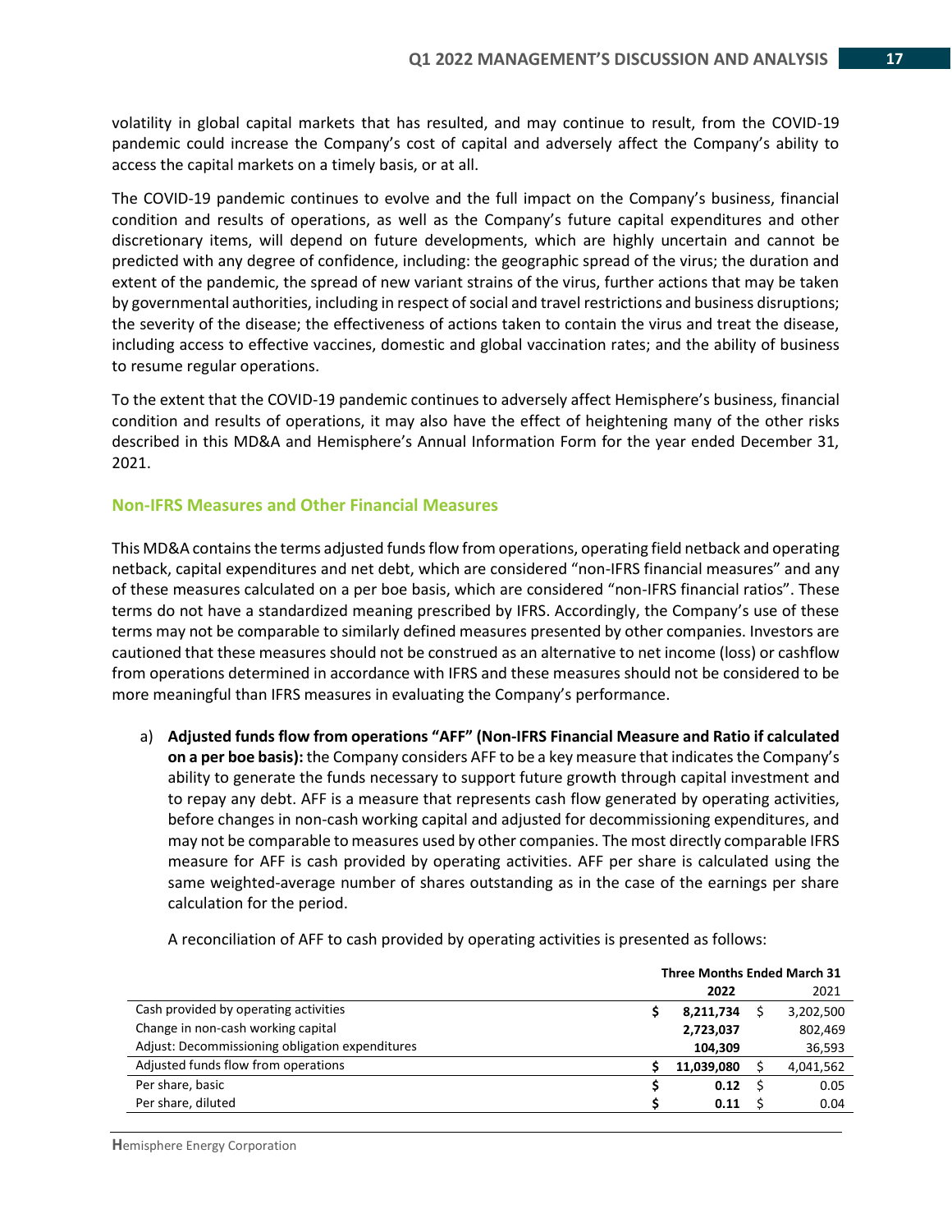volatility in global capital markets that has resulted, and may continue to result, from the COVID-19 pandemic could increase the Company's cost of capital and adversely affect the Company's ability to access the capital markets on a timely basis, or at all.

The COVID-19 pandemic continues to evolve and the full impact on the Company's business, financial condition and results of operations, as well as the Company's future capital expenditures and other discretionary items, will depend on future developments, which are highly uncertain and cannot be predicted with any degree of confidence, including: the geographic spread of the virus; the duration and extent of the pandemic, the spread of new variant strains of the virus, further actions that may be taken by governmental authorities, including in respect of social and travel restrictions and business disruptions; the severity of the disease; the effectiveness of actions taken to contain the virus and treat the disease, including access to effective vaccines, domestic and global vaccination rates; and the ability of business to resume regular operations.

To the extent that the COVID-19 pandemic continues to adversely affect Hemisphere's business, financial condition and results of operations, it may also have the effect of heightening many of the other risks described in this MD&A and Hemisphere's Annual Information Form for the year ended December 31, 2021.

## Non-IFRS Measures and Other Financial Measures

This MD&A contains the terms adjusted funds flow from operations, operating field netback and operating netback, capital expenditures and net debt, which are considered "non-IFRS financial measures" and any of these measures calculated on a per boe basis, which are considered "non-IFRS financial ratios". These terms do not have a standardized meaning prescribed by IFRS. Accordingly, the Company's use of these terms may not be comparable to similarly defined measures presented by other companies. Investors are cautioned that these measures should not be construed as an alternative to net income (loss) or cashflow from operations determined in accordance with IFRS and these measures should not be considered to be more meaningful than IFRS measures in evaluating the Company's performance.

a) **Adjusted funds flow from operations "AFF" (Non-IFRS Financial Measure and Ratio if calculated on a per boe basis):** the Company considers AFF to be a key measure that indicates the Company's ability to generate the funds necessary to support future growth through capital investment and to repay any debt. AFF is a measure that represents cash flow generated by operating activities, before changes in non-cash working capital and adjusted for decommissioning expenditures, and may not be comparable to measures used by other companies. The most directly comparable IFRS measure for AFF is cash provided by operating activities. AFF per share is calculated using the same weighted-average number of shares outstanding as in the case of the earnings per share calculation for the period.

   A reconciliation of AFF to cash provided by operating activities is presented as follows:

| | Three Months Ended March 31 | |
|---|---|---|
| | **2022** | 2021 |
| Cash provided by operating activities | **$ 8,211,734** | $ 3,202,500 |
| Change in non-cash working capital | **2,723,037** | 802,469 |
| Adjust: Decommissioning obligation expenditures | **104,309** | 36,593 |
| Adjusted funds flow from operations | **$ 11,039,080** | $ 4,041,562 |
| Per share, basic | **$ 0.12** | $ 0.05 |
| Per share, diluted | **$ 0.11** | $ 0.04 |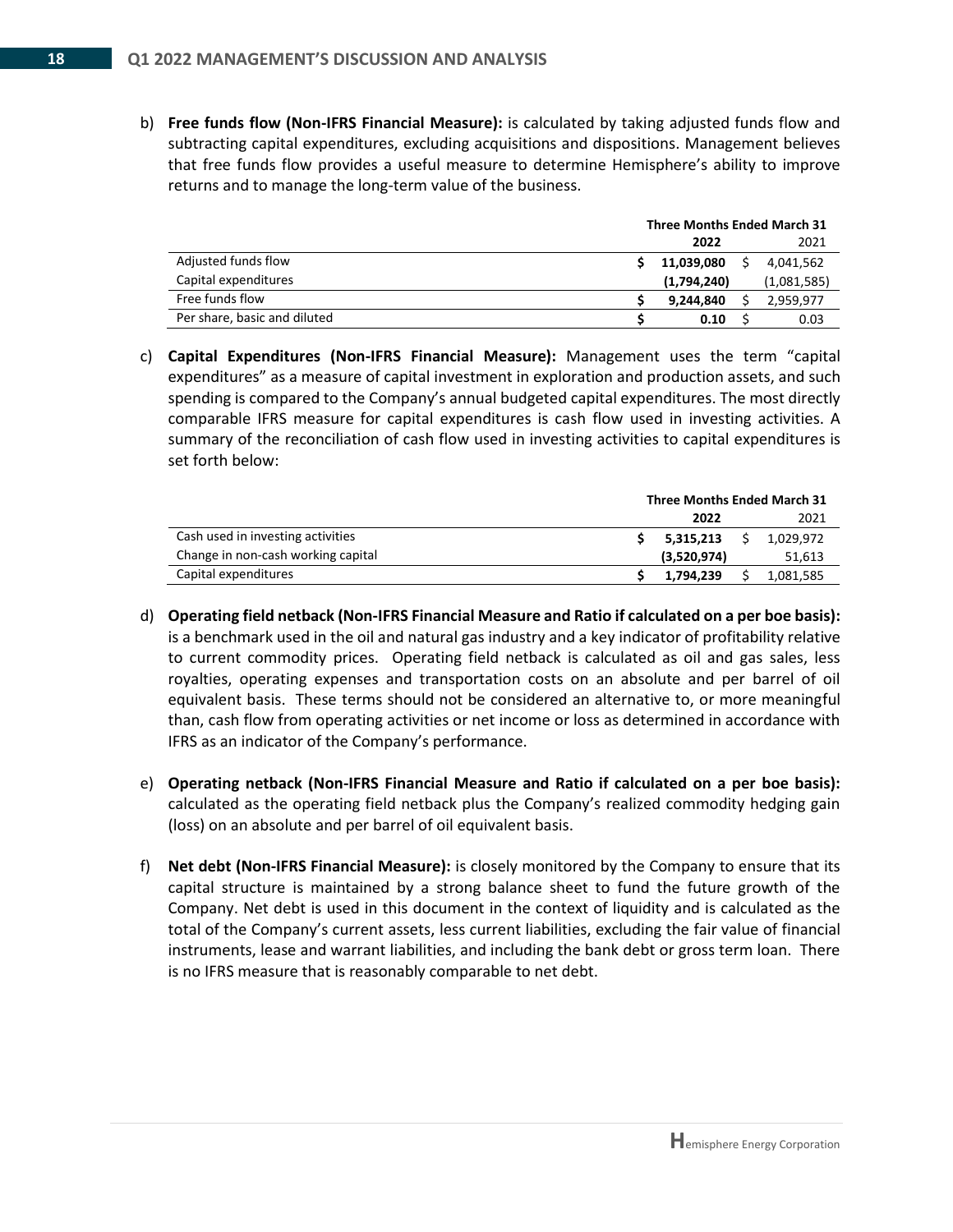b) **Free funds flow (Non-IFRS Financial Measure):** is calculated by taking adjusted funds flow and subtracting capital expenditures, excluding acquisitions and dispositions. Management believes that free funds flow provides a useful measure to determine Hemisphere's ability to improve returns and to manage the long-term value of the business.

| | Three Months Ended March 31 | |
|---|---|---|
| | **2022** | 2021 |
| Adjusted funds flow | **$ 11,039,080** | $ 4,041,562 |
| Capital expenditures | **(1,794,240)** | (1,081,585) |
| Free funds flow | **$ 9,244,840** | $ 2,959,977 |
| Per share, basic and diluted | **$ 0.10** | $ 0.03 |

c) **Capital Expenditures (Non-IFRS Financial Measure):** Management uses the term "capital expenditures" as a measure of capital investment in exploration and production assets, and such spending is compared to the Company's annual budgeted capital expenditures. The most directly comparable IFRS measure for capital expenditures is cash flow used in investing activities. A summary of the reconciliation of cash flow used in investing activities to capital expenditures is set forth below:

| | Three Months Ended March 31 | |
|---|---|---|
| | **2022** | 2021 |
| Cash used in investing activities | **$ 5,315,213** | $ 1,029,972 |
| Change in non-cash working capital | **(3,520,974)** | 51,613 |
| Capital expenditures | **$ 1,794,239** | $ 1,081,585 |

d) **Operating field netback (Non-IFRS Financial Measure and Ratio if calculated on a per boe basis):** is a benchmark used in the oil and natural gas industry and a key indicator of profitability relative to current commodity prices. Operating field netback is calculated as oil and gas sales, less royalties, operating expenses and transportation costs on an absolute and per barrel of oil equivalent basis. These terms should not be considered an alternative to, or more meaningful than, cash flow from operating activities or net income or loss as determined in accordance with IFRS as an indicator of the Company's performance.

e) **Operating netback (Non-IFRS Financial Measure and Ratio if calculated on a per boe basis):** calculated as the operating field netback plus the Company's realized commodity hedging gain (loss) on an absolute and per barrel of oil equivalent basis.

f) **Net debt (Non-IFRS Financial Measure):** is closely monitored by the Company to ensure that its capital structure is maintained by a strong balance sheet to fund the future growth of the Company. Net debt is used in this document in the context of liquidity and is calculated as the total of the Company's current assets, less current liabilities, excluding the fair value of financial instruments, lease and warrant liabilities, and including the bank debt or gross term loan. There is no IFRS measure that is reasonably comparable to net debt.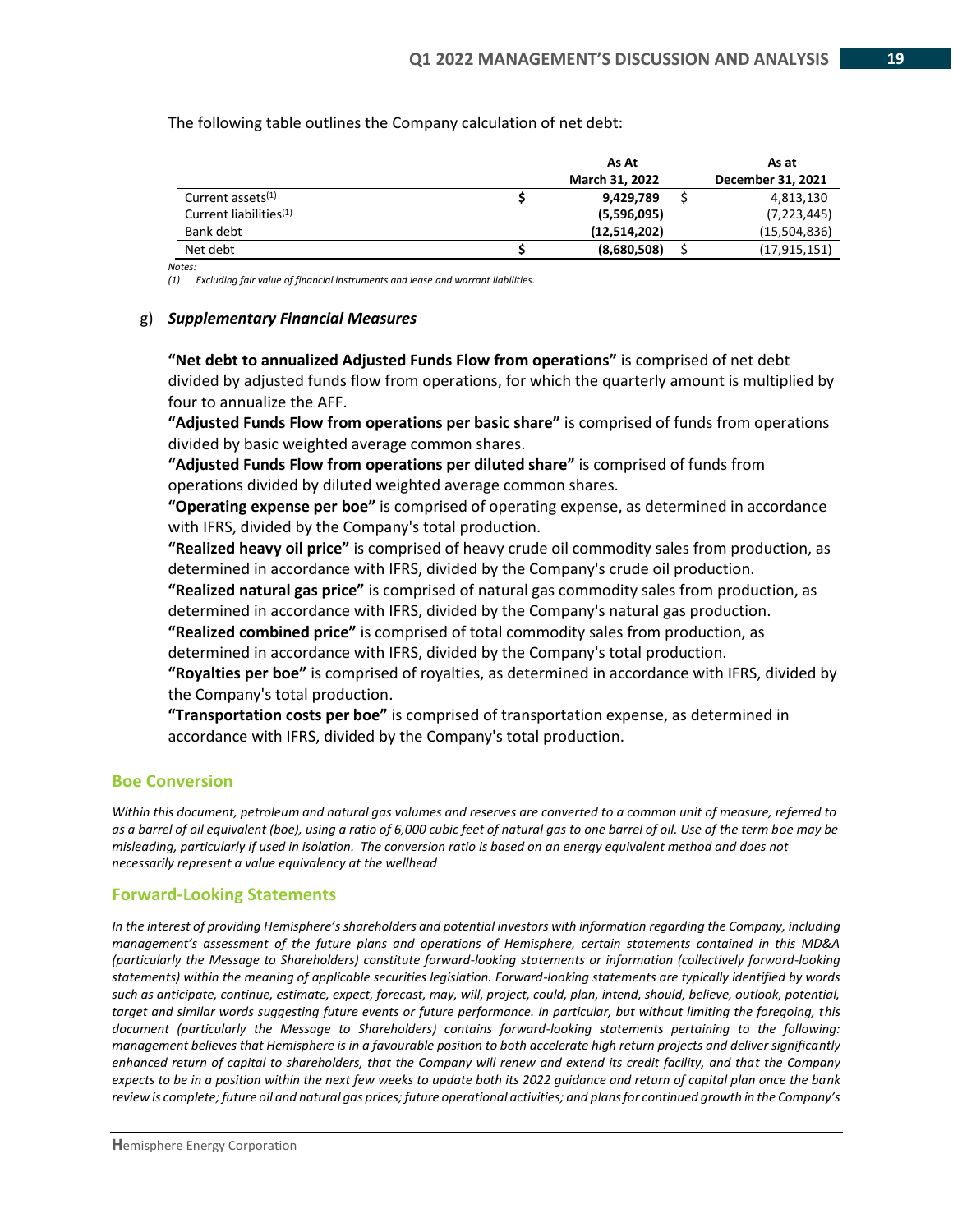The following table outlines the Company calculation of net debt:

| | As At March 31, 2022 | As at December 31, 2021 |
|---|---|---|
| Current assets[(1)] | $ 9,429,789 | $ 4,813,130 |
| Current liabilities[(1)] | (5,596,095) | (7,223,445) |
| Bank debt | (12,514,202) | (15,504,836) |
| Net debt | $ (8,680,508) | $ (17,915,151) |

*Notes:*

*(1) Excluding fair value of financial instruments and lease and warrant liabilities.*

g) ***Supplementary Financial Measures***

**"Net debt to annualized Adjusted Funds Flow from operations"** is comprised of net debt divided by adjusted funds flow from operations, for which the quarterly amount is multiplied by four to annualize the AFF.

**"Adjusted Funds Flow from operations per basic share"** is comprised of funds from operations divided by basic weighted average common shares.

**"Adjusted Funds Flow from operations per diluted share"** is comprised of funds from operations divided by diluted weighted average common shares.

**"Operating expense per boe"** is comprised of operating expense, as determined in accordance with IFRS, divided by the Company's total production.

**"Realized heavy oil price"** is comprised of heavy crude oil commodity sales from production, as determined in accordance with IFRS, divided by the Company's crude oil production.

**"Realized natural gas price"** is comprised of natural gas commodity sales from production, as determined in accordance with IFRS, divided by the Company's natural gas production.

**"Realized combined price"** is comprised of total commodity sales from production, as determined in accordance with IFRS, divided by the Company's total production.

**"Royalties per boe"** is comprised of royalties, as determined in accordance with IFRS, divided by the Company's total production.

**"Transportation costs per boe"** is comprised of transportation expense, as determined in accordance with IFRS, divided by the Company's total production.

## Boe Conversion

*Within this document, petroleum and natural gas volumes and reserves are converted to a common unit of measure, referred to as a barrel of oil equivalent (boe), using a ratio of 6,000 cubic feet of natural gas to one barrel of oil. Use of the term boe may be misleading, particularly if used in isolation. The conversion ratio is based on an energy equivalent method and does not necessarily represent a value equivalency at the wellhead*

## Forward-Looking Statements

*In the interest of providing Hemisphere's shareholders and potential investors with information regarding the Company, including management's assessment of the future plans and operations of Hemisphere, certain statements contained in this MD&A (particularly the Message to Shareholders) constitute forward-looking statements or information (collectively forward-looking statements) within the meaning of applicable securities legislation. Forward-looking statements are typically identified by words such as anticipate, continue, estimate, expect, forecast, may, will, project, could, plan, intend, should, believe, outlook, potential, target and similar words suggesting future events or future performance. In particular, but without limiting the foregoing, this document (particularly the Message to Shareholders) contains forward-looking statements pertaining to the following: management believes that Hemisphere is in a favourable position to both accelerate high return projects and deliver significantly enhanced return of capital to shareholders, that the Company will renew and extend its credit facility, and that the Company expects to be in a position within the next few weeks to update both its 2022 guidance and return of capital plan once the bank review is complete; future oil and natural gas prices; future operational activities; and plans for continued growth in the Company's*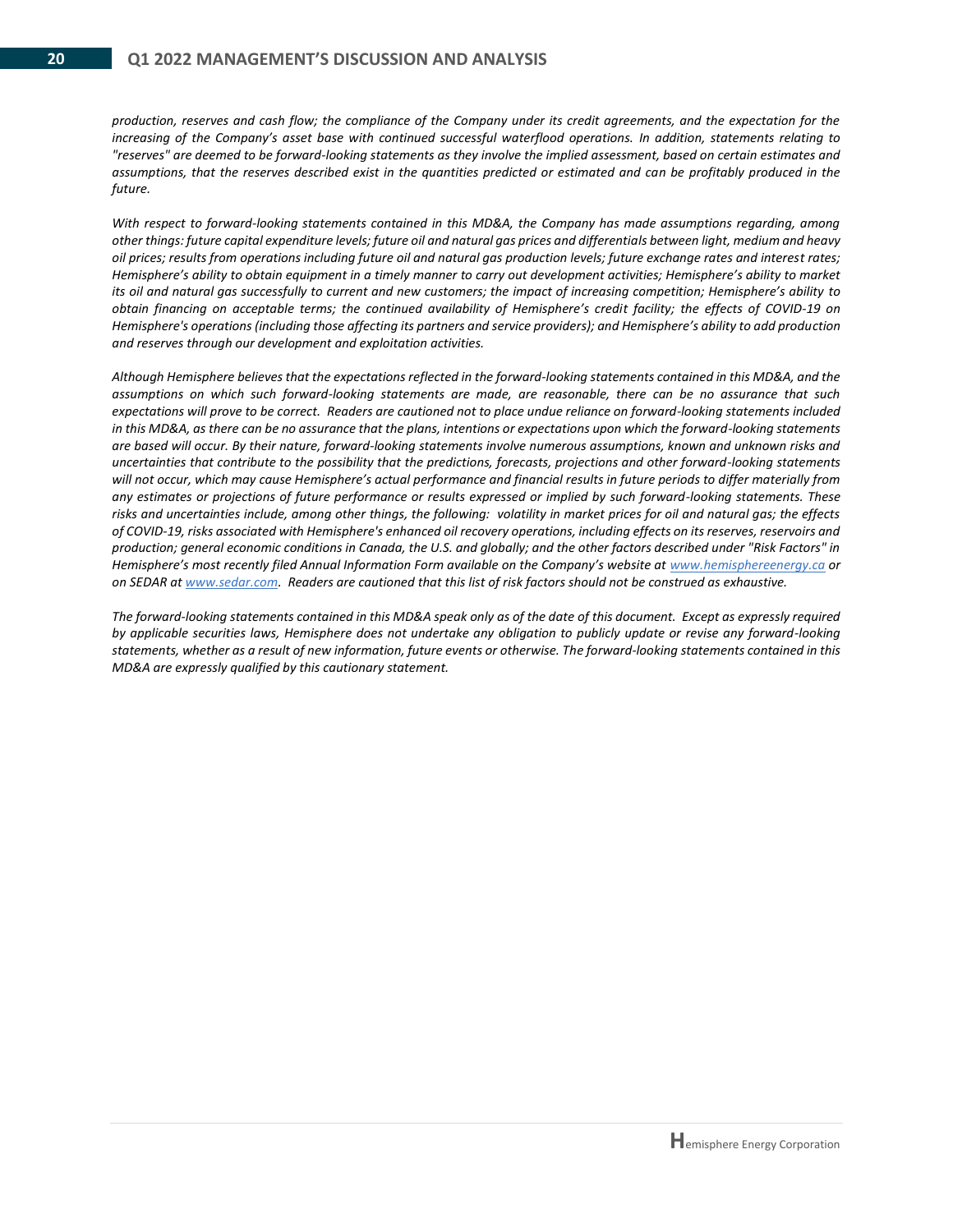*production, reserves and cash flow; the compliance of the Company under its credit agreements, and the expectation for the increasing of the Company's asset base with continued successful waterflood operations. In addition, statements relating to "reserves" are deemed to be forward-looking statements as they involve the implied assessment, based on certain estimates and assumptions, that the reserves described exist in the quantities predicted or estimated and can be profitably produced in the future.*

*With respect to forward-looking statements contained in this MD&A, the Company has made assumptions regarding, among other things: future capital expenditure levels; future oil and natural gas prices and differentials between light, medium and heavy oil prices; results from operations including future oil and natural gas production levels; future exchange rates and interest rates; Hemisphere's ability to obtain equipment in a timely manner to carry out development activities; Hemisphere's ability to market its oil and natural gas successfully to current and new customers; the impact of increasing competition; Hemisphere's ability to obtain financing on acceptable terms; the continued availability of Hemisphere's credit facility; the effects of COVID-19 on Hemisphere's operations (including those affecting its partners and service providers); and Hemisphere's ability to add production and reserves through our development and exploitation activities.*

*Although Hemisphere believes that the expectations reflected in the forward-looking statements contained in this MD&A, and the assumptions on which such forward-looking statements are made, are reasonable, there can be no assurance that such expectations will prove to be correct. Readers are cautioned not to place undue reliance on forward-looking statements included in this MD&A, as there can be no assurance that the plans, intentions or expectations upon which the forward-looking statements are based will occur. By their nature, forward-looking statements involve numerous assumptions, known and unknown risks and uncertainties that contribute to the possibility that the predictions, forecasts, projections and other forward-looking statements will not occur, which may cause Hemisphere's actual performance and financial results in future periods to differ materially from any estimates or projections of future performance or results expressed or implied by such forward-looking statements. These risks and uncertainties include, among other things, the following: volatility in market prices for oil and natural gas; the effects of COVID-19, risks associated with Hemisphere's enhanced oil recovery operations, including effects on its reserves, reservoirs and production; general economic conditions in Canada, the U.S. and globally; and the other factors described under "Risk Factors" in Hemisphere's most recently filed Annual Information Form available on the Company's website at www.hemisphereenergy.ca or on SEDAR at www.sedar.com. Readers are cautioned that this list of risk factors should not be construed as exhaustive.*

*The forward-looking statements contained in this MD&A speak only as of the date of this document. Except as expressly required by applicable securities laws, Hemisphere does not undertake any obligation to publicly update or revise any forward-looking statements, whether as a result of new information, future events or otherwise. The forward-looking statements contained in this MD&A are expressly qualified by this cautionary statement.*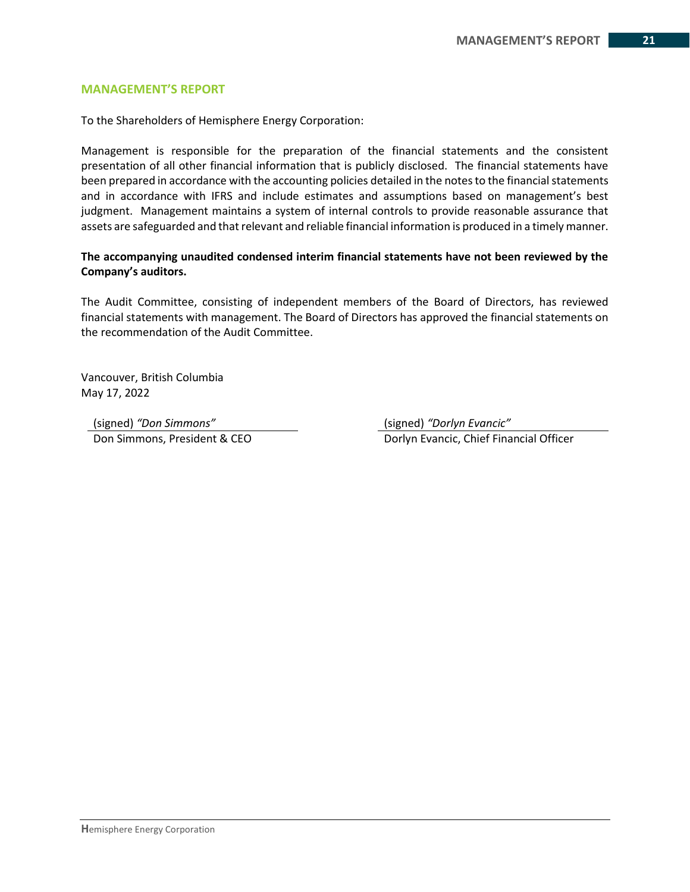## MANAGEMENT'S REPORT

To the Shareholders of Hemisphere Energy Corporation:

Management is responsible for the preparation of the financial statements and the consistent presentation of all other financial information that is publicly disclosed. The financial statements have been prepared in accordance with the accounting policies detailed in the notes to the financial statements and in accordance with IFRS and include estimates and assumptions based on management's best judgment. Management maintains a system of internal controls to provide reasonable assurance that assets are safeguarded and that relevant and reliable financial information is produced in a timely manner.

**The accompanying unaudited condensed interim financial statements have not been reviewed by the Company's auditors.**

The Audit Committee, consisting of independent members of the Board of Directors, has reviewed financial statements with management. The Board of Directors has approved the financial statements on the recommendation of the Audit Committee.

Vancouver, British Columbia
May 17, 2022

(signed) *"Don Simmons"*
Don Simmons, President & CEO

(signed) *"Dorlyn Evancic"*
Dorlyn Evancic, Chief Financial Officer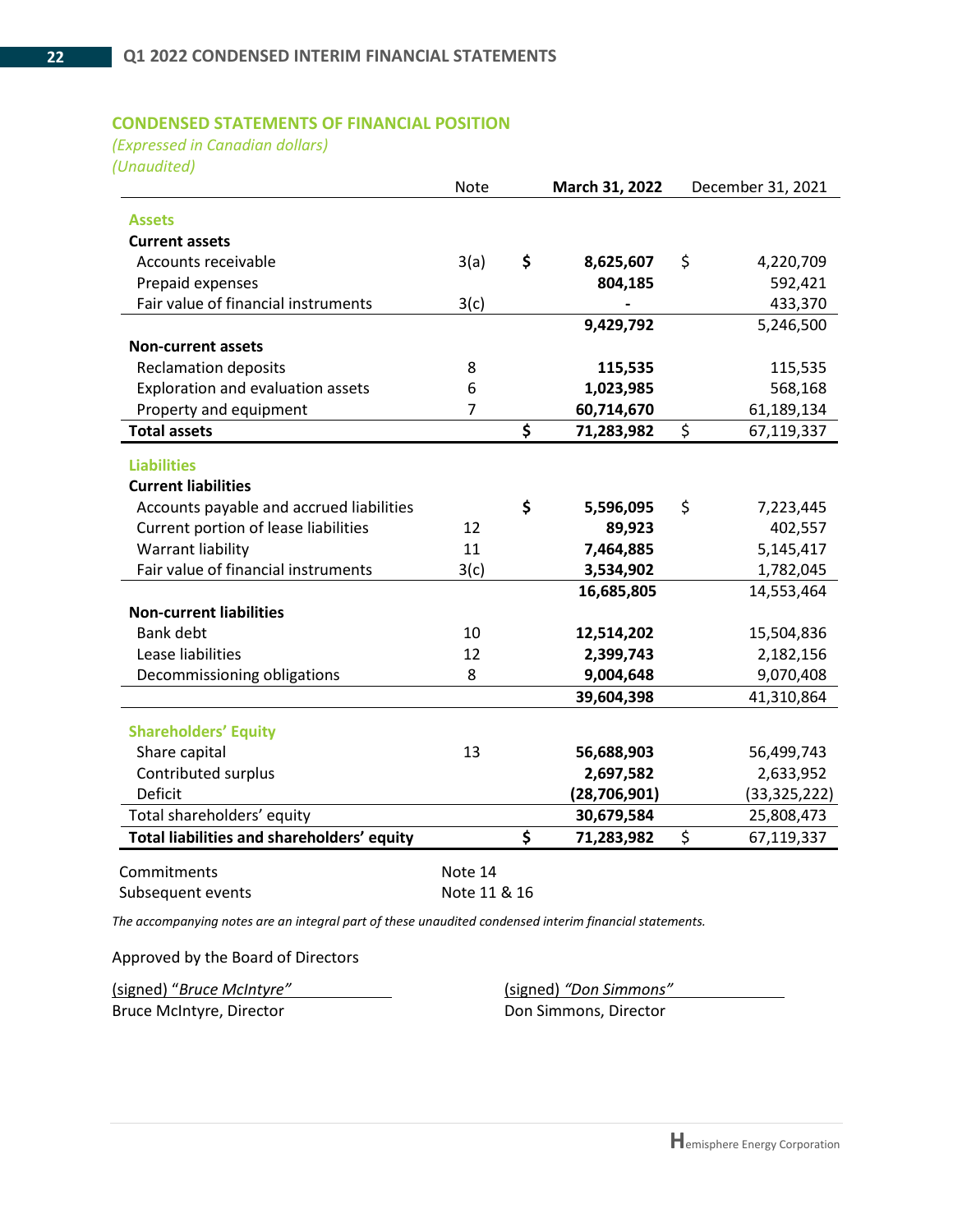## CONDENSED STATEMENTS OF FINANCIAL POSITION

*(Expressed in Canadian dollars)*
*(Unaudited)*

| | Note | March 31, 2022 | December 31, 2021 |
|---|---|---|---|
| **Assets** | | | |
| **Current assets** | | | |
| Accounts receivable | 3(a) | $ **8,625,607** | $ 4,220,709 |
| Prepaid expenses | | **804,185** | 592,421 |
| Fair value of financial instruments | 3(c) | **-** | 433,370 |
| | | **9,429,792** | 5,246,500 |
| **Non-current assets** | | | |
| Reclamation deposits | 8 | **115,535** | 115,535 |
| Exploration and evaluation assets | 6 | **1,023,985** | 568,168 |
| Property and equipment | 7 | **60,714,670** | 61,189,134 |
| **Total assets** | | $ **71,283,982** | $ 67,119,337 |
| **Liabilities** | | | |
| **Current liabilities** | | | |
| Accounts payable and accrued liabilities | | $ **5,596,095** | $ 7,223,445 |
| Current portion of lease liabilities | 12 | **89,923** | 402,557 |
| Warrant liability | 11 | **7,464,885** | 5,145,417 |
| Fair value of financial instruments | 3(c) | **3,534,902** | 1,782,045 |
| | | **16,685,805** | 14,553,464 |
| **Non-current liabilities** | | | |
| Bank debt | 10 | **12,514,202** | 15,504,836 |
| Lease liabilities | 12 | **2,399,743** | 2,182,156 |
| Decommissioning obligations | 8 | **9,004,648** | 9,070,408 |
| | | **39,604,398** | 41,310,864 |
| **Shareholders' Equity** | | | |
| Share capital | 13 | **56,688,903** | 56,499,743 |
| Contributed surplus | | **2,697,582** | 2,633,952 |
| Deficit | | **(28,706,901)** | (33,325,222) |
| Total shareholders' equity | | **30,679,584** | 25,808,473 |
| **Total liabilities and shareholders' equity** | | $ **71,283,982** | $ 67,119,337 |

Commitments — Note 14
Subsequent events — Note 11 & 16

*The accompanying notes are an integral part of these unaudited condensed interim financial statements.*

Approved by the Board of Directors

(signed) "*Bruce McIntyre*"
Bruce McIntyre, Director

(signed) *"Don Simmons"*
Don Simmons, Director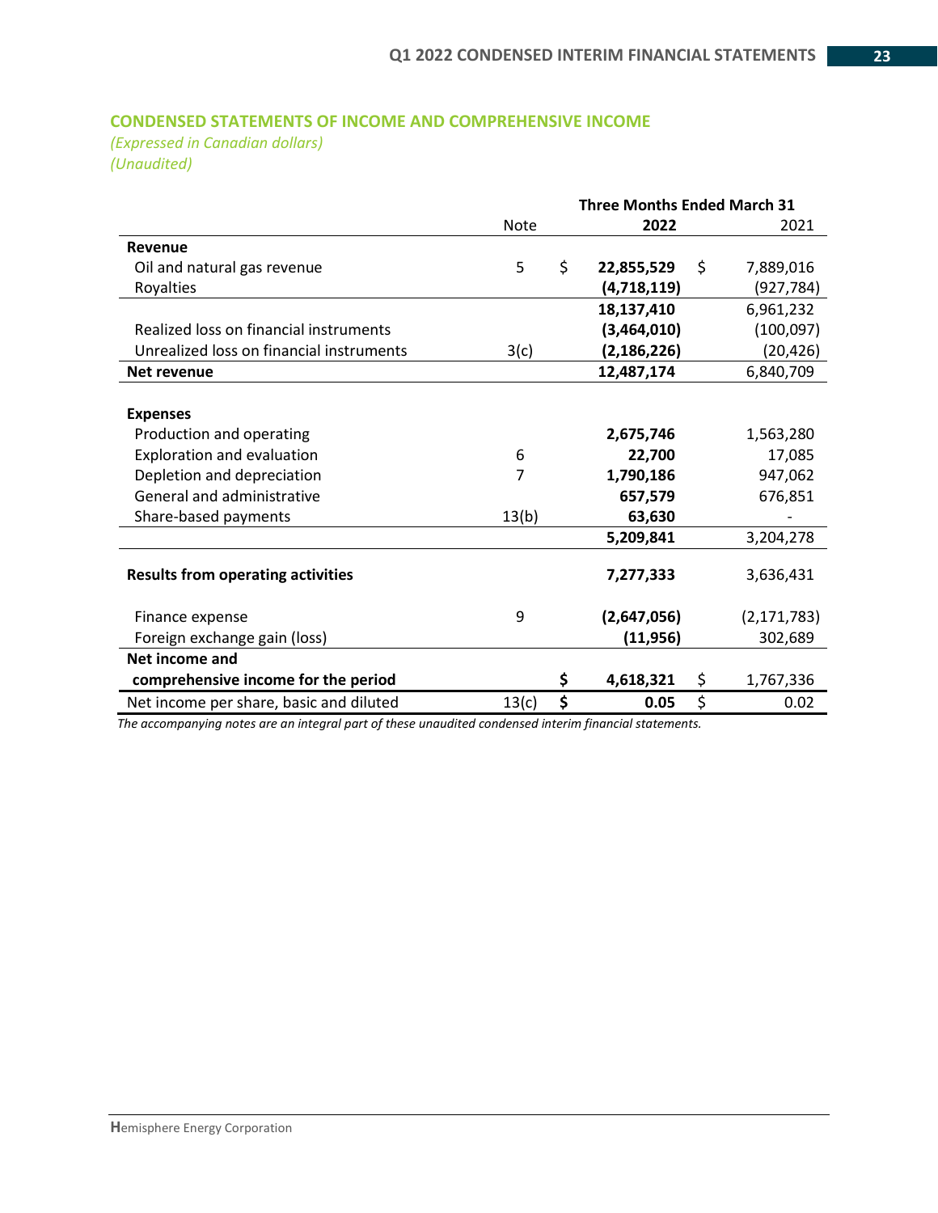## CONDENSED STATEMENTS OF INCOME AND COMPREHENSIVE INCOME

*(Expressed in Canadian dollars)*
*(Unaudited)*

| | Note | Three Months Ended March 31 2022 | 2021 |
|---|---|---|---|
| **Revenue** | | | |
| Oil and natural gas revenue | 5 | **$ 22,855,529** | $ 7,889,016 |
| Royalties | | **(4,718,119)** | (927,784) |
| | | **18,137,410** | 6,961,232 |
| Realized loss on financial instruments | | **(3,464,010)** | (100,097) |
| Unrealized loss on financial instruments | 3(c) | **(2,186,226)** | (20,426) |
| **Net revenue** | | **12,487,174** | 6,840,709 |
| | | | |
| **Expenses** | | | |
| Production and operating | | **2,675,746** | 1,563,280 |
| Exploration and evaluation | 6 | **22,700** | 17,085 |
| Depletion and depreciation | 7 | **1,790,186** | 947,062 |
| General and administrative | | **657,579** | 676,851 |
| Share-based payments | 13(b) | **63,630** | - |
| | | **5,209,841** | 3,204,278 |
| | | | |
| **Results from operating activities** | | **7,277,333** | 3,636,431 |
| | | | |
| Finance expense | 9 | **(2,647,056)** | (2,171,783) |
| Foreign exchange gain (loss) | | **(11,956)** | 302,689 |
| **Net income and comprehensive income for the period** | | **$ 4,618,321** | $ 1,767,336 |
| Net income per share, basic and diluted | 13(c) | **$ 0.05** | $ 0.02 |

*The accompanying notes are an integral part of these unaudited condensed interim financial statements.*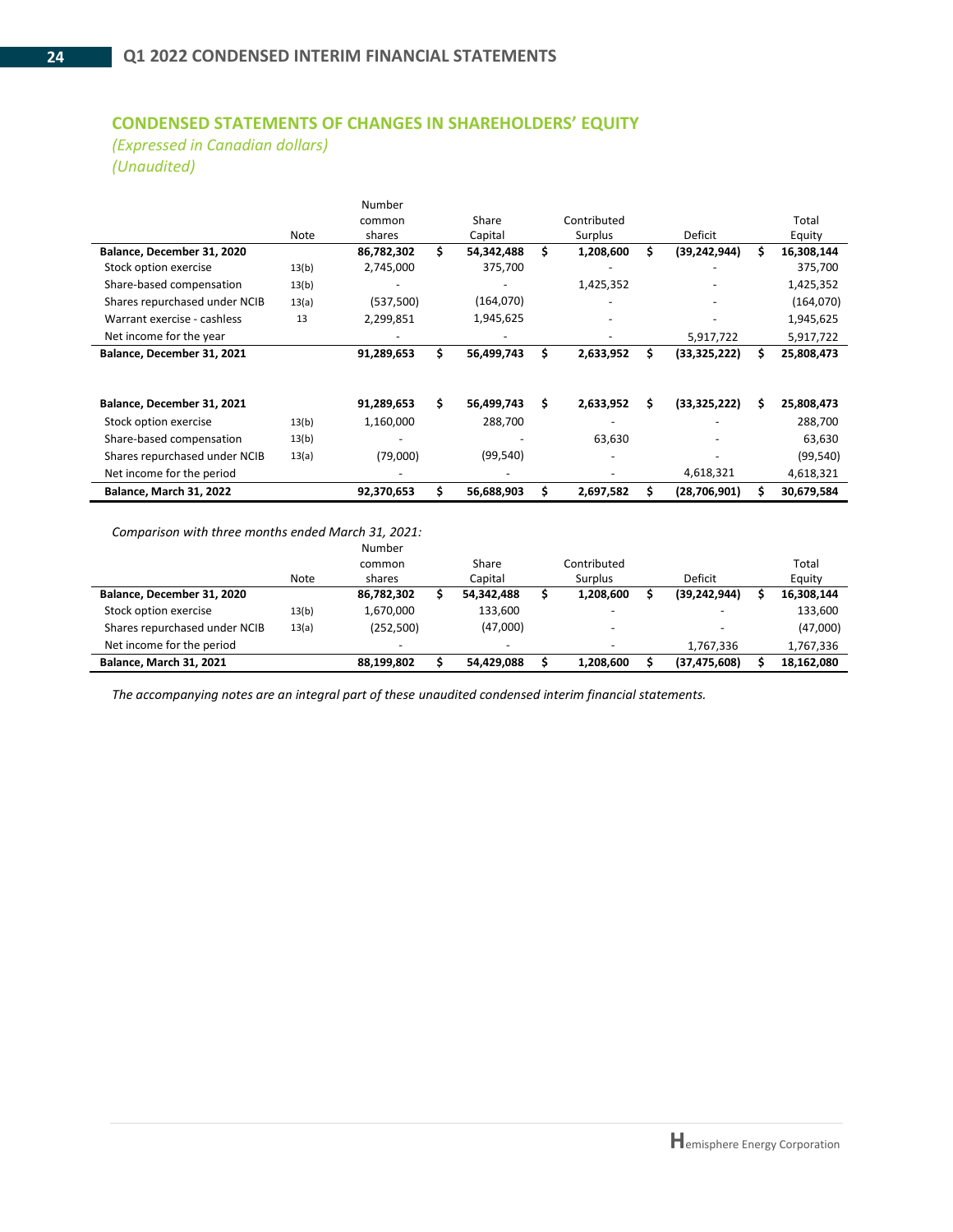## CONDENSED STATEMENTS OF CHANGES IN SHAREHOLDERS' EQUITY

*(Expressed in Canadian dollars)*
*(Unaudited)*

| | Note | Number common shares | | Share Capital | | Contributed Surplus | | Deficit | | Total Equity |
|---|---|---|---|---|---|---|---|---|---|---|
| **Balance, December 31, 2020** | | **86,782,302** | **$** | **54,342,488** | **$** | **1,208,600** | **$** | **(39,242,944)** | **$** | **16,308,144** |
| Stock option exercise | 13(b) | 2,745,000 | | 375,700 | | - | | - | | 375,700 |
| Share-based compensation | 13(b) | - | | - | | 1,425,352 | | - | | 1,425,352 |
| Shares repurchased under NCIB | 13(a) | (537,500) | | (164,070) | | - | | - | | (164,070) |
| Warrant exercise - cashless | 13 | 2,299,851 | | 1,945,625 | | - | | - | | 1,945,625 |
| Net income for the year | | - | | - | | - | | 5,917,722 | | 5,917,722 |
| **Balance, December 31, 2021** | | **91,289,653** | **$** | **56,499,743** | **$** | **2,633,952** | **$** | **(33,325,222)** | **$** | **25,808,473** |
| | | | | | | | | | | |
| **Balance, December 31, 2021** | | **91,289,653** | **$** | **56,499,743** | **$** | **2,633,952** | **$** | **(33,325,222)** | **$** | **25,808,473** |
| Stock option exercise | 13(b) | 1,160,000 | | 288,700 | | - | | - | | 288,700 |
| Share-based compensation | 13(b) | - | | - | | 63,630 | | - | | 63,630 |
| Shares repurchased under NCIB | 13(a) | (79,000) | | (99,540) | | - | | - | | (99,540) |
| Net income for the period | | - | | - | | - | | 4,618,321 | | 4,618,321 |
| **Balance, March 31, 2022** | | **92,370,653** | **$** | **56,688,903** | **$** | **2,697,582** | **$** | **(28,706,901)** | **$** | **30,679,584** |

*Comparison with three months ended March 31, 2021:*

| | Note | Number common shares | | Share Capital | | Contributed Surplus | | Deficit | | Total Equity |
|---|---|---|---|---|---|---|---|---|---|---|
| **Balance, December 31, 2020** | | **86,782,302** | **$** | **54,342,488** | **$** | **1,208,600** | **$** | **(39,242,944)** | **$** | **16,308,144** |
| Stock option exercise | 13(b) | 1,670,000 | | 133,600 | | - | | - | | 133,600 |
| Shares repurchased under NCIB | 13(a) | (252,500) | | (47,000) | | - | | - | | (47,000) |
| Net income for the period | | - | | - | | - | | 1,767,336 | | 1,767,336 |
| **Balance, March 31, 2021** | | **88,199,802** | **$** | **54,429,088** | **$** | **1,208,600** | **$** | **(37,475,608)** | **$** | **18,162,080** |

*The accompanying notes are an integral part of these unaudited condensed interim financial statements.*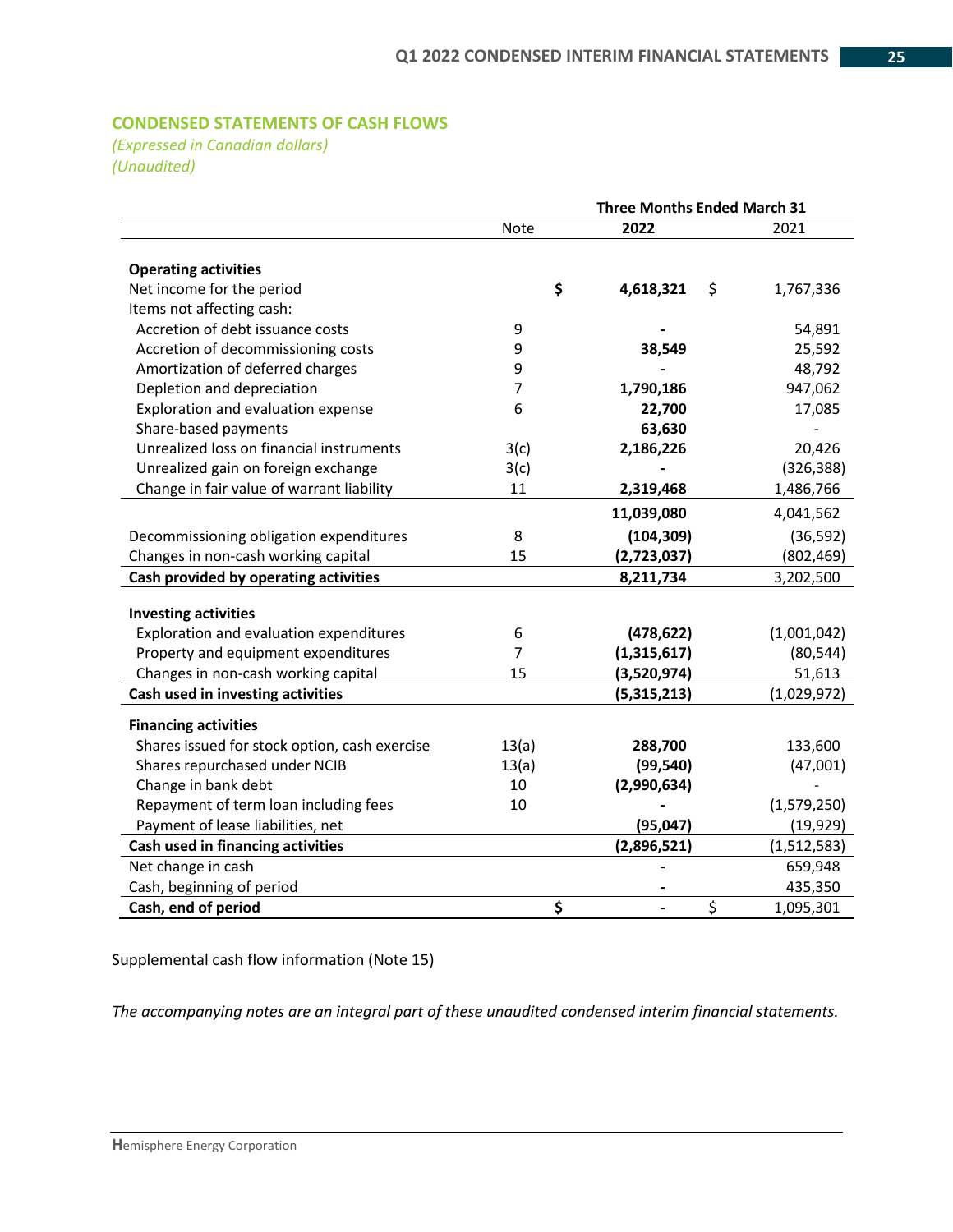## CONDENSED STATEMENTS OF CASH FLOWS

*(Expressed in Canadian dollars)*
*(Unaudited)*

| | Note | Three Months Ended March 31 2022 | 2021 |
|---|---|---|---|
| **Operating activities** | | | |
| Net income for the period | | **$ 4,618,321** | $ 1,767,336 |
| Items not affecting cash: | | | |
| Accretion of debt issuance costs | 9 | **-** | 54,891 |
| Accretion of decommissioning costs | 9 | **38,549** | 25,592 |
| Amortization of deferred charges | 9 | **-** | 48,792 |
| Depletion and depreciation | 7 | **1,790,186** | 947,062 |
| Exploration and evaluation expense | 6 | **22,700** | 17,085 |
| Share-based payments | | **63,630** | - |
| Unrealized loss on financial instruments | 3(c) | **2,186,226** | 20,426 |
| Unrealized gain on foreign exchange | 3(c) | **-** | (326,388) |
| Change in fair value of warrant liability | 11 | **2,319,468** | 1,486,766 |
| | | **11,039,080** | 4,041,562 |
| Decommissioning obligation expenditures | 8 | **(104,309)** | (36,592) |
| Changes in non-cash working capital | 15 | **(2,723,037)** | (802,469) |
| **Cash provided by operating activities** | | **8,211,734** | 3,202,500 |
| **Investing activities** | | | |
| Exploration and evaluation expenditures | 6 | **(478,622)** | (1,001,042) |
| Property and equipment expenditures | 7 | **(1,315,617)** | (80,544) |
| Changes in non-cash working capital | 15 | **(3,520,974)** | 51,613 |
| **Cash used in investing activities** | | **(5,315,213)** | (1,029,972) |
| **Financing activities** | | | |
| Shares issued for stock option, cash exercise | 13(a) | **288,700** | 133,600 |
| Shares repurchased under NCIB | 13(a) | **(99,540)** | (47,001) |
| Change in bank debt | 10 | **(2,990,634)** | - |
| Repayment of term loan including fees | 10 | **-** | (1,579,250) |
| Payment of lease liabilities, net | | **(95,047)** | (19,929) |
| **Cash used in financing activities** | | **(2,896,521)** | (1,512,583) |
| Net change in cash | | **-** | 659,948 |
| Cash, beginning of period | | **-** | 435,350 |
| **Cash, end of period** | | **$ -** | $ 1,095,301 |

Supplemental cash flow information (Note 15)

*The accompanying notes are an integral part of these unaudited condensed interim financial statements.*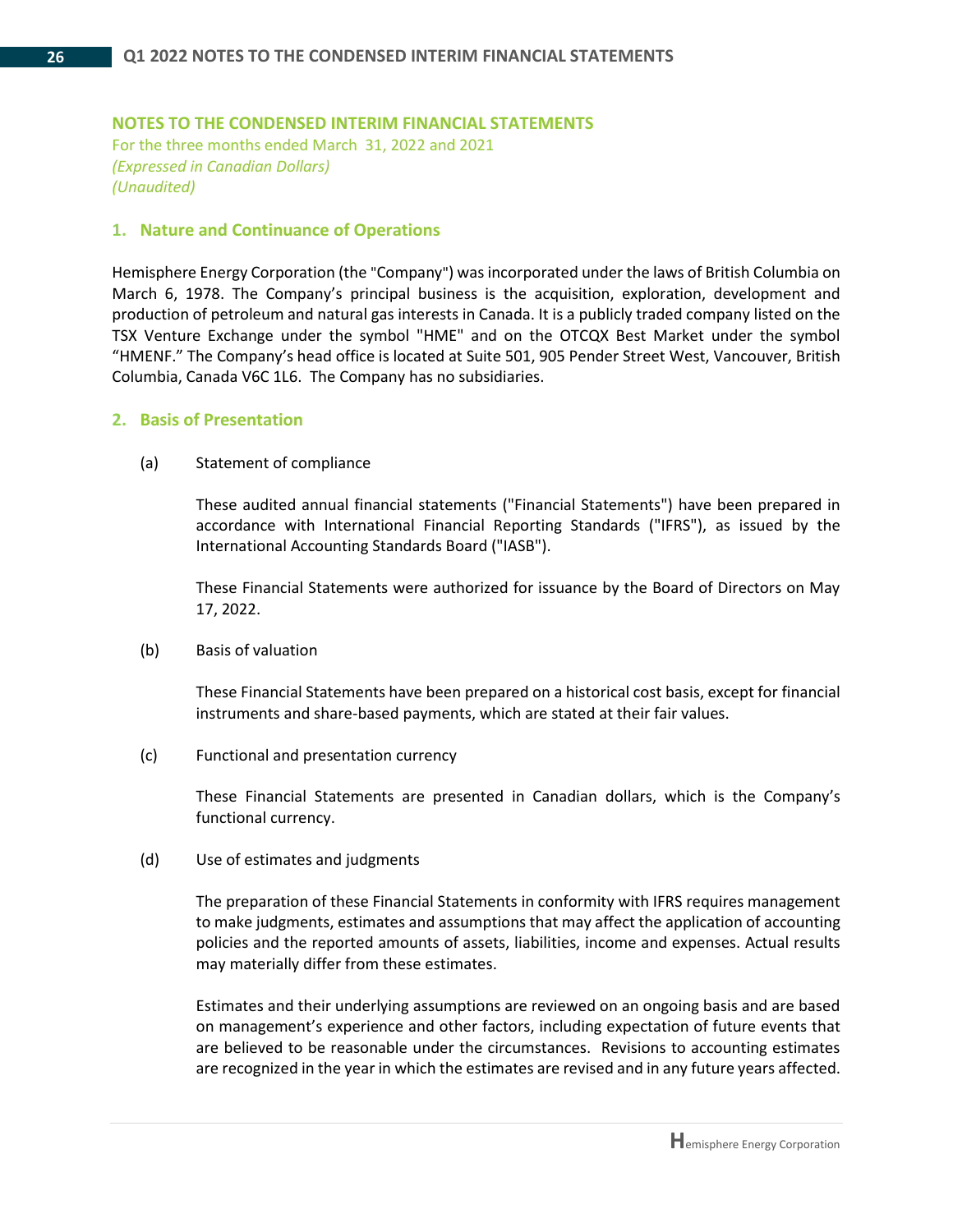## NOTES TO THE CONDENSED INTERIM FINANCIAL STATEMENTS

For the three months ended March 31, 2022 and 2021
*(Expressed in Canadian Dollars)*
*(Unaudited)*

### 1. Nature and Continuance of Operations

Hemisphere Energy Corporation (the "Company") was incorporated under the laws of British Columbia on March 6, 1978. The Company's principal business is the acquisition, exploration, development and production of petroleum and natural gas interests in Canada. It is a publicly traded company listed on the TSX Venture Exchange under the symbol "HME" and on the OTCQX Best Market under the symbol "HMENF." The Company's head office is located at Suite 501, 905 Pender Street West, Vancouver, British Columbia, Canada V6C 1L6. The Company has no subsidiaries.

### 2. Basis of Presentation

(a) Statement of compliance

These audited annual financial statements ("Financial Statements") have been prepared in accordance with International Financial Reporting Standards ("IFRS"), as issued by the International Accounting Standards Board ("IASB").

These Financial Statements were authorized for issuance by the Board of Directors on May 17, 2022.

(b) Basis of valuation

These Financial Statements have been prepared on a historical cost basis, except for financial instruments and share-based payments, which are stated at their fair values.

(c) Functional and presentation currency

These Financial Statements are presented in Canadian dollars, which is the Company's functional currency.

(d) Use of estimates and judgments

The preparation of these Financial Statements in conformity with IFRS requires management to make judgments, estimates and assumptions that may affect the application of accounting policies and the reported amounts of assets, liabilities, income and expenses. Actual results may materially differ from these estimates.

Estimates and their underlying assumptions are reviewed on an ongoing basis and are based on management's experience and other factors, including expectation of future events that are believed to be reasonable under the circumstances. Revisions to accounting estimates are recognized in the year in which the estimates are revised and in any future years affected.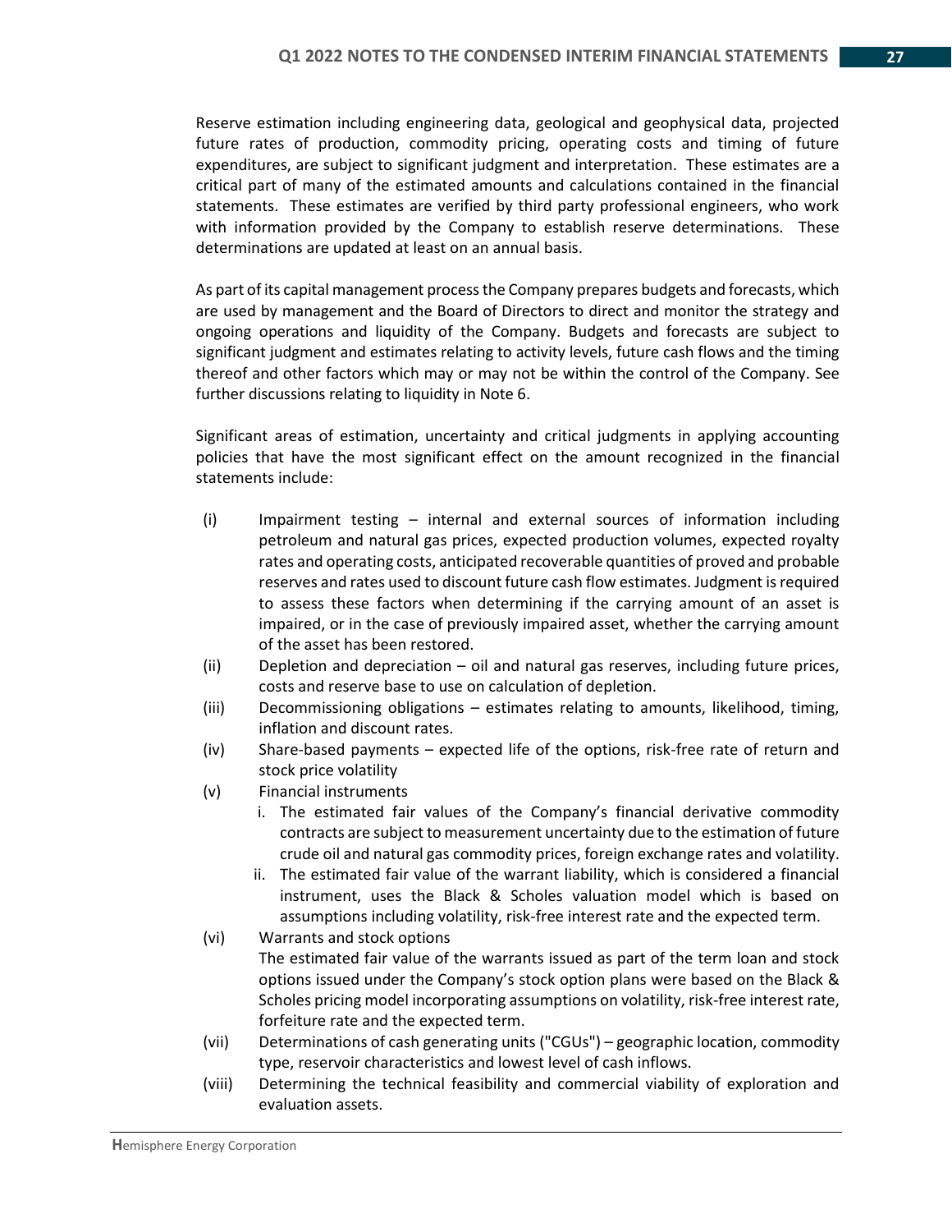Reserve estimation including engineering data, geological and geophysical data, projected future rates of production, commodity pricing, operating costs and timing of future expenditures, are subject to significant judgment and interpretation. These estimates are a critical part of many of the estimated amounts and calculations contained in the financial statements. These estimates are verified by third party professional engineers, who work with information provided by the Company to establish reserve determinations. These determinations are updated at least on an annual basis.

As part of its capital management process the Company prepares budgets and forecasts, which are used by management and the Board of Directors to direct and monitor the strategy and ongoing operations and liquidity of the Company. Budgets and forecasts are subject to significant judgment and estimates relating to activity levels, future cash flows and the timing thereof and other factors which may or may not be within the control of the Company. See further discussions relating to liquidity in Note 6.

Significant areas of estimation, uncertainty and critical judgments in applying accounting policies that have the most significant effect on the amount recognized in the financial statements include:

(i) Impairment testing – internal and external sources of information including petroleum and natural gas prices, expected production volumes, expected royalty rates and operating costs, anticipated recoverable quantities of proved and probable reserves and rates used to discount future cash flow estimates. Judgment is required to assess these factors when determining if the carrying amount of an asset is impaired, or in the case of previously impaired asset, whether the carrying amount of the asset has been restored.

(ii) Depletion and depreciation – oil and natural gas reserves, including future prices, costs and reserve base to use on calculation of depletion.

(iii) Decommissioning obligations – estimates relating to amounts, likelihood, timing, inflation and discount rates.

(iv) Share-based payments – expected life of the options, risk-free rate of return and stock price volatility

(v) Financial instruments
   i. The estimated fair values of the Company's financial derivative commodity contracts are subject to measurement uncertainty due to the estimation of future crude oil and natural gas commodity prices, foreign exchange rates and volatility.
   ii. The estimated fair value of the warrant liability, which is considered a financial instrument, uses the Black & Scholes valuation model which is based on assumptions including volatility, risk-free interest rate and the expected term.

(vi) Warrants and stock options
The estimated fair value of the warrants issued as part of the term loan and stock options issued under the Company's stock option plans were based on the Black & Scholes pricing model incorporating assumptions on volatility, risk-free interest rate, forfeiture rate and the expected term.

(vii) Determinations of cash generating units ("CGUs") – geographic location, commodity type, reservoir characteristics and lowest level of cash inflows.

(viii) Determining the technical feasibility and commercial viability of exploration and evaluation assets.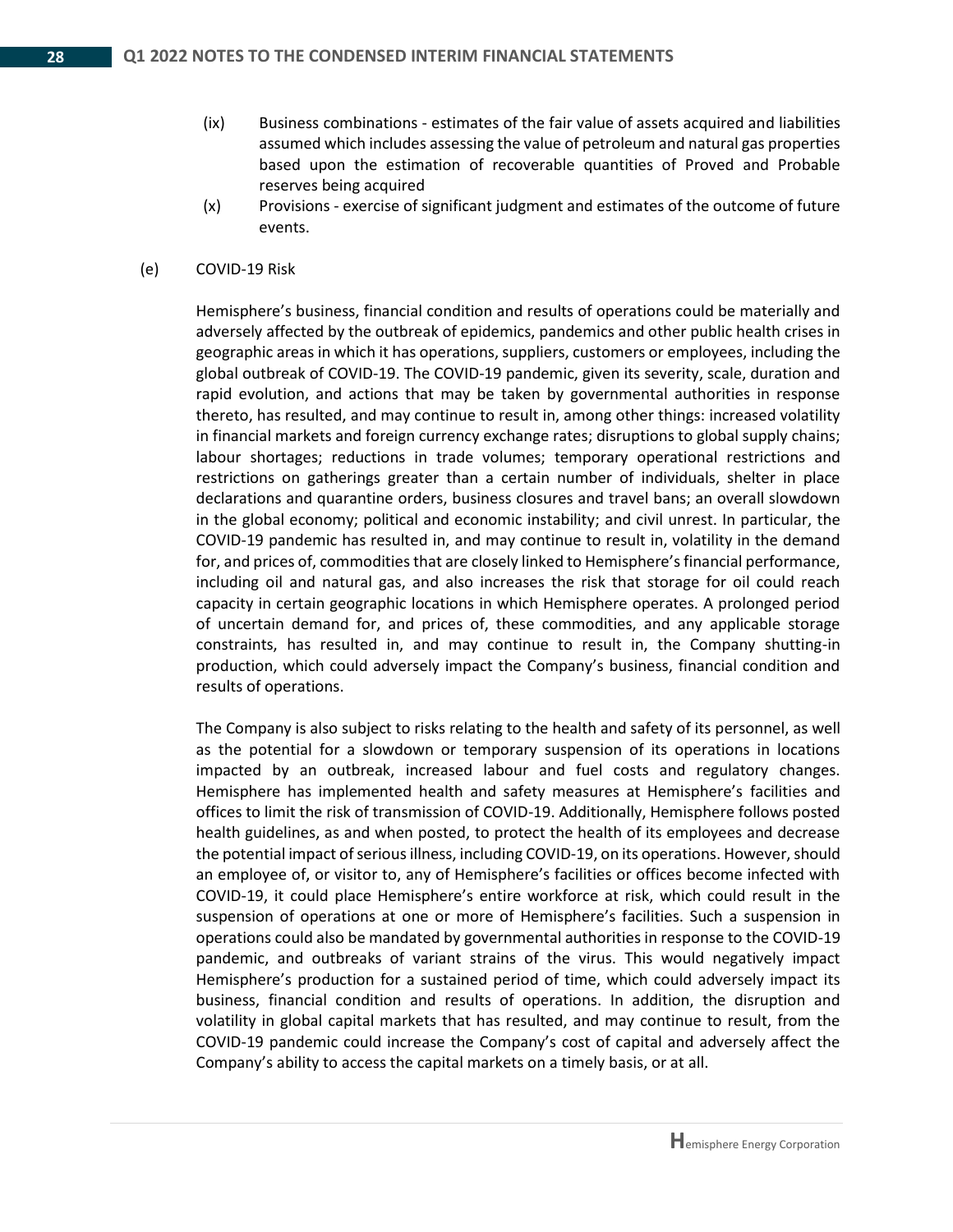(ix) Business combinations - estimates of the fair value of assets acquired and liabilities assumed which includes assessing the value of petroleum and natural gas properties based upon the estimation of recoverable quantities of Proved and Probable reserves being acquired

(x) Provisions - exercise of significant judgment and estimates of the outcome of future events.

(e) COVID-19 Risk

Hemisphere's business, financial condition and results of operations could be materially and adversely affected by the outbreak of epidemics, pandemics and other public health crises in geographic areas in which it has operations, suppliers, customers or employees, including the global outbreak of COVID-19. The COVID-19 pandemic, given its severity, scale, duration and rapid evolution, and actions that may be taken by governmental authorities in response thereto, has resulted, and may continue to result in, among other things: increased volatility in financial markets and foreign currency exchange rates; disruptions to global supply chains; labour shortages; reductions in trade volumes; temporary operational restrictions and restrictions on gatherings greater than a certain number of individuals, shelter in place declarations and quarantine orders, business closures and travel bans; an overall slowdown in the global economy; political and economic instability; and civil unrest. In particular, the COVID-19 pandemic has resulted in, and may continue to result in, volatility in the demand for, and prices of, commodities that are closely linked to Hemisphere's financial performance, including oil and natural gas, and also increases the risk that storage for oil could reach capacity in certain geographic locations in which Hemisphere operates. A prolonged period of uncertain demand for, and prices of, these commodities, and any applicable storage constraints, has resulted in, and may continue to result in, the Company shutting-in production, which could adversely impact the Company's business, financial condition and results of operations.

The Company is also subject to risks relating to the health and safety of its personnel, as well as the potential for a slowdown or temporary suspension of its operations in locations impacted by an outbreak, increased labour and fuel costs and regulatory changes. Hemisphere has implemented health and safety measures at Hemisphere's facilities and offices to limit the risk of transmission of COVID-19. Additionally, Hemisphere follows posted health guidelines, as and when posted, to protect the health of its employees and decrease the potential impact of serious illness, including COVID-19, on its operations. However, should an employee of, or visitor to, any of Hemisphere's facilities or offices become infected with COVID-19, it could place Hemisphere's entire workforce at risk, which could result in the suspension of operations at one or more of Hemisphere's facilities. Such a suspension in operations could also be mandated by governmental authorities in response to the COVID-19 pandemic, and outbreaks of variant strains of the virus. This would negatively impact Hemisphere's production for a sustained period of time, which could adversely impact its business, financial condition and results of operations. In addition, the disruption and volatility in global capital markets that has resulted, and may continue to result, from the COVID-19 pandemic could increase the Company's cost of capital and adversely affect the Company's ability to access the capital markets on a timely basis, or at all.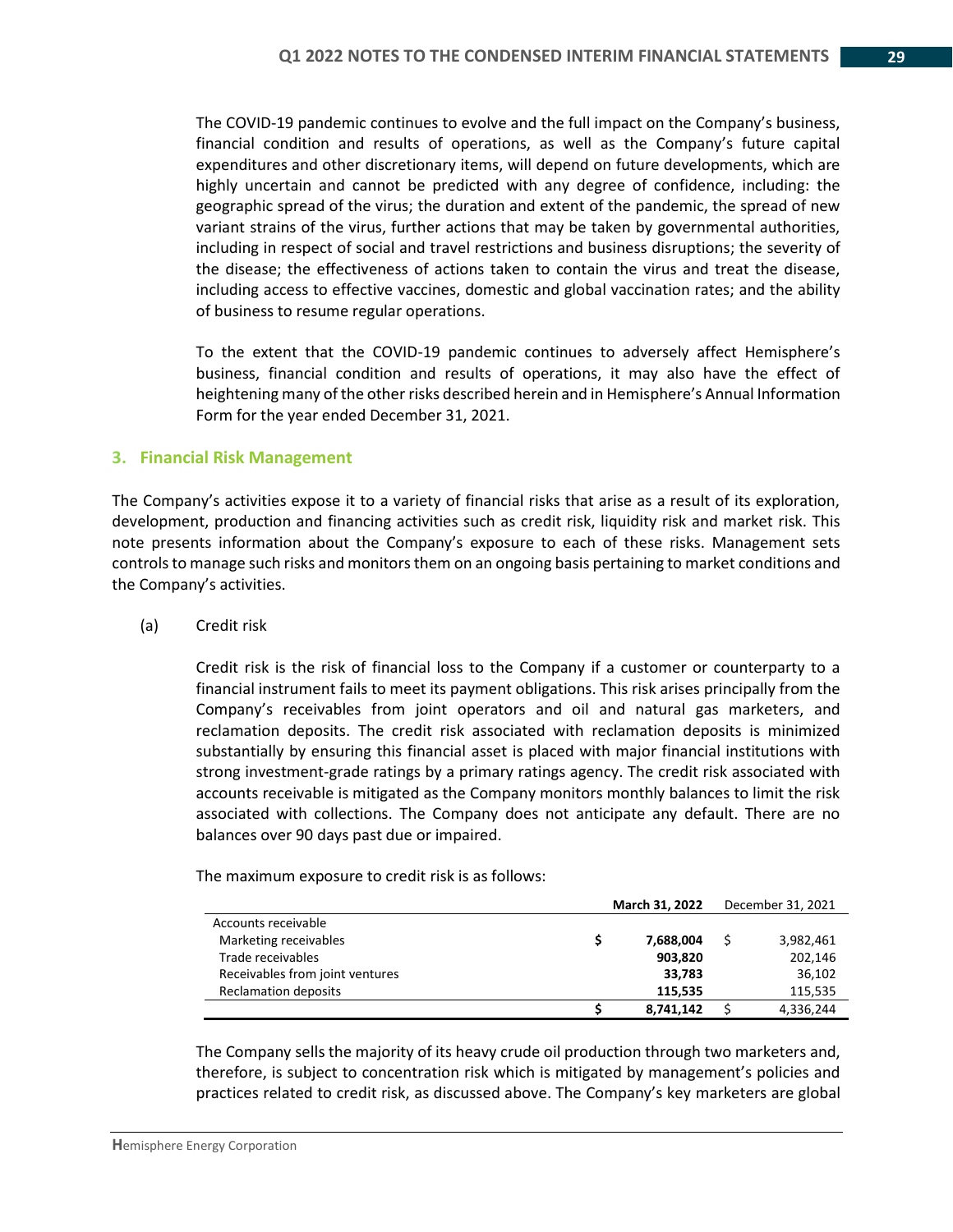The COVID-19 pandemic continues to evolve and the full impact on the Company's business, financial condition and results of operations, as well as the Company's future capital expenditures and other discretionary items, will depend on future developments, which are highly uncertain and cannot be predicted with any degree of confidence, including: the geographic spread of the virus; the duration and extent of the pandemic, the spread of new variant strains of the virus, further actions that may be taken by governmental authorities, including in respect of social and travel restrictions and business disruptions; the severity of the disease; the effectiveness of actions taken to contain the virus and treat the disease, including access to effective vaccines, domestic and global vaccination rates; and the ability of business to resume regular operations.

To the extent that the COVID-19 pandemic continues to adversely affect Hemisphere's business, financial condition and results of operations, it may also have the effect of heightening many of the other risks described herein and in Hemisphere's Annual Information Form for the year ended December 31, 2021.

## 3. Financial Risk Management

The Company's activities expose it to a variety of financial risks that arise as a result of its exploration, development, production and financing activities such as credit risk, liquidity risk and market risk. This note presents information about the Company's exposure to each of these risks. Management sets controls to manage such risks and monitors them on an ongoing basis pertaining to market conditions and the Company's activities.

(a) Credit risk

Credit risk is the risk of financial loss to the Company if a customer or counterparty to a financial instrument fails to meet its payment obligations. This risk arises principally from the Company's receivables from joint operators and oil and natural gas marketers, and reclamation deposits. The credit risk associated with reclamation deposits is minimized substantially by ensuring this financial asset is placed with major financial institutions with strong investment-grade ratings by a primary ratings agency. The credit risk associated with accounts receivable is mitigated as the Company monitors monthly balances to limit the risk associated with collections. The Company does not anticipate any default. There are no balances over 90 days past due or impaired.

The maximum exposure to credit risk is as follows:

| | March 31, 2022 | December 31, 2021 |
|---|---|---|
| Accounts receivable | | |
| Marketing receivables | $ 7,688,004 | $ 3,982,461 |
| Trade receivables | 903,820 | 202,146 |
| Receivables from joint ventures | 33,783 | 36,102 |
| Reclamation deposits | 115,535 | 115,535 |
| | $ 8,741,142 | $ 4,336,244 |

The Company sells the majority of its heavy crude oil production through two marketers and, therefore, is subject to concentration risk which is mitigated by management's policies and practices related to credit risk, as discussed above. The Company's key marketers are global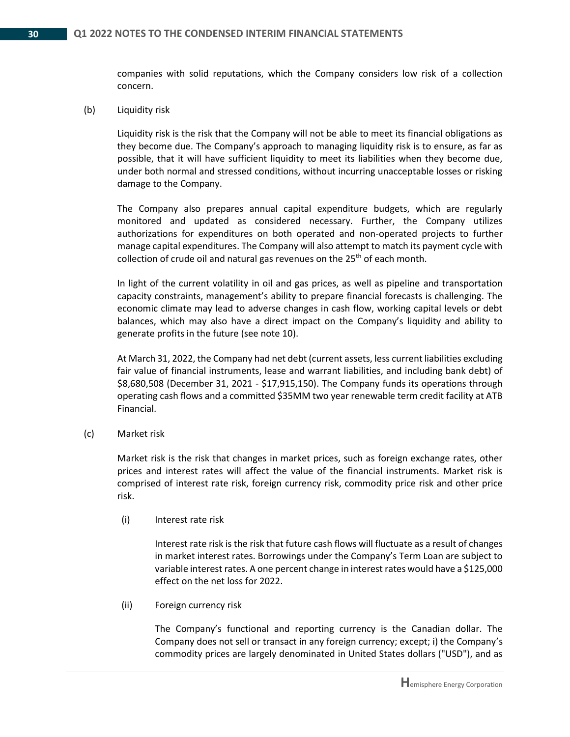companies with solid reputations, which the Company considers low risk of a collection concern.

(b) Liquidity risk

Liquidity risk is the risk that the Company will not be able to meet its financial obligations as they become due. The Company's approach to managing liquidity risk is to ensure, as far as possible, that it will have sufficient liquidity to meet its liabilities when they become due, under both normal and stressed conditions, without incurring unacceptable losses or risking damage to the Company.

The Company also prepares annual capital expenditure budgets, which are regularly monitored and updated as considered necessary. Further, the Company utilizes authorizations for expenditures on both operated and non-operated projects to further manage capital expenditures. The Company will also attempt to match its payment cycle with collection of crude oil and natural gas revenues on the 25th of each month.

In light of the current volatility in oil and gas prices, as well as pipeline and transportation capacity constraints, management's ability to prepare financial forecasts is challenging. The economic climate may lead to adverse changes in cash flow, working capital levels or debt balances, which may also have a direct impact on the Company's liquidity and ability to generate profits in the future (see note 10).

At March 31, 2022, the Company had net debt (current assets, less current liabilities excluding fair value of financial instruments, lease and warrant liabilities, and including bank debt) of $8,680,508 (December 31, 2021 - $17,915,150). The Company funds its operations through operating cash flows and a committed $35MM two year renewable term credit facility at ATB Financial.

(c) Market risk

Market risk is the risk that changes in market prices, such as foreign exchange rates, other prices and interest rates will affect the value of the financial instruments. Market risk is comprised of interest rate risk, foreign currency risk, commodity price risk and other price risk.

(i) Interest rate risk

Interest rate risk is the risk that future cash flows will fluctuate as a result of changes in market interest rates. Borrowings under the Company's Term Loan are subject to variable interest rates. A one percent change in interest rates would have a $125,000 effect on the net loss for 2022.

(ii) Foreign currency risk

The Company's functional and reporting currency is the Canadian dollar. The Company does not sell or transact in any foreign currency; except; i) the Company's commodity prices are largely denominated in United States dollars ("USD"), and as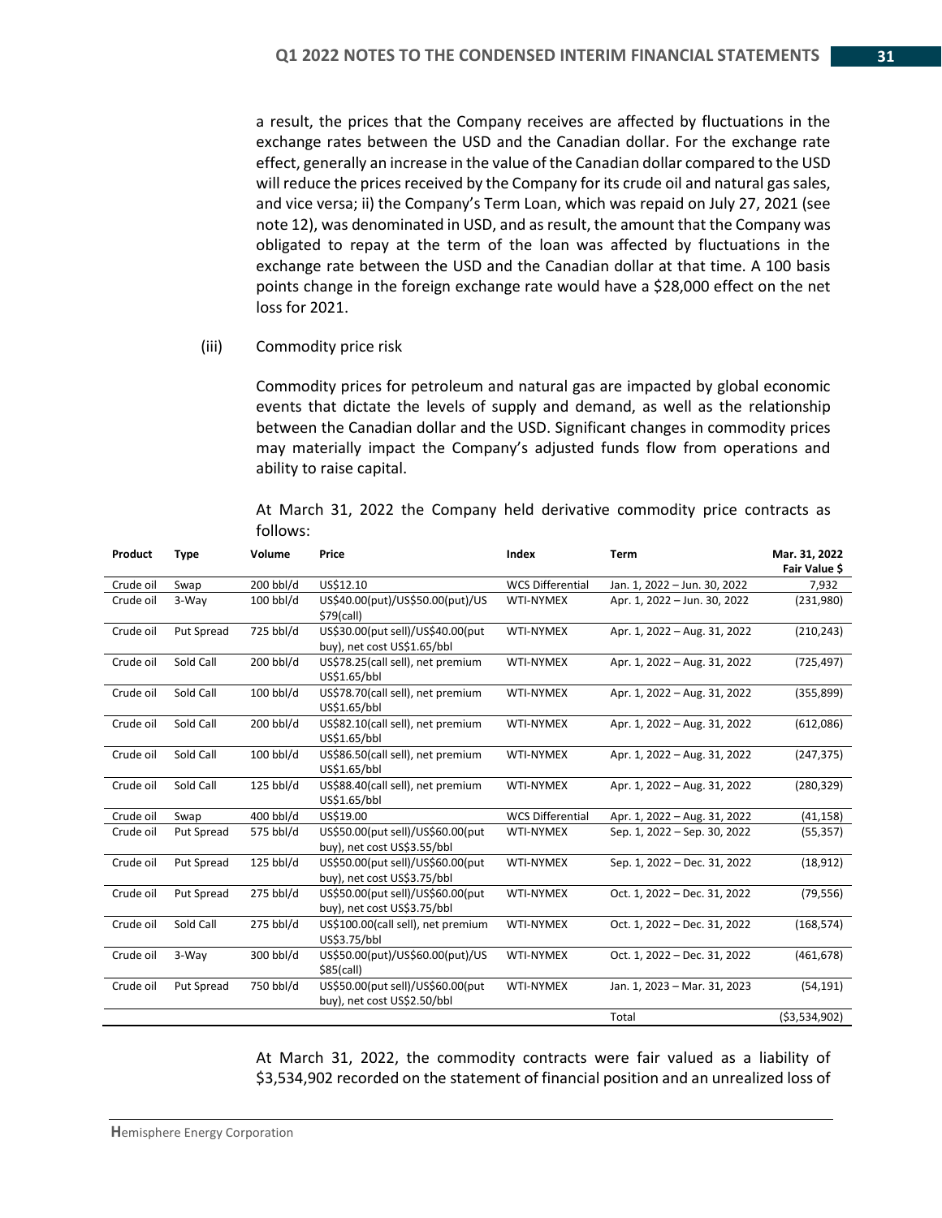a result, the prices that the Company receives are affected by fluctuations in the exchange rates between the USD and the Canadian dollar. For the exchange rate effect, generally an increase in the value of the Canadian dollar compared to the USD will reduce the prices received by the Company for its crude oil and natural gas sales, and vice versa; ii) the Company's Term Loan, which was repaid on July 27, 2021 (see note 12), was denominated in USD, and as result, the amount that the Company was obligated to repay at the term of the loan was affected by fluctuations in the exchange rate between the USD and the Canadian dollar at that time. A 100 basis points change in the foreign exchange rate would have a $28,000 effect on the net loss for 2021.

(iii) Commodity price risk

Commodity prices for petroleum and natural gas are impacted by global economic events that dictate the levels of supply and demand, as well as the relationship between the Canadian dollar and the USD. Significant changes in commodity prices may materially impact the Company's adjusted funds flow from operations and ability to raise capital.

At March 31, 2022 the Company held derivative commodity price contracts as follows:

| Product | Type | Volume | Price | Index | Term | Mar. 31, 2022 Fair Value $ |
|---|---|---|---|---|---|---|
| Crude oil | Swap | 200 bbl/d | US$12.10 | WCS Differential | Jan. 1, 2022 – Jun. 30, 2022 | 7,932 |
| Crude oil | 3-Way | 100 bbl/d | US$40.00(put)/US$50.00(put)/US $79(call) | WTI-NYMEX | Apr. 1, 2022 – Jun. 30, 2022 | (231,980) |
| Crude oil | Put Spread | 725 bbl/d | US$30.00(put sell)/US$40.00(put buy), net cost US$1.65/bbl | WTI-NYMEX | Apr. 1, 2022 – Aug. 31, 2022 | (210,243) |
| Crude oil | Sold Call | 200 bbl/d | US$78.25(call sell), net premium US$1.65/bbl | WTI-NYMEX | Apr. 1, 2022 – Aug. 31, 2022 | (725,497) |
| Crude oil | Sold Call | 100 bbl/d | US$78.70(call sell), net premium US$1.65/bbl | WTI-NYMEX | Apr. 1, 2022 – Aug. 31, 2022 | (355,899) |
| Crude oil | Sold Call | 200 bbl/d | US$82.10(call sell), net premium US$1.65/bbl | WTI-NYMEX | Apr. 1, 2022 – Aug. 31, 2022 | (612,086) |
| Crude oil | Sold Call | 100 bbl/d | US$86.50(call sell), net premium US$1.65/bbl | WTI-NYMEX | Apr. 1, 2022 – Aug. 31, 2022 | (247,375) |
| Crude oil | Sold Call | 125 bbl/d | US$88.40(call sell), net premium US$1.65/bbl | WTI-NYMEX | Apr. 1, 2022 – Aug. 31, 2022 | (280,329) |
| Crude oil | Swap | 400 bbl/d | US$19.00 | WCS Differential | Apr. 1, 2022 – Aug. 31, 2022 | (41,158) |
| Crude oil | Put Spread | 575 bbl/d | US$50.00(put sell)/US$60.00(put buy), net cost US$3.55/bbl | WTI-NYMEX | Sep. 1, 2022 – Sep. 30, 2022 | (55,357) |
| Crude oil | Put Spread | 125 bbl/d | US$50.00(put sell)/US$60.00(put buy), net cost US$3.75/bbl | WTI-NYMEX | Sep. 1, 2022 – Dec. 31, 2022 | (18,912) |
| Crude oil | Put Spread | 275 bbl/d | US$50.00(put sell)/US$60.00(put buy), net cost US$3.75/bbl | WTI-NYMEX | Oct. 1, 2022 – Dec. 31, 2022 | (79,556) |
| Crude oil | Sold Call | 275 bbl/d | US$100.00(call sell), net premium US$3.75/bbl | WTI-NYMEX | Oct. 1, 2022 – Dec. 31, 2022 | (168,574) |
| Crude oil | 3-Way | 300 bbl/d | US$50.00(put)/US$60.00(put)/US $85(call) | WTI-NYMEX | Oct. 1, 2022 – Dec. 31, 2022 | (461,678) |
| Crude oil | Put Spread | 750 bbl/d | US$50.00(put sell)/US$60.00(put buy), net cost US$2.50/bbl | WTI-NYMEX | Jan. 1, 2023 – Mar. 31, 2023 | (54,191) |
| | | | | | Total | ($3,534,902) |

At March 31, 2022, the commodity contracts were fair valued as a liability of $3,534,902 recorded on the statement of financial position and an unrealized loss of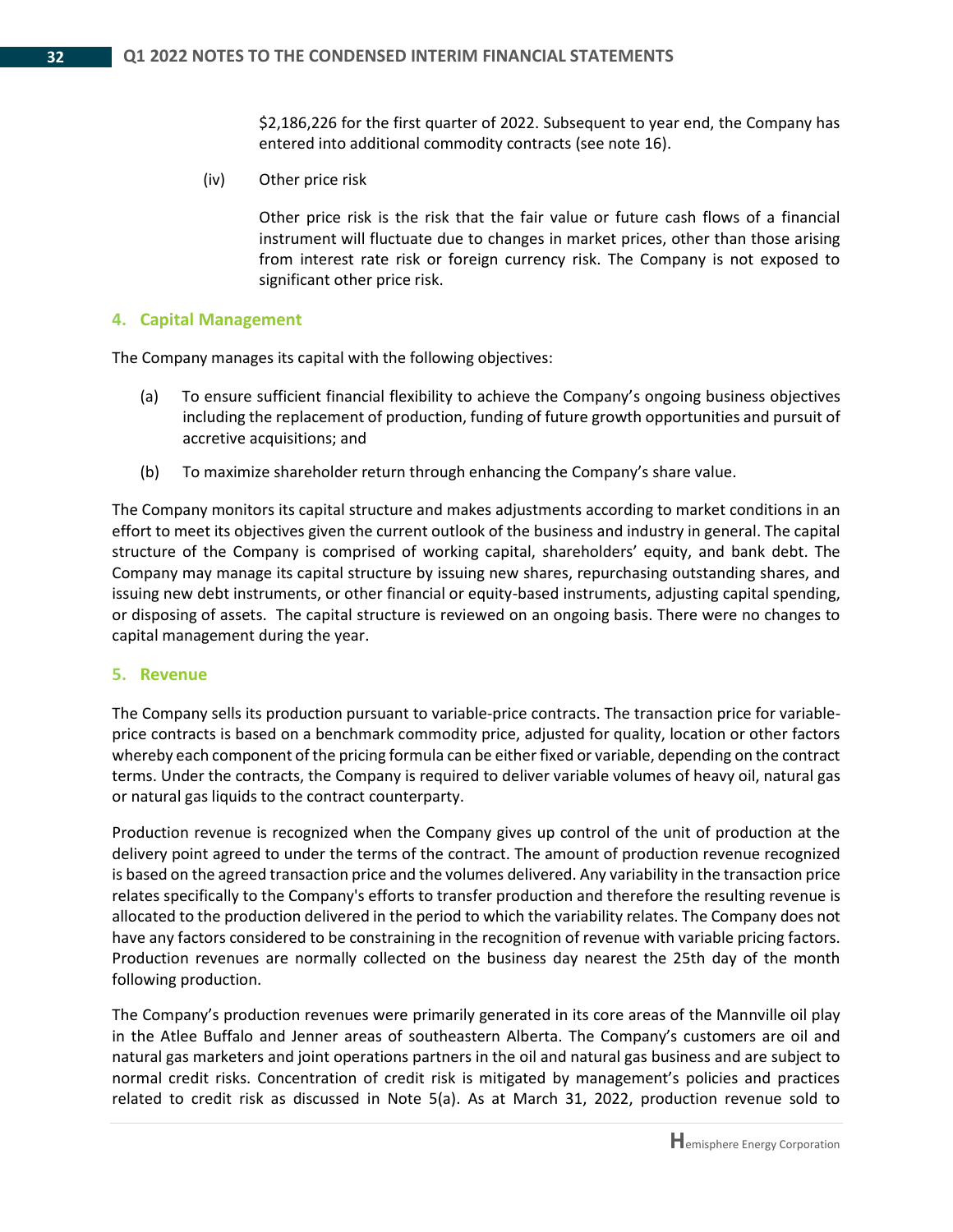$2,186,226 for the first quarter of 2022. Subsequent to year end, the Company has entered into additional commodity contracts (see note 16).

(iv) Other price risk

Other price risk is the risk that the fair value or future cash flows of a financial instrument will fluctuate due to changes in market prices, other than those arising from interest rate risk or foreign currency risk. The Company is not exposed to significant other price risk.

## 4. Capital Management

The Company manages its capital with the following objectives:

(a) To ensure sufficient financial flexibility to achieve the Company's ongoing business objectives including the replacement of production, funding of future growth opportunities and pursuit of accretive acquisitions; and

(b) To maximize shareholder return through enhancing the Company's share value.

The Company monitors its capital structure and makes adjustments according to market conditions in an effort to meet its objectives given the current outlook of the business and industry in general. The capital structure of the Company is comprised of working capital, shareholders' equity, and bank debt. The Company may manage its capital structure by issuing new shares, repurchasing outstanding shares, and issuing new debt instruments, or other financial or equity-based instruments, adjusting capital spending, or disposing of assets. The capital structure is reviewed on an ongoing basis. There were no changes to capital management during the year.

## 5. Revenue

The Company sells its production pursuant to variable-price contracts. The transaction price for variable-price contracts is based on a benchmark commodity price, adjusted for quality, location or other factors whereby each component of the pricing formula can be either fixed or variable, depending on the contract terms. Under the contracts, the Company is required to deliver variable volumes of heavy oil, natural gas or natural gas liquids to the contract counterparty.

Production revenue is recognized when the Company gives up control of the unit of production at the delivery point agreed to under the terms of the contract. The amount of production revenue recognized is based on the agreed transaction price and the volumes delivered. Any variability in the transaction price relates specifically to the Company's efforts to transfer production and therefore the resulting revenue is allocated to the production delivered in the period to which the variability relates. The Company does not have any factors considered to be constraining in the recognition of revenue with variable pricing factors. Production revenues are normally collected on the business day nearest the 25th day of the month following production.

The Company's production revenues were primarily generated in its core areas of the Mannville oil play in the Atlee Buffalo and Jenner areas of southeastern Alberta. The Company's customers are oil and natural gas marketers and joint operations partners in the oil and natural gas business and are subject to normal credit risks. Concentration of credit risk is mitigated by management's policies and practices related to credit risk as discussed in Note 5(a). As at March 31, 2022, production revenue sold to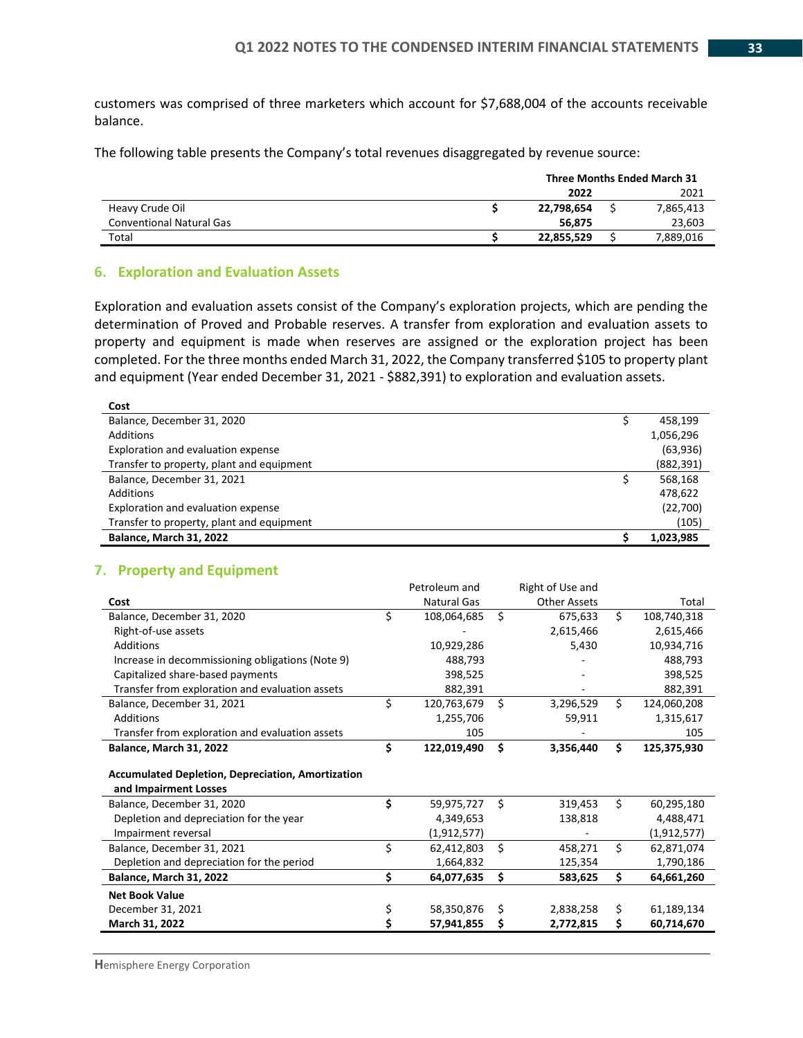customers was comprised of three marketers which account for $7,688,004 of the accounts receivable balance.

The following table presents the Company's total revenues disaggregated by revenue source:

| | Three Months Ended March 31 | |
|---|---|---|
| | **2022** | 2021 |
| Heavy Crude Oil | **$ 22,798,654** | $ 7,865,413 |
| Conventional Natural Gas | **56,875** | 23,603 |
| Total | **$ 22,855,529** | $ 7,889,016 |

## 6. Exploration and Evaluation Assets

Exploration and evaluation assets consist of the Company's exploration projects, which are pending the determination of Proved and Probable reserves. A transfer from exploration and evaluation assets to property and equipment is made when reserves are assigned or the exploration project has been completed. For the three months ended March 31, 2022, the Company transferred $105 to property plant and equipment (Year ended December 31, 2021 - $882,391) to exploration and evaluation assets.

| **Cost** | |
|---|---|
| Balance, December 31, 2020 | $ 458,199 |
| Additions | 1,056,296 |
| Exploration and evaluation expense | (63,936) |
| Transfer to property, plant and equipment | (882,391) |
| Balance, December 31, 2021 | $ 568,168 |
| Additions | 478,622 |
| Exploration and evaluation expense | (22,700) |
| Transfer to property, plant and equipment | (105) |
| **Balance, March 31, 2022** | **$ 1,023,985** |

## 7. Property and Equipment

| **Cost** | Petroleum and Natural Gas | Right of Use and Other Assets | Total |
|---|---|---|---|
| Balance, December 31, 2020 | $ 108,064,685 | $ 675,633 | $ 108,740,318 |
| Right-of-use assets | - | 2,615,466 | 2,615,466 |
| Additions | 10,929,286 | 5,430 | 10,934,716 |
| Increase in decommissioning obligations (Note 9) | 488,793 | - | 488,793 |
| Capitalized share-based payments | 398,525 | - | 398,525 |
| Transfer from exploration and evaluation assets | 882,391 | - | 882,391 |
| Balance, December 31, 2021 | $ 120,763,679 | $ 3,296,529 | $ 124,060,208 |
| Additions | 1,255,706 | 59,911 | 1,315,617 |
| Transfer from exploration and evaluation assets | 105 | - | 105 |
| **Balance, March 31, 2022** | **$ 122,019,490** | **$ 3,356,440** | **$ 125,375,930** |
| **Accumulated Depletion, Depreciation, Amortization and Impairment Losses** | | | |
| Balance, December 31, 2020 | $ 59,975,727 | $ 319,453 | $ 60,295,180 |
| Depletion and depreciation for the year | 4,349,653 | 138,818 | 4,488,471 |
| Impairment reversal | (1,912,577) | - | (1,912,577) |
| Balance, December 31, 2021 | $ 62,412,803 | $ 458,271 | $ 62,871,074 |
| Depletion and depreciation for the period | 1,664,832 | 125,354 | 1,790,186 |
| **Balance, March 31, 2022** | **$ 64,077,635** | **$ 583,625** | **$ 64,661,260** |
| **Net Book Value** | | | |
| December 31, 2021 | $ 58,350,876 | $ 2,838,258 | $ 61,189,134 |
| **March 31, 2022** | **$ 57,941,855** | **$ 2,772,815** | **$ 60,714,670** |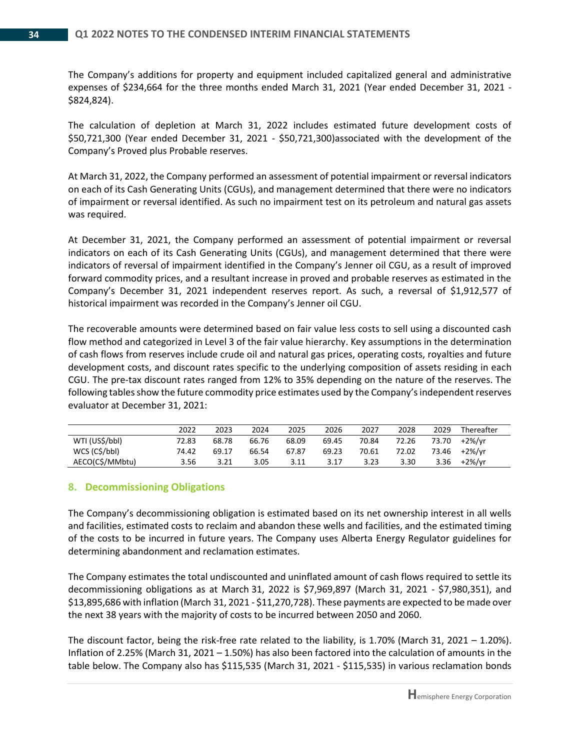The Company's additions for property and equipment included capitalized general and administrative expenses of $234,664 for the three months ended March 31, 2021 (Year ended December 31, 2021 - $824,824).

The calculation of depletion at March 31, 2022 includes estimated future development costs of $50,721,300 (Year ended December 31, 2021 - $50,721,300)associated with the development of the Company's Proved plus Probable reserves.

At March 31, 2022, the Company performed an assessment of potential impairment or reversal indicators on each of its Cash Generating Units (CGUs), and management determined that there were no indicators of impairment or reversal identified. As such no impairment test on its petroleum and natural gas assets was required.

At December 31, 2021, the Company performed an assessment of potential impairment or reversal indicators on each of its Cash Generating Units (CGUs), and management determined that there were indicators of reversal of impairment identified in the Company's Jenner oil CGU, as a result of improved forward commodity prices, and a resultant increase in proved and probable reserves as estimated in the Company's December 31, 2021 independent reserves report. As such, a reversal of $1,912,577 of historical impairment was recorded in the Company's Jenner oil CGU.

The recoverable amounts were determined based on fair value less costs to sell using a discounted cash flow method and categorized in Level 3 of the fair value hierarchy. Key assumptions in the determination of cash flows from reserves include crude oil and natural gas prices, operating costs, royalties and future development costs, and discount rates specific to the underlying composition of assets residing in each CGU. The pre-tax discount rates ranged from 12% to 35% depending on the nature of the reserves. The following tables show the future commodity price estimates used by the Company's independent reserves evaluator at December 31, 2021:

| | 2022 | 2023 | 2024 | 2025 | 2026 | 2027 | 2028 | 2029 | Thereafter |
|---|---|---|---|---|---|---|---|---|---|
| WTI (US$/bbl) | 72.83 | 68.78 | 66.76 | 68.09 | 69.45 | 70.84 | 72.26 | 73.70 | +2%/yr |
| WCS (C$/bbl) | 74.42 | 69.17 | 66.54 | 67.87 | 69.23 | 70.61 | 72.02 | 73.46 | +2%/yr |
| AECO(C$/MMbtu) | 3.56 | 3.21 | 3.05 | 3.11 | 3.17 | 3.23 | 3.30 | 3.36 | +2%/yr |

## 8. Decommissioning Obligations

The Company's decommissioning obligation is estimated based on its net ownership interest in all wells and facilities, estimated costs to reclaim and abandon these wells and facilities, and the estimated timing of the costs to be incurred in future years. The Company uses Alberta Energy Regulator guidelines for determining abandonment and reclamation estimates.

The Company estimates the total undiscounted and uninflated amount of cash flows required to settle its decommissioning obligations as at March 31, 2022 is $7,969,897 (March 31, 2021 - $7,980,351), and $13,895,686 with inflation (March 31, 2021 - $11,270,728). These payments are expected to be made over the next 38 years with the majority of costs to be incurred between 2050 and 2060.

The discount factor, being the risk-free rate related to the liability, is 1.70% (March 31, 2021 – 1.20%). Inflation of 2.25% (March 31, 2021 – 1.50%) has also been factored into the calculation of amounts in the table below. The Company also has $115,535 (March 31, 2021 - $115,535) in various reclamation bonds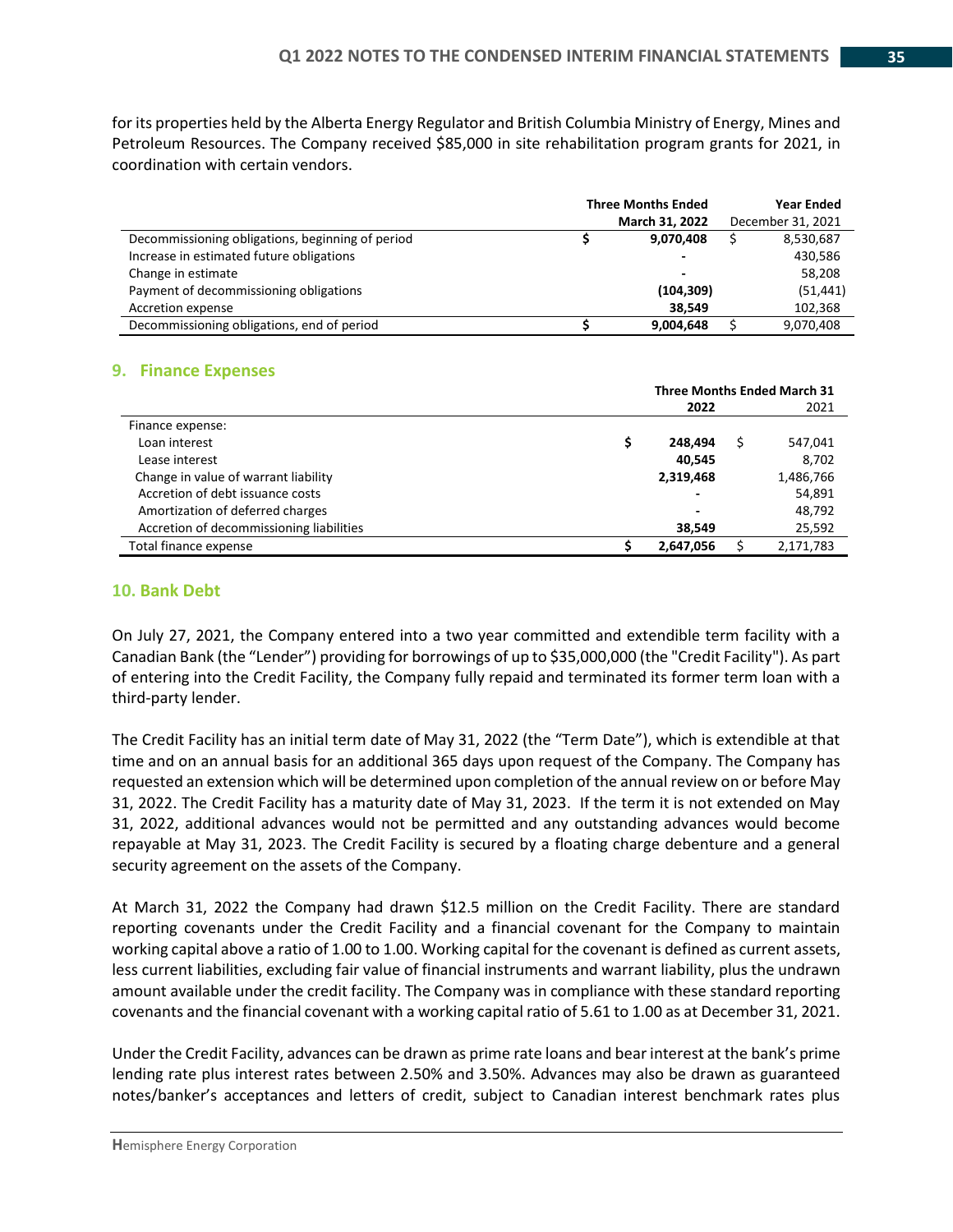for its properties held by the Alberta Energy Regulator and British Columbia Ministry of Energy, Mines and Petroleum Resources. The Company received $85,000 in site rehabilitation program grants for 2021, in coordination with certain vendors.

| | Three Months Ended March 31, 2022 | Year Ended December 31, 2021 |
|---|---|---|
| Decommissioning obligations, beginning of period | **$ 9,070,408** | $ 8,530,687 |
| Increase in estimated future obligations | **-** | 430,586 |
| Change in estimate | **-** | 58,208 |
| Payment of decommissioning obligations | **(104,309)** | (51,441) |
| Accretion expense | **38,549** | 102,368 |
| Decommissioning obligations, end of period | **$ 9,004,648** | $ 9,070,408 |

## 9. Finance Expenses

| | Three Months Ended March 31 | |
|---|---|---|
| | **2022** | 2021 |
| Finance expense: | | |
| Loan interest | **$ 248,494** | $ 547,041 |
| Lease interest | **40,545** | 8,702 |
| Change in value of warrant liability | **2,319,468** | 1,486,766 |
| Accretion of debt issuance costs | **-** | 54,891 |
| Amortization of deferred charges | **-** | 48,792 |
| Accretion of decommissioning liabilities | **38,549** | 25,592 |
| Total finance expense | **$ 2,647,056** | $ 2,171,783 |

## 10. Bank Debt

On July 27, 2021, the Company entered into a two year committed and extendible term facility with a Canadian Bank (the "Lender") providing for borrowings of up to $35,000,000 (the "Credit Facility"). As part of entering into the Credit Facility, the Company fully repaid and terminated its former term loan with a third-party lender.

The Credit Facility has an initial term date of May 31, 2022 (the "Term Date"), which is extendible at that time and on an annual basis for an additional 365 days upon request of the Company. The Company has requested an extension which will be determined upon completion of the annual review on or before May 31, 2022. The Credit Facility has a maturity date of May 31, 2023. If the term it is not extended on May 31, 2022, additional advances would not be permitted and any outstanding advances would become repayable at May 31, 2023. The Credit Facility is secured by a floating charge debenture and a general security agreement on the assets of the Company.

At March 31, 2022 the Company had drawn $12.5 million on the Credit Facility. There are standard reporting covenants under the Credit Facility and a financial covenant for the Company to maintain working capital above a ratio of 1.00 to 1.00. Working capital for the covenant is defined as current assets, less current liabilities, excluding fair value of financial instruments and warrant liability, plus the undrawn amount available under the credit facility. The Company was in compliance with these standard reporting covenants and the financial covenant with a working capital ratio of 5.61 to 1.00 as at December 31, 2021.

Under the Credit Facility, advances can be drawn as prime rate loans and bear interest at the bank's prime lending rate plus interest rates between 2.50% and 3.50%. Advances may also be drawn as guaranteed notes/banker's acceptances and letters of credit, subject to Canadian interest benchmark rates plus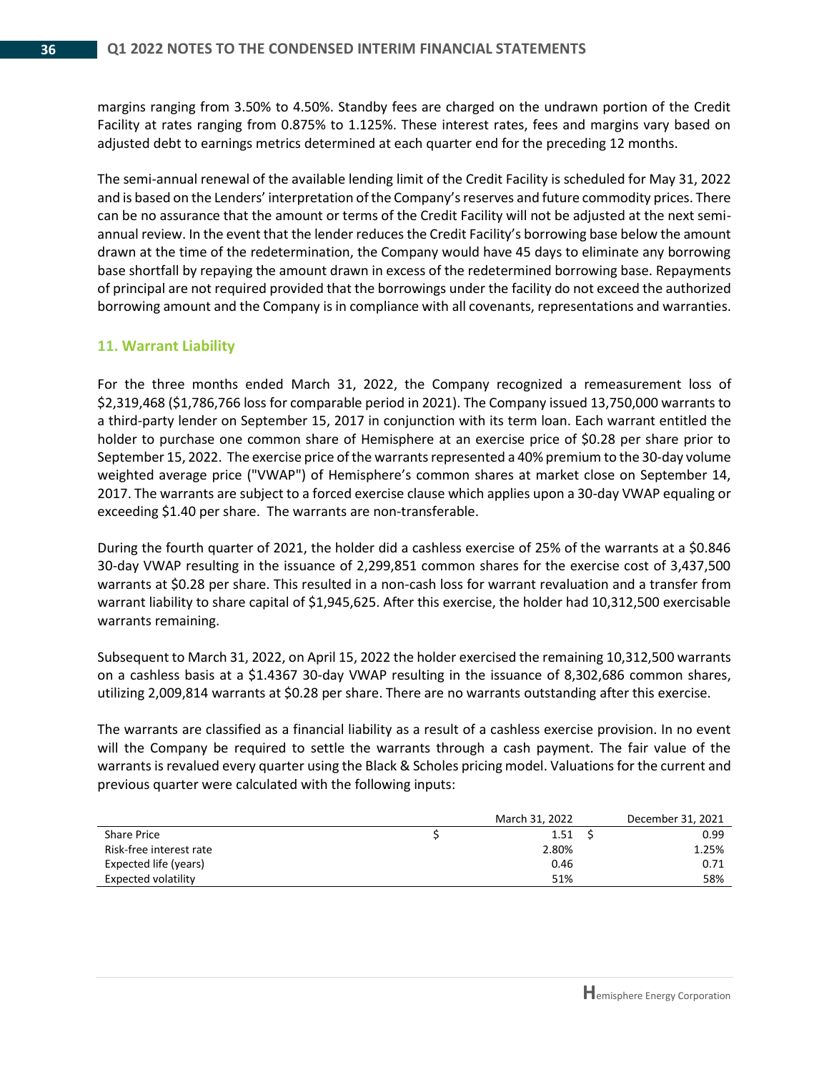margins ranging from 3.50% to 4.50%. Standby fees are charged on the undrawn portion of the Credit Facility at rates ranging from 0.875% to 1.125%. These interest rates, fees and margins vary based on adjusted debt to earnings metrics determined at each quarter end for the preceding 12 months.

The semi-annual renewal of the available lending limit of the Credit Facility is scheduled for May 31, 2022 and is based on the Lenders' interpretation of the Company's reserves and future commodity prices. There can be no assurance that the amount or terms of the Credit Facility will not be adjusted at the next semi-annual review. In the event that the lender reduces the Credit Facility's borrowing base below the amount drawn at the time of the redetermination, the Company would have 45 days to eliminate any borrowing base shortfall by repaying the amount drawn in excess of the redetermined borrowing base. Repayments of principal are not required provided that the borrowings under the facility do not exceed the authorized borrowing amount and the Company is in compliance with all covenants, representations and warranties.

## 11. Warrant Liability

For the three months ended March 31, 2022, the Company recognized a remeasurement loss of $2,319,468 ($1,786,766 loss for comparable period in 2021). The Company issued 13,750,000 warrants to a third-party lender on September 15, 2017 in conjunction with its term loan. Each warrant entitled the holder to purchase one common share of Hemisphere at an exercise price of $0.28 per share prior to September 15, 2022. The exercise price of the warrants represented a 40% premium to the 30-day volume weighted average price ("VWAP") of Hemisphere's common shares at market close on September 14, 2017. The warrants are subject to a forced exercise clause which applies upon a 30-day VWAP equaling or exceeding $1.40 per share. The warrants are non-transferable.

During the fourth quarter of 2021, the holder did a cashless exercise of 25% of the warrants at a $0.846 30-day VWAP resulting in the issuance of 2,299,851 common shares for the exercise cost of 3,437,500 warrants at $0.28 per share. This resulted in a non-cash loss for warrant revaluation and a transfer from warrant liability to share capital of $1,945,625. After this exercise, the holder had 10,312,500 exercisable warrants remaining.

Subsequent to March 31, 2022, on April 15, 2022 the holder exercised the remaining 10,312,500 warrants on a cashless basis at a $1.4367 30-day VWAP resulting in the issuance of 8,302,686 common shares, utilizing 2,009,814 warrants at $0.28 per share. There are no warrants outstanding after this exercise.

The warrants are classified as a financial liability as a result of a cashless exercise provision. In no event will the Company be required to settle the warrants through a cash payment. The fair value of the warrants is revalued every quarter using the Black & Scholes pricing model. Valuations for the current and previous quarter were calculated with the following inputs:

| | March 31, 2022 | December 31, 2021 |
|---|---|---|
| Share Price | $ 1.51 | $ 0.99 |
| Risk-free interest rate | 2.80% | 1.25% |
| Expected life (years) | 0.46 | 0.71 |
| Expected volatility | 51% | 58% |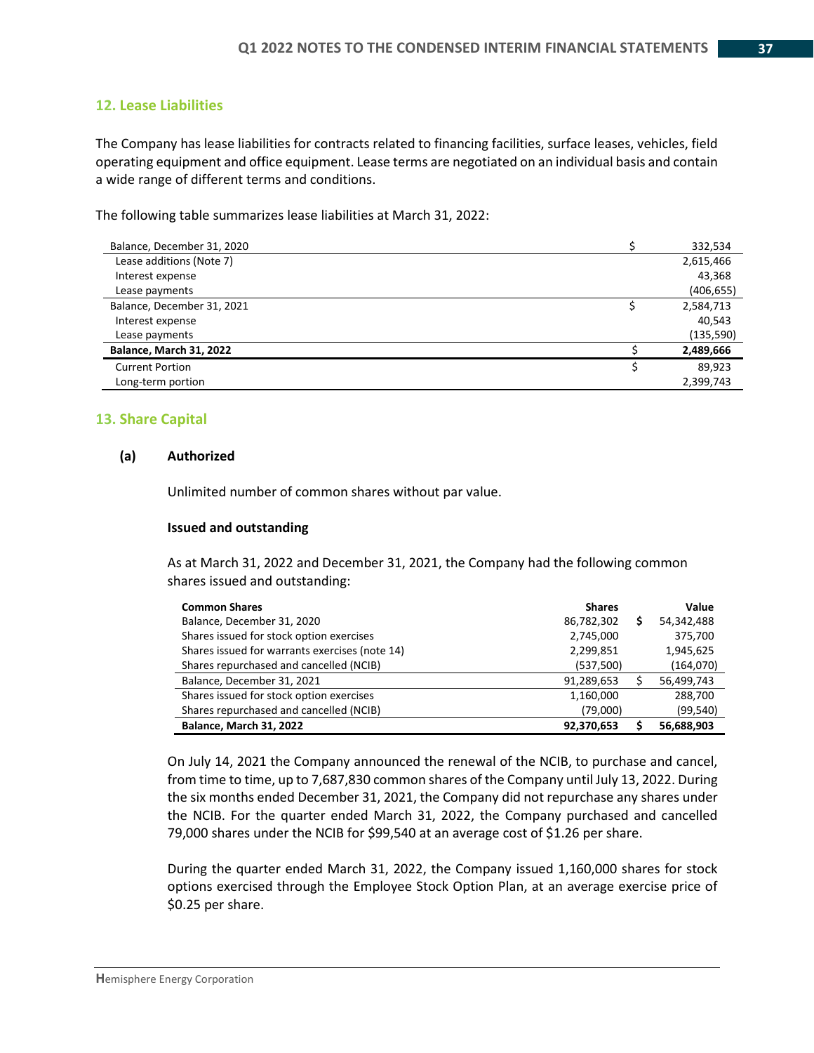## 12. Lease Liabilities

The Company has lease liabilities for contracts related to financing facilities, surface leases, vehicles, field operating equipment and office equipment. Lease terms are negotiated on an individual basis and contain a wide range of different terms and conditions.

The following table summarizes lease liabilities at March 31, 2022:

| | | |
|---|---|---|
| Balance, December 31, 2020 | $ | 332,534 |
| Lease additions (Note 7) | | 2,615,466 |
| Interest expense | | 43,368 |
| Lease payments | | (406,655) |
| Balance, December 31, 2021 | $ | 2,584,713 |
| Interest expense | | 40,543 |
| Lease payments | | (135,590) |
| **Balance, March 31, 2022** | **$** | **2,489,666** |
| Current Portion | $ | 89,923 |
| Long-term portion | | 2,399,743 |

## 13. Share Capital

### (a) Authorized

Unlimited number of common shares without par value.

**Issued and outstanding**

As at March 31, 2022 and December 31, 2021, the Company had the following common shares issued and outstanding:

| **Common Shares** | **Shares** | | **Value** |
|---|---|---|---|
| Balance, December 31, 2020 | 86,782,302 | **$** | 54,342,488 |
| Shares issued for stock option exercises | 2,745,000 | | 375,700 |
| Shares issued for warrants exercises (note 14) | 2,299,851 | | 1,945,625 |
| Shares repurchased and cancelled (NCIB) | (537,500) | | (164,070) |
| Balance, December 31, 2021 | 91,289,653 | $ | 56,499,743 |
| Shares issued for stock option exercises | 1,160,000 | | 288,700 |
| Shares repurchased and cancelled (NCIB) | (79,000) | | (99,540) |
| **Balance, March 31, 2022** | **92,370,653** | **$** | **56,688,903** |

On July 14, 2021 the Company announced the renewal of the NCIB, to purchase and cancel, from time to time, up to 7,687,830 common shares of the Company until July 13, 2022. During the six months ended December 31, 2021, the Company did not repurchase any shares under the NCIB. For the quarter ended March 31, 2022, the Company purchased and cancelled 79,000 shares under the NCIB for $99,540 at an average cost of $1.26 per share.

During the quarter ended March 31, 2022, the Company issued 1,160,000 shares for stock options exercised through the Employee Stock Option Plan, at an average exercise price of $0.25 per share.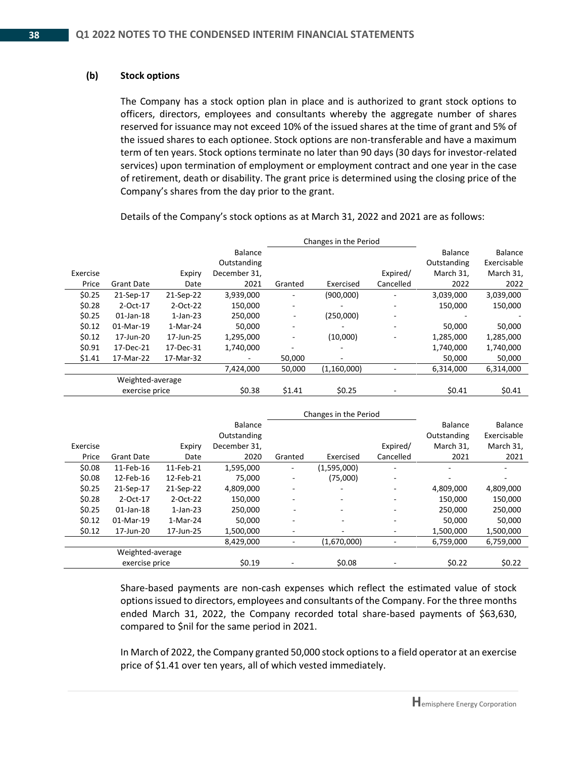### (b) Stock options

The Company has a stock option plan in place and is authorized to grant stock options to officers, directors, employees and consultants whereby the aggregate number of shares reserved for issuance may not exceed 10% of the issued shares at the time of grant and 5% of the issued shares to each optionee. Stock options are non-transferable and have a maximum term of ten years. Stock options terminate no later than 90 days (30 days for investor-related services) upon termination of employment or employment contract and one year in the case of retirement, death or disability. The grant price is determined using the closing price of the Company's shares from the day prior to the grant.

Details of the Company's stock options as at March 31, 2022 and 2021 are as follows:

| | | | | Changes in the Period | | | | |
|---|---|---|---|---|---|---|---|---|
| Exercise Price | Grant Date | Expiry Date | Balance Outstanding December 31, 2021 | Granted | Exercised | Expired/ Cancelled | Balance Outstanding March 31, 2022 | Balance Exercisable March 31, 2022 |
| $0.25 | 21-Sep-17 | 21-Sep-22 | 3,939,000 | - | (900,000) | - | 3,039,000 | 3,039,000 |
| $0.28 | 2-Oct-17 | 2-Oct-22 | 150,000 | - | - | - | 150,000 | 150,000 |
| $0.25 | 01-Jan-18 | 1-Jan-23 | 250,000 | - | (250,000) | - | - | - |
| $0.12 | 01-Mar-19 | 1-Mar-24 | 50,000 | - | - | - | 50,000 | 50,000 |
| $0.12 | 17-Jun-20 | 17-Jun-25 | 1,295,000 | - | (10,000) | - | 1,285,000 | 1,285,000 |
| $0.91 | 17-Dec-21 | 17-Dec-31 | 1,740,000 | - | - | | 1,740,000 | 1,740,000 |
| $1.41 | 17-Mar-22 | 17-Mar-32 | - | 50,000 | - | | 50,000 | 50,000 |
| | | | 7,424,000 | 50,000 | (1,160,000) | - | 6,314,000 | 6,314,000 |
| | Weighted-average exercise price | | $0.38 | $1.41 | $0.25 | - | $0.41 | $0.41 |

| | | | | Changes in the Period | | | | |
|---|---|---|---|---|---|---|---|---|
| Exercise Price | Grant Date | Expiry Date | Balance Outstanding December 31, 2020 | Granted | Exercised | Expired/ Cancelled | Balance Outstanding March 31, 2021 | Balance Exercisable March 31, 2021 |
| $0.08 | 11-Feb-16 | 11-Feb-21 | 1,595,000 | - | (1,595,000) | - | - | - |
| $0.08 | 12-Feb-16 | 12-Feb-21 | 75,000 | - | (75,000) | - | - | - |
| $0.25 | 21-Sep-17 | 21-Sep-22 | 4,809,000 | - | - | - | 4,809,000 | 4,809,000 |
| $0.28 | 2-Oct-17 | 2-Oct-22 | 150,000 | - | - | - | 150,000 | 150,000 |
| $0.25 | 01-Jan-18 | 1-Jan-23 | 250,000 | - | - | - | 250,000 | 250,000 |
| $0.12 | 01-Mar-19 | 1-Mar-24 | 50,000 | - | - | - | 50,000 | 50,000 |
| $0.12 | 17-Jun-20 | 17-Jun-25 | 1,500,000 | - | - | - | 1,500,000 | 1,500,000 |
| | | | 8,429,000 | - | (1,670,000) | - | 6,759,000 | 6,759,000 |
| | Weighted-average exercise price | | $0.19 | - | $0.08 | - | $0.22 | $0.22 |

Share-based payments are non-cash expenses which reflect the estimated value of stock options issued to directors, employees and consultants of the Company. For the three months ended March 31, 2022, the Company recorded total share-based payments of $63,630, compared to $nil for the same period in 2021.

In March of 2022, the Company granted 50,000 stock options to a field operator at an exercise price of $1.41 over ten years, all of which vested immediately.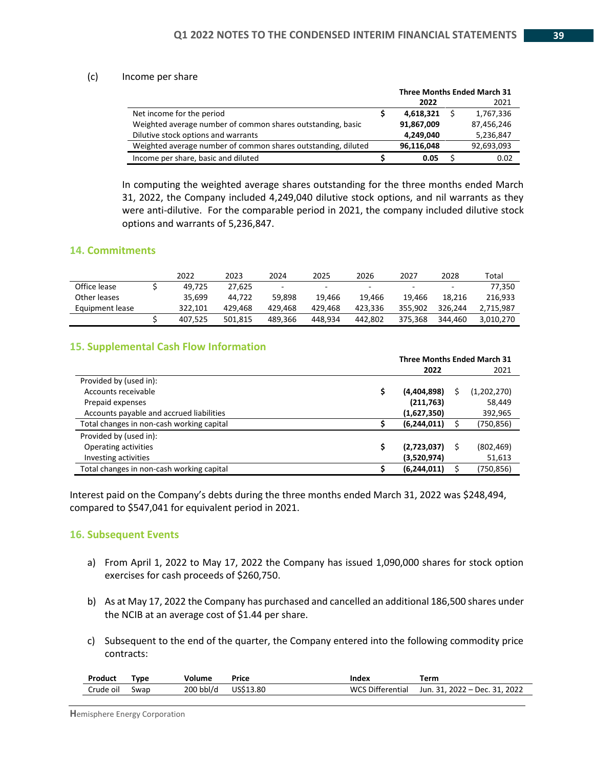(c) Income per share

| | Three Months Ended March 31 | |
|---|---|---|
| | **2022** | 2021 |
| Net income for the period | **$ 4,618,321** | $ 1,767,336 |
| Weighted average number of common shares outstanding, basic | **91,867,009** | 87,456,246 |
| Dilutive stock options and warrants | **4,249,040** | 5,236,847 |
| Weighted average number of common shares outstanding, diluted | **96,116,048** | 92,693,093 |
| Income per share, basic and diluted | **$ 0.05** | $ 0.02 |

In computing the weighted average shares outstanding for the three months ended March 31, 2022, the Company included 4,249,040 dilutive stock options, and nil warrants as they were anti-dilutive. For the comparable period in 2021, the company included dilutive stock options and warrants of 5,236,847.

## 14. Commitments

| | 2022 | 2023 | 2024 | 2025 | 2026 | 2027 | 2028 | Total |
|---|---|---|---|---|---|---|---|---|
| Office lease | $ 49,725 | 27,625 | - | - | - | - | - | 77,350 |
| Other leases | 35,699 | 44,722 | 59,898 | 19,466 | 19,466 | 19,466 | 18,216 | 216,933 |
| Equipment lease | 322,101 | 429,468 | 429,468 | 429,468 | 423,336 | 355,902 | 326,244 | 2,715,987 |
| | $ 407,525 | 501,815 | 489,366 | 448,934 | 442,802 | 375,368 | 344,460 | 3,010,270 |

## 15. Supplemental Cash Flow Information

| | Three Months Ended March 31 | |
|---|---|---|
| | **2022** | 2021 |
| Provided by (used in): | | |
| Accounts receivable | **$ (4,404,898)** | $ (1,202,270) |
| Prepaid expenses | **(211,763)** | 58,449 |
| Accounts payable and accrued liabilities | **(1,627,350)** | 392,965 |
| Total changes in non-cash working capital | **$ (6,244,011)** | $ (750,856) |
| Provided by (used in): | | |
| Operating activities | **$ (2,723,037)** | $ (802,469) |
| Investing activities | **(3,520,974)** | 51,613 |
| Total changes in non-cash working capital | **$ (6,244,011)** | $ (750,856) |

Interest paid on the Company's debts during the three months ended March 31, 2022 was $248,494, compared to $547,041 for equivalent period in 2021.

## 16. Subsequent Events

a) From April 1, 2022 to May 17, 2022 the Company has issued 1,090,000 shares for stock option exercises for cash proceeds of $260,750.

b) As at May 17, 2022 the Company has purchased and cancelled an additional 186,500 shares under the NCIB at an average cost of $1.44 per share.

c) Subsequent to the end of the quarter, the Company entered into the following commodity price contracts:

| Product | Type | Volume | Price | Index | Term |
|---|---|---|---|---|---|
| Crude oil | Swap | 200 bbl/d | US$13.80 | WCS Differential | Jun. 31, 2022 – Dec. 31, 2022 |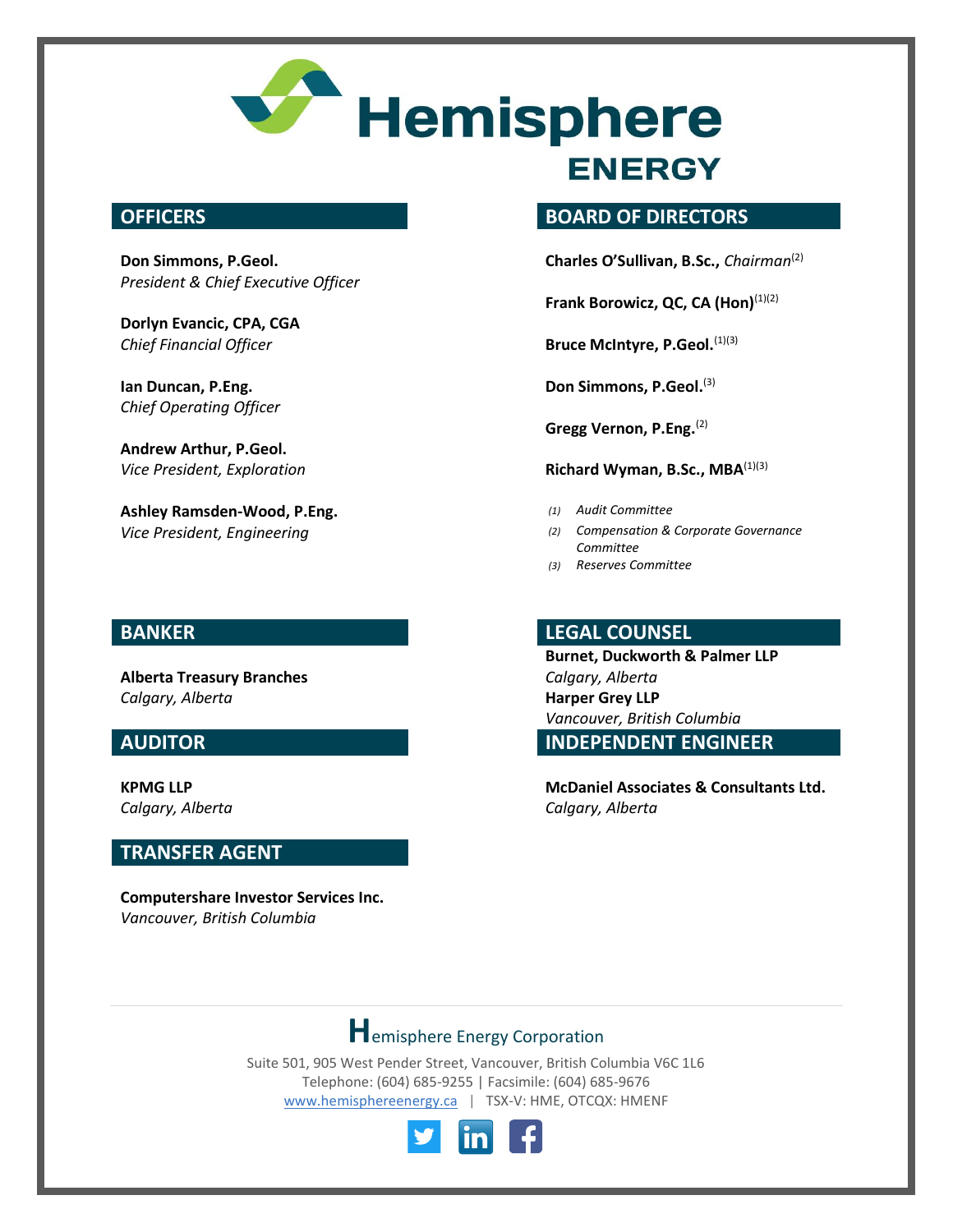# Hemisphere ENERGY

## OFFICERS

**Don Simmons, P.Geol.**
*President & Chief Executive Officer*

**Dorlyn Evancic, CPA, CGA**
*Chief Financial Officer*

**Ian Duncan, P.Eng.**
*Chief Operating Officer*

**Andrew Arthur, P.Geol.**
*Vice President, Exploration*

**Ashley Ramsden-Wood, P.Eng.**
*Vice President, Engineering*

## BOARD OF DIRECTORS

**Charles O'Sullivan, B.Sc.,** *Chairman*(2)

**Frank Borowicz, QC, CA (Hon)**(1)(2)

**Bruce McIntyre, P.Geol.**(1)(3)

**Don Simmons, P.Geol.**(3)

**Gregg Vernon, P.Eng.**(2)

**Richard Wyman, B.Sc., MBA**(1)(3)

*(1) Audit Committee*
*(2) Compensation & Corporate Governance Committee*
*(3) Reserves Committee*

## BANKER

**Alberta Treasury Branches**
*Calgary, Alberta*

## AUDITOR

**KPMG LLP**
*Calgary, Alberta*

## TRANSFER AGENT

**Computershare Investor Services Inc.**
*Vancouver, British Columbia*

## LEGAL COUNSEL

**Burnet, Duckworth & Palmer LLP**
*Calgary, Alberta*
**Harper Grey LLP**
*Vancouver, British Columbia*

## INDEPENDENT ENGINEER

**McDaniel Associates & Consultants Ltd.**
*Calgary, Alberta*

---

**Hemisphere Energy Corporation**

Suite 501, 905 West Pender Street, Vancouver, British Columbia V6C 1L6
Telephone: (604) 685-9255 | Facsimile: (604) 685-9676
www.hemisphereenergy.ca | TSX-V: HME, OTCQX: HMENF